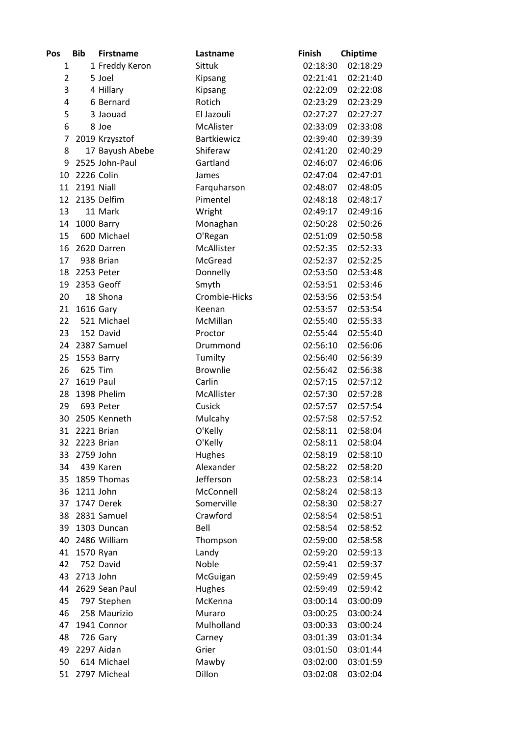| Pos | Bib | Firstname | Lastname | Finish | Chiptime |
|---|---|---|---|---|---|
| 1 | 1 | Freddy Keron | Sittuk | 02:18:30 | 02:18:29 |
| 2 | 5 | Joel | Kipsang | 02:21:41 | 02:21:40 |
| 3 | 4 | Hillary | Kipsang | 02:22:09 | 02:22:08 |
| 4 | 6 | Bernard | Rotich | 02:23:29 | 02:23:29 |
| 5 | 3 | Jaouad | El Jazouli | 02:27:27 | 02:27:27 |
| 6 | 8 | Joe | McAlister | 02:33:09 | 02:33:08 |
| 7 | 2019 | Krzysztof | Bartkiewicz | 02:39:40 | 02:39:39 |
| 8 | 17 | Bayush Abebe | Shiferaw | 02:41:20 | 02:40:29 |
| 9 | 2525 | John-Paul | Gartland | 02:46:07 | 02:46:06 |
| 10 | 2226 | Colin | James | 02:47:04 | 02:47:01 |
| 11 | 2191 | Niall | Farquharson | 02:48:07 | 02:48:05 |
| 12 | 2135 | Delfim | Pimentel | 02:48:18 | 02:48:17 |
| 13 | 11 | Mark | Wright | 02:49:17 | 02:49:16 |
| 14 | 1000 | Barry | Monaghan | 02:50:28 | 02:50:26 |
| 15 | 600 | Michael | O'Regan | 02:51:09 | 02:50:58 |
| 16 | 2620 | Darren | McAllister | 02:52:35 | 02:52:33 |
| 17 | 938 | Brian | McGread | 02:52:37 | 02:52:25 |
| 18 | 2253 | Peter | Donnelly | 02:53:50 | 02:53:48 |
| 19 | 2353 | Geoff | Smyth | 02:53:51 | 02:53:46 |
| 20 | 18 | Shona | Crombie-Hicks | 02:53:56 | 02:53:54 |
| 21 | 1616 | Gary | Keenan | 02:53:57 | 02:53:54 |
| 22 | 521 | Michael | McMillan | 02:55:40 | 02:55:33 |
| 23 | 152 | David | Proctor | 02:55:44 | 02:55:40 |
| 24 | 2387 | Samuel | Drummond | 02:56:10 | 02:56:06 |
| 25 | 1553 | Barry | Tumilty | 02:56:40 | 02:56:39 |
| 26 | 625 | Tim | Brownlie | 02:56:42 | 02:56:38 |
| 27 | 1619 | Paul | Carlin | 02:57:15 | 02:57:12 |
| 28 | 1398 | Phelim | McAllister | 02:57:30 | 02:57:28 |
| 29 | 693 | Peter | Cusick | 02:57:57 | 02:57:54 |
| 30 | 2505 | Kenneth | Mulcahy | 02:57:58 | 02:57:52 |
| 31 | 2221 | Brian | O'Kelly | 02:58:11 | 02:58:04 |
| 32 | 2223 | Brian | O'Kelly | 02:58:11 | 02:58:04 |
| 33 | 2759 | John | Hughes | 02:58:19 | 02:58:10 |
| 34 | 439 | Karen | Alexander | 02:58:22 | 02:58:20 |
| 35 | 1859 | Thomas | Jefferson | 02:58:23 | 02:58:14 |
| 36 | 1211 | John | McConnell | 02:58:24 | 02:58:13 |
| 37 | 1747 | Derek | Somerville | 02:58:30 | 02:58:27 |
| 38 | 2831 | Samuel | Crawford | 02:58:54 | 02:58:51 |
| 39 | 1303 | Duncan | Bell | 02:58:54 | 02:58:52 |
| 40 | 2486 | William | Thompson | 02:59:00 | 02:58:58 |
| 41 | 1570 | Ryan | Landy | 02:59:20 | 02:59:13 |
| 42 | 752 | David | Noble | 02:59:41 | 02:59:37 |
| 43 | 2713 | John | McGuigan | 02:59:49 | 02:59:45 |
| 44 | 2629 | Sean Paul | Hughes | 02:59:49 | 02:59:42 |
| 45 | 797 | Stephen | McKenna | 03:00:14 | 03:00:09 |
| 46 | 258 | Maurizio | Muraro | 03:00:25 | 03:00:24 |
| 47 | 1941 | Connor | Mulholland | 03:00:33 | 03:00:24 |
| 48 | 726 | Gary | Carney | 03:01:39 | 03:01:34 |
| 49 | 2297 | Aidan | Grier | 03:01:50 | 03:01:44 |
| 50 | 614 | Michael | Mawby | 03:02:00 | 03:01:59 |
| 51 | 2797 | Micheal | Dillon | 03:02:08 | 03:02:04 |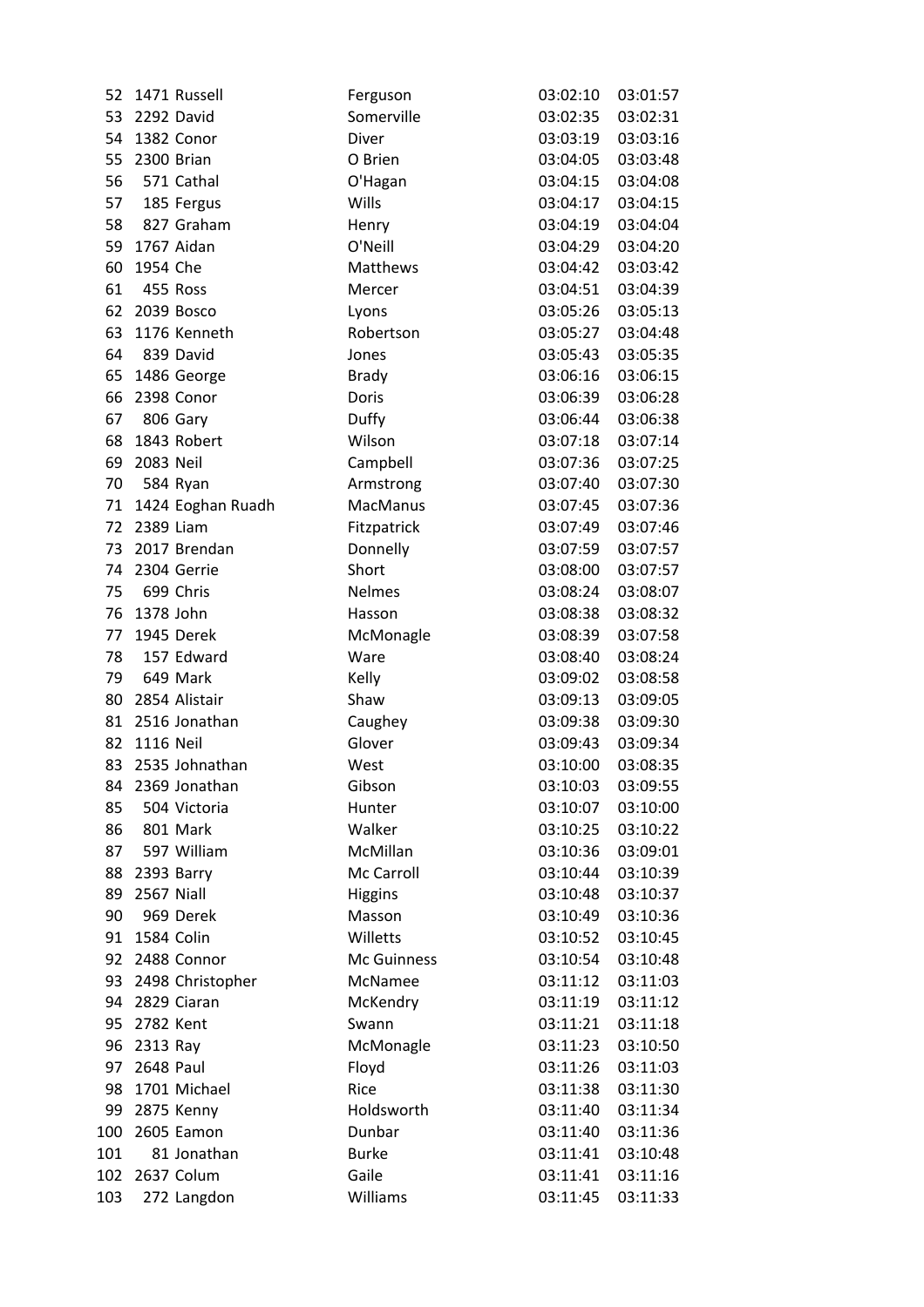| | | | | | |
|---|---|---|---|---|---|
| 52 | 1471 | Russell | Ferguson | 03:02:10 | 03:01:57 |
| 53 | 2292 | David | Somerville | 03:02:35 | 03:02:31 |
| 54 | 1382 | Conor | Diver | 03:03:19 | 03:03:16 |
| 55 | 2300 | Brian | O Brien | 03:04:05 | 03:03:48 |
| 56 | 571 | Cathal | O'Hagan | 03:04:15 | 03:04:08 |
| 57 | 185 | Fergus | Wills | 03:04:17 | 03:04:15 |
| 58 | 827 | Graham | Henry | 03:04:19 | 03:04:04 |
| 59 | 1767 | Aidan | O'Neill | 03:04:29 | 03:04:20 |
| 60 | 1954 | Che | Matthews | 03:04:42 | 03:03:42 |
| 61 | 455 | Ross | Mercer | 03:04:51 | 03:04:39 |
| 62 | 2039 | Bosco | Lyons | 03:05:26 | 03:05:13 |
| 63 | 1176 | Kenneth | Robertson | 03:05:27 | 03:04:48 |
| 64 | 839 | David | Jones | 03:05:43 | 03:05:35 |
| 65 | 1486 | George | Brady | 03:06:16 | 03:06:15 |
| 66 | 2398 | Conor | Doris | 03:06:39 | 03:06:28 |
| 67 | 806 | Gary | Duffy | 03:06:44 | 03:06:38 |
| 68 | 1843 | Robert | Wilson | 03:07:18 | 03:07:14 |
| 69 | 2083 | Neil | Campbell | 03:07:36 | 03:07:25 |
| 70 | 584 | Ryan | Armstrong | 03:07:40 | 03:07:30 |
| 71 | 1424 | Eoghan Ruadh | MacManus | 03:07:45 | 03:07:36 |
| 72 | 2389 | Liam | Fitzpatrick | 03:07:49 | 03:07:46 |
| 73 | 2017 | Brendan | Donnelly | 03:07:59 | 03:07:57 |
| 74 | 2304 | Gerrie | Short | 03:08:00 | 03:07:57 |
| 75 | 699 | Chris | Nelmes | 03:08:24 | 03:08:07 |
| 76 | 1378 | John | Hasson | 03:08:38 | 03:08:32 |
| 77 | 1945 | Derek | McMonagle | 03:08:39 | 03:07:58 |
| 78 | 157 | Edward | Ware | 03:08:40 | 03:08:24 |
| 79 | 649 | Mark | Kelly | 03:09:02 | 03:08:58 |
| 80 | 2854 | Alistair | Shaw | 03:09:13 | 03:09:05 |
| 81 | 2516 | Jonathan | Caughey | 03:09:38 | 03:09:30 |
| 82 | 1116 | Neil | Glover | 03:09:43 | 03:09:34 |
| 83 | 2535 | Johnathan | West | 03:10:00 | 03:08:35 |
| 84 | 2369 | Jonathan | Gibson | 03:10:03 | 03:09:55 |
| 85 | 504 | Victoria | Hunter | 03:10:07 | 03:10:00 |
| 86 | 801 | Mark | Walker | 03:10:25 | 03:10:22 |
| 87 | 597 | William | McMillan | 03:10:36 | 03:09:01 |
| 88 | 2393 | Barry | Mc Carroll | 03:10:44 | 03:10:39 |
| 89 | 2567 | Niall | Higgins | 03:10:48 | 03:10:37 |
| 90 | 969 | Derek | Masson | 03:10:49 | 03:10:36 |
| 91 | 1584 | Colin | Willetts | 03:10:52 | 03:10:45 |
| 92 | 2488 | Connor | Mc Guinness | 03:10:54 | 03:10:48 |
| 93 | 2498 | Christopher | McNamee | 03:11:12 | 03:11:03 |
| 94 | 2829 | Ciaran | McKendry | 03:11:19 | 03:11:12 |
| 95 | 2782 | Kent | Swann | 03:11:21 | 03:11:18 |
| 96 | 2313 | Ray | McMonagle | 03:11:23 | 03:10:50 |
| 97 | 2648 | Paul | Floyd | 03:11:26 | 03:11:03 |
| 98 | 1701 | Michael | Rice | 03:11:38 | 03:11:30 |
| 99 | 2875 | Kenny | Holdsworth | 03:11:40 | 03:11:34 |
| 100 | 2605 | Eamon | Dunbar | 03:11:40 | 03:11:36 |
| 101 | 81 | Jonathan | Burke | 03:11:41 | 03:10:48 |
| 102 | 2637 | Colum | Gaile | 03:11:41 | 03:11:16 |
| 103 | 272 | Langdon | Williams | 03:11:45 | 03:11:33 |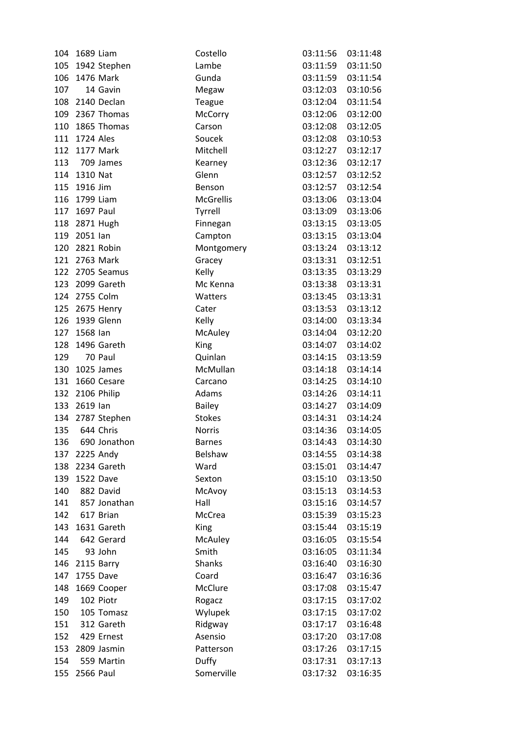| | | | | | |
|---|---|---|---|---|---|
| 104 | 1689 | Liam | Costello | 03:11:56 | 03:11:48 |
| 105 | 1942 | Stephen | Lambe | 03:11:59 | 03:11:50 |
| 106 | 1476 | Mark | Gunda | 03:11:59 | 03:11:54 |
| 107 | 14 | Gavin | Megaw | 03:12:03 | 03:10:56 |
| 108 | 2140 | Declan | Teague | 03:12:04 | 03:11:54 |
| 109 | 2367 | Thomas | McCorry | 03:12:06 | 03:12:00 |
| 110 | 1865 | Thomas | Carson | 03:12:08 | 03:12:05 |
| 111 | 1724 | Ales | Soucek | 03:12:08 | 03:10:53 |
| 112 | 1177 | Mark | Mitchell | 03:12:27 | 03:12:17 |
| 113 | 709 | James | Kearney | 03:12:36 | 03:12:17 |
| 114 | 1310 | Nat | Glenn | 03:12:57 | 03:12:52 |
| 115 | 1916 | Jim | Benson | 03:12:57 | 03:12:54 |
| 116 | 1799 | Liam | McGrellis | 03:13:06 | 03:13:04 |
| 117 | 1697 | Paul | Tyrrell | 03:13:09 | 03:13:06 |
| 118 | 2871 | Hugh | Finnegan | 03:13:15 | 03:13:05 |
| 119 | 2051 | Ian | Campton | 03:13:15 | 03:13:04 |
| 120 | 2821 | Robin | Montgomery | 03:13:24 | 03:13:12 |
| 121 | 2763 | Mark | Gracey | 03:13:31 | 03:12:51 |
| 122 | 2705 | Seamus | Kelly | 03:13:35 | 03:13:29 |
| 123 | 2099 | Gareth | Mc Kenna | 03:13:38 | 03:13:31 |
| 124 | 2755 | Colm | Watters | 03:13:45 | 03:13:31 |
| 125 | 2675 | Henry | Cater | 03:13:53 | 03:13:12 |
| 126 | 1939 | Glenn | Kelly | 03:14:00 | 03:13:34 |
| 127 | 1568 | Ian | McAuley | 03:14:04 | 03:12:20 |
| 128 | 1496 | Gareth | King | 03:14:07 | 03:14:02 |
| 129 | 70 | Paul | Quinlan | 03:14:15 | 03:13:59 |
| 130 | 1025 | James | McMullan | 03:14:18 | 03:14:14 |
| 131 | 1660 | Cesare | Carcano | 03:14:25 | 03:14:10 |
| 132 | 2106 | Philip | Adams | 03:14:26 | 03:14:11 |
| 133 | 2619 | Ian | Bailey | 03:14:27 | 03:14:09 |
| 134 | 2787 | Stephen | Stokes | 03:14:31 | 03:14:24 |
| 135 | 644 | Chris | Norris | 03:14:36 | 03:14:05 |
| 136 | 690 | Jonathon | Barnes | 03:14:43 | 03:14:30 |
| 137 | 2225 | Andy | Belshaw | 03:14:55 | 03:14:38 |
| 138 | 2234 | Gareth | Ward | 03:15:01 | 03:14:47 |
| 139 | 1522 | Dave | Sexton | 03:15:10 | 03:13:50 |
| 140 | 882 | David | McAvoy | 03:15:13 | 03:14:53 |
| 141 | 857 | Jonathan | Hall | 03:15:16 | 03:14:57 |
| 142 | 617 | Brian | McCrea | 03:15:39 | 03:15:23 |
| 143 | 1631 | Gareth | King | 03:15:44 | 03:15:19 |
| 144 | 642 | Gerard | McAuley | 03:16:05 | 03:15:54 |
| 145 | 93 | John | Smith | 03:16:05 | 03:11:34 |
| 146 | 2115 | Barry | Shanks | 03:16:40 | 03:16:30 |
| 147 | 1755 | Dave | Coard | 03:16:47 | 03:16:36 |
| 148 | 1669 | Cooper | McClure | 03:17:08 | 03:15:47 |
| 149 | 102 | Piotr | Rogacz | 03:17:15 | 03:17:02 |
| 150 | 105 | Tomasz | Wylupek | 03:17:15 | 03:17:02 |
| 151 | 312 | Gareth | Ridgway | 03:17:17 | 03:16:48 |
| 152 | 429 | Ernest | Asensio | 03:17:20 | 03:17:08 |
| 153 | 2809 | Jasmin | Patterson | 03:17:26 | 03:17:15 |
| 154 | 559 | Martin | Duffy | 03:17:31 | 03:17:13 |
| 155 | 2566 | Paul | Somerville | 03:17:32 | 03:16:35 |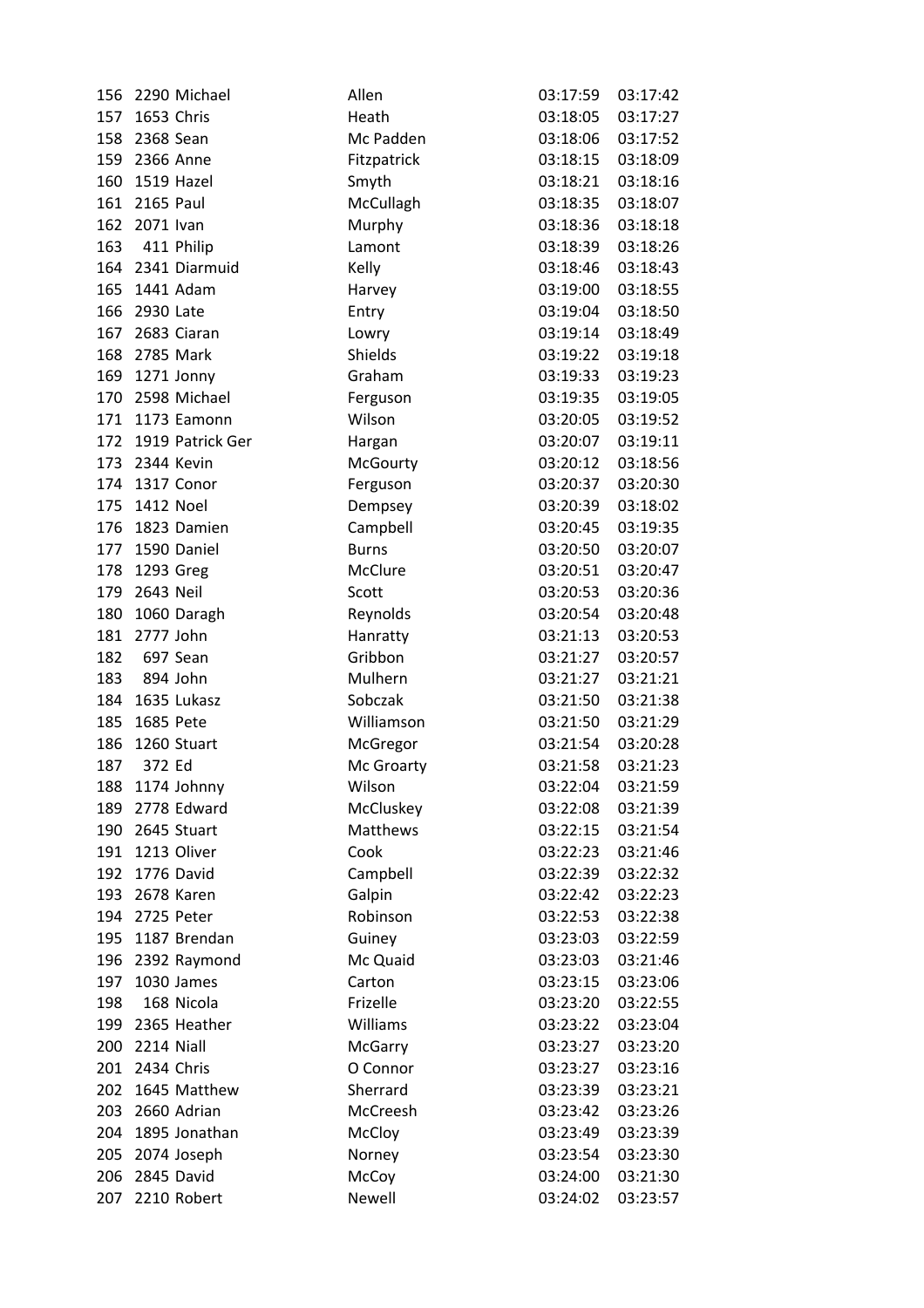| | | | | | |
|---|---|---|---|---|---|
| 156 | 2290 | Michael | Allen | 03:17:59 | 03:17:42 |
| 157 | 1653 | Chris | Heath | 03:18:05 | 03:17:27 |
| 158 | 2368 | Sean | Mc Padden | 03:18:06 | 03:17:52 |
| 159 | 2366 | Anne | Fitzpatrick | 03:18:15 | 03:18:09 |
| 160 | 1519 | Hazel | Smyth | 03:18:21 | 03:18:16 |
| 161 | 2165 | Paul | McCullagh | 03:18:35 | 03:18:07 |
| 162 | 2071 | Ivan | Murphy | 03:18:36 | 03:18:18 |
| 163 | 411 | Philip | Lamont | 03:18:39 | 03:18:26 |
| 164 | 2341 | Diarmuid | Kelly | 03:18:46 | 03:18:43 |
| 165 | 1441 | Adam | Harvey | 03:19:00 | 03:18:55 |
| 166 | 2930 | Late | Entry | 03:19:04 | 03:18:50 |
| 167 | 2683 | Ciaran | Lowry | 03:19:14 | 03:18:49 |
| 168 | 2785 | Mark | Shields | 03:19:22 | 03:19:18 |
| 169 | 1271 | Jonny | Graham | 03:19:33 | 03:19:23 |
| 170 | 2598 | Michael | Ferguson | 03:19:35 | 03:19:05 |
| 171 | 1173 | Eamonn | Wilson | 03:20:05 | 03:19:52 |
| 172 | 1919 | Patrick Ger | Hargan | 03:20:07 | 03:19:11 |
| 173 | 2344 | Kevin | McGourty | 03:20:12 | 03:18:56 |
| 174 | 1317 | Conor | Ferguson | 03:20:37 | 03:20:30 |
| 175 | 1412 | Noel | Dempsey | 03:20:39 | 03:18:02 |
| 176 | 1823 | Damien | Campbell | 03:20:45 | 03:19:35 |
| 177 | 1590 | Daniel | Burns | 03:20:50 | 03:20:07 |
| 178 | 1293 | Greg | McClure | 03:20:51 | 03:20:47 |
| 179 | 2643 | Neil | Scott | 03:20:53 | 03:20:36 |
| 180 | 1060 | Daragh | Reynolds | 03:20:54 | 03:20:48 |
| 181 | 2777 | John | Hanratty | 03:21:13 | 03:20:53 |
| 182 | 697 | Sean | Gribbon | 03:21:27 | 03:20:57 |
| 183 | 894 | John | Mulhern | 03:21:27 | 03:21:21 |
| 184 | 1635 | Lukasz | Sobczak | 03:21:50 | 03:21:38 |
| 185 | 1685 | Pete | Williamson | 03:21:50 | 03:21:29 |
| 186 | 1260 | Stuart | McGregor | 03:21:54 | 03:20:28 |
| 187 | 372 | Ed | Mc Groarty | 03:21:58 | 03:21:23 |
| 188 | 1174 | Johnny | Wilson | 03:22:04 | 03:21:59 |
| 189 | 2778 | Edward | McCluskey | 03:22:08 | 03:21:39 |
| 190 | 2645 | Stuart | Matthews | 03:22:15 | 03:21:54 |
| 191 | 1213 | Oliver | Cook | 03:22:23 | 03:21:46 |
| 192 | 1776 | David | Campbell | 03:22:39 | 03:22:32 |
| 193 | 2678 | Karen | Galpin | 03:22:42 | 03:22:23 |
| 194 | 2725 | Peter | Robinson | 03:22:53 | 03:22:38 |
| 195 | 1187 | Brendan | Guiney | 03:23:03 | 03:22:59 |
| 196 | 2392 | Raymond | Mc Quaid | 03:23:03 | 03:21:46 |
| 197 | 1030 | James | Carton | 03:23:15 | 03:23:06 |
| 198 | 168 | Nicola | Frizelle | 03:23:20 | 03:22:55 |
| 199 | 2365 | Heather | Williams | 03:23:22 | 03:23:04 |
| 200 | 2214 | Niall | McGarry | 03:23:27 | 03:23:20 |
| 201 | 2434 | Chris | O Connor | 03:23:27 | 03:23:16 |
| 202 | 1645 | Matthew | Sherrard | 03:23:39 | 03:23:21 |
| 203 | 2660 | Adrian | McCreesh | 03:23:42 | 03:23:26 |
| 204 | 1895 | Jonathan | McCloy | 03:23:49 | 03:23:39 |
| 205 | 2074 | Joseph | Norney | 03:23:54 | 03:23:30 |
| 206 | 2845 | David | McCoy | 03:24:00 | 03:21:30 |
| 207 | 2210 | Robert | Newell | 03:24:02 | 03:23:57 |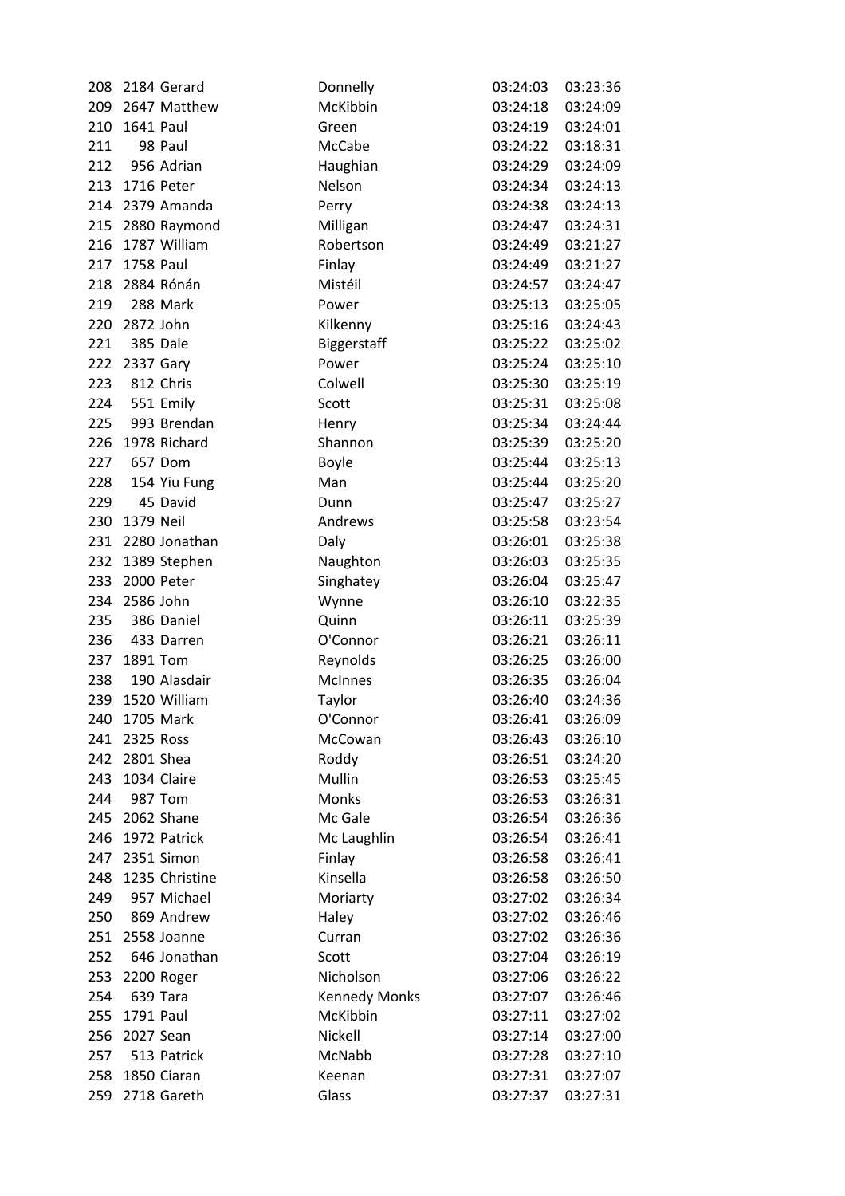| | | | | | |
|---|---|---|---|---|---|
| 208 | 2184 | Gerard | Donnelly | 03:24:03 | 03:23:36 |
| 209 | 2647 | Matthew | McKibbin | 03:24:18 | 03:24:09 |
| 210 | 1641 | Paul | Green | 03:24:19 | 03:24:01 |
| 211 | 98 | Paul | McCabe | 03:24:22 | 03:18:31 |
| 212 | 956 | Adrian | Haughian | 03:24:29 | 03:24:09 |
| 213 | 1716 | Peter | Nelson | 03:24:34 | 03:24:13 |
| 214 | 2379 | Amanda | Perry | 03:24:38 | 03:24:13 |
| 215 | 2880 | Raymond | Milligan | 03:24:47 | 03:24:31 |
| 216 | 1787 | William | Robertson | 03:24:49 | 03:21:27 |
| 217 | 1758 | Paul | Finlay | 03:24:49 | 03:21:27 |
| 218 | 2884 | Rónán | Mistéil | 03:24:57 | 03:24:47 |
| 219 | 288 | Mark | Power | 03:25:13 | 03:25:05 |
| 220 | 2872 | John | Kilkenny | 03:25:16 | 03:24:43 |
| 221 | 385 | Dale | Biggerstaff | 03:25:22 | 03:25:02 |
| 222 | 2337 | Gary | Power | 03:25:24 | 03:25:10 |
| 223 | 812 | Chris | Colwell | 03:25:30 | 03:25:19 |
| 224 | 551 | Emily | Scott | 03:25:31 | 03:25:08 |
| 225 | 993 | Brendan | Henry | 03:25:34 | 03:24:44 |
| 226 | 1978 | Richard | Shannon | 03:25:39 | 03:25:20 |
| 227 | 657 | Dom | Boyle | 03:25:44 | 03:25:13 |
| 228 | 154 | Yiu Fung | Man | 03:25:44 | 03:25:20 |
| 229 | 45 | David | Dunn | 03:25:47 | 03:25:27 |
| 230 | 1379 | Neil | Andrews | 03:25:58 | 03:23:54 |
| 231 | 2280 | Jonathan | Daly | 03:26:01 | 03:25:38 |
| 232 | 1389 | Stephen | Naughton | 03:26:03 | 03:25:35 |
| 233 | 2000 | Peter | Singhatey | 03:26:04 | 03:25:47 |
| 234 | 2586 | John | Wynne | 03:26:10 | 03:22:35 |
| 235 | 386 | Daniel | Quinn | 03:26:11 | 03:25:39 |
| 236 | 433 | Darren | O'Connor | 03:26:21 | 03:26:11 |
| 237 | 1891 | Tom | Reynolds | 03:26:25 | 03:26:00 |
| 238 | 190 | Alasdair | McInnes | 03:26:35 | 03:26:04 |
| 239 | 1520 | William | Taylor | 03:26:40 | 03:24:36 |
| 240 | 1705 | Mark | O'Connor | 03:26:41 | 03:26:09 |
| 241 | 2325 | Ross | McCowan | 03:26:43 | 03:26:10 |
| 242 | 2801 | Shea | Roddy | 03:26:51 | 03:24:20 |
| 243 | 1034 | Claire | Mullin | 03:26:53 | 03:25:45 |
| 244 | 987 | Tom | Monks | 03:26:53 | 03:26:31 |
| 245 | 2062 | Shane | Mc Gale | 03:26:54 | 03:26:36 |
| 246 | 1972 | Patrick | Mc Laughlin | 03:26:54 | 03:26:41 |
| 247 | 2351 | Simon | Finlay | 03:26:58 | 03:26:41 |
| 248 | 1235 | Christine | Kinsella | 03:26:58 | 03:26:50 |
| 249 | 957 | Michael | Moriarty | 03:27:02 | 03:26:34 |
| 250 | 869 | Andrew | Haley | 03:27:02 | 03:26:46 |
| 251 | 2558 | Joanne | Curran | 03:27:02 | 03:26:36 |
| 252 | 646 | Jonathan | Scott | 03:27:04 | 03:26:19 |
| 253 | 2200 | Roger | Nicholson | 03:27:06 | 03:26:22 |
| 254 | 639 | Tara | Kennedy Monks | 03:27:07 | 03:26:46 |
| 255 | 1791 | Paul | McKibbin | 03:27:11 | 03:27:02 |
| 256 | 2027 | Sean | Nickell | 03:27:14 | 03:27:00 |
| 257 | 513 | Patrick | McNabb | 03:27:28 | 03:27:10 |
| 258 | 1850 | Ciaran | Keenan | 03:27:31 | 03:27:07 |
| 259 | 2718 | Gareth | Glass | 03:27:37 | 03:27:31 |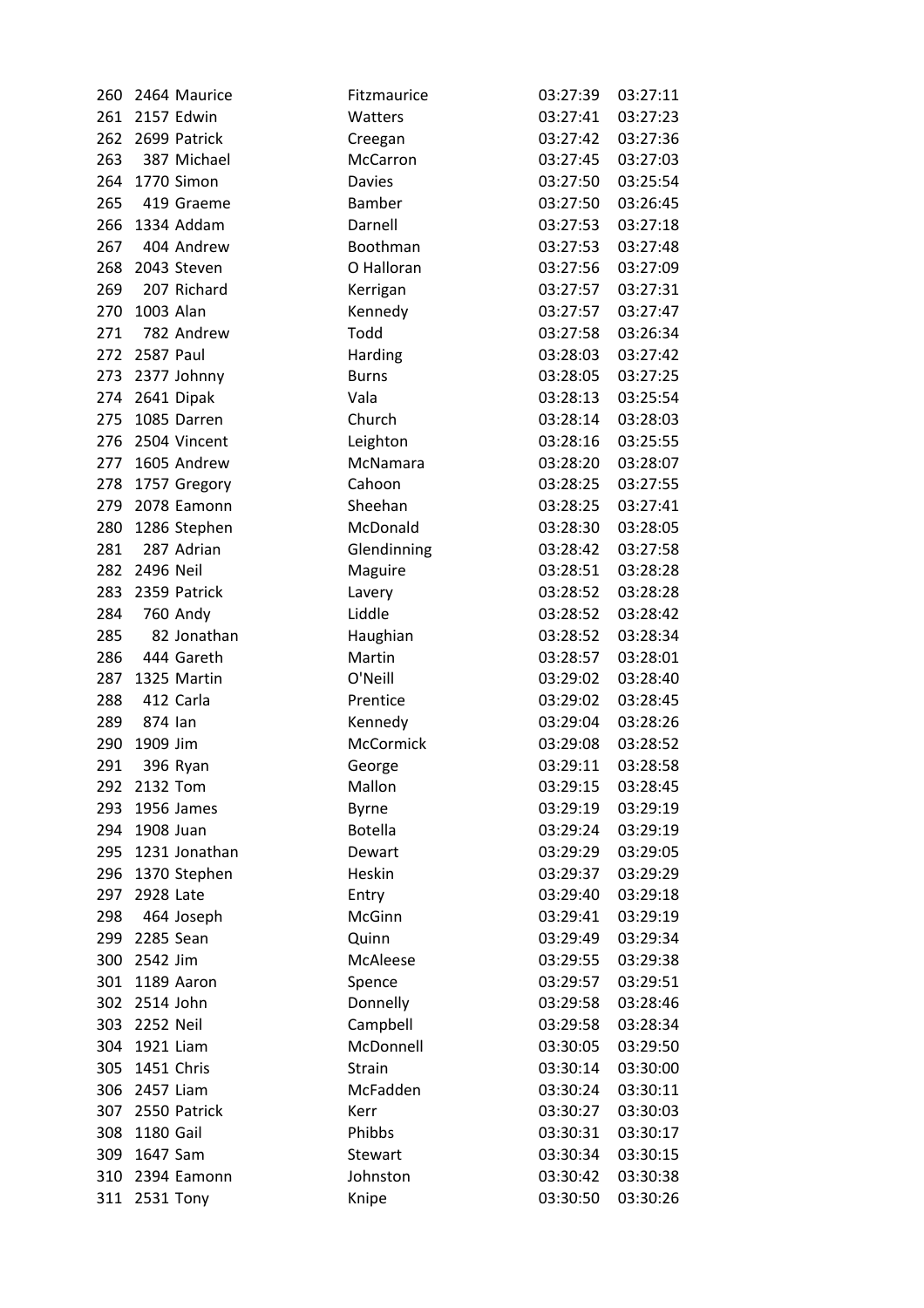| | | | | | |
|---|---|---|---|---|---|
| 260 | 2464 | Maurice | Fitzmaurice | 03:27:39 | 03:27:11 |
| 261 | 2157 | Edwin | Watters | 03:27:41 | 03:27:23 |
| 262 | 2699 | Patrick | Creegan | 03:27:42 | 03:27:36 |
| 263 | 387 | Michael | McCarron | 03:27:45 | 03:27:03 |
| 264 | 1770 | Simon | Davies | 03:27:50 | 03:25:54 |
| 265 | 419 | Graeme | Bamber | 03:27:50 | 03:26:45 |
| 266 | 1334 | Addam | Darnell | 03:27:53 | 03:27:18 |
| 267 | 404 | Andrew | Boothman | 03:27:53 | 03:27:48 |
| 268 | 2043 | Steven | O Halloran | 03:27:56 | 03:27:09 |
| 269 | 207 | Richard | Kerrigan | 03:27:57 | 03:27:31 |
| 270 | 1003 | Alan | Kennedy | 03:27:57 | 03:27:47 |
| 271 | 782 | Andrew | Todd | 03:27:58 | 03:26:34 |
| 272 | 2587 | Paul | Harding | 03:28:03 | 03:27:42 |
| 273 | 2377 | Johnny | Burns | 03:28:05 | 03:27:25 |
| 274 | 2641 | Dipak | Vala | 03:28:13 | 03:25:54 |
| 275 | 1085 | Darren | Church | 03:28:14 | 03:28:03 |
| 276 | 2504 | Vincent | Leighton | 03:28:16 | 03:25:55 |
| 277 | 1605 | Andrew | McNamara | 03:28:20 | 03:28:07 |
| 278 | 1757 | Gregory | Cahoon | 03:28:25 | 03:27:55 |
| 279 | 2078 | Eamonn | Sheehan | 03:28:25 | 03:27:41 |
| 280 | 1286 | Stephen | McDonald | 03:28:30 | 03:28:05 |
| 281 | 287 | Adrian | Glendinning | 03:28:42 | 03:27:58 |
| 282 | 2496 | Neil | Maguire | 03:28:51 | 03:28:28 |
| 283 | 2359 | Patrick | Lavery | 03:28:52 | 03:28:28 |
| 284 | 760 | Andy | Liddle | 03:28:52 | 03:28:42 |
| 285 | 82 | Jonathan | Haughian | 03:28:52 | 03:28:34 |
| 286 | 444 | Gareth | Martin | 03:28:57 | 03:28:01 |
| 287 | 1325 | Martin | O'Neill | 03:29:02 | 03:28:40 |
| 288 | 412 | Carla | Prentice | 03:29:02 | 03:28:45 |
| 289 | 874 | Ian | Kennedy | 03:29:04 | 03:28:26 |
| 290 | 1909 | Jim | McCormick | 03:29:08 | 03:28:52 |
| 291 | 396 | Ryan | George | 03:29:11 | 03:28:58 |
| 292 | 2132 | Tom | Mallon | 03:29:15 | 03:28:45 |
| 293 | 1956 | James | Byrne | 03:29:19 | 03:29:19 |
| 294 | 1908 | Juan | Botella | 03:29:24 | 03:29:19 |
| 295 | 1231 | Jonathan | Dewart | 03:29:29 | 03:29:05 |
| 296 | 1370 | Stephen | Heskin | 03:29:37 | 03:29:29 |
| 297 | 2928 | Late | Entry | 03:29:40 | 03:29:18 |
| 298 | 464 | Joseph | McGinn | 03:29:41 | 03:29:19 |
| 299 | 2285 | Sean | Quinn | 03:29:49 | 03:29:34 |
| 300 | 2542 | Jim | McAleese | 03:29:55 | 03:29:38 |
| 301 | 1189 | Aaron | Spence | 03:29:57 | 03:29:51 |
| 302 | 2514 | John | Donnelly | 03:29:58 | 03:28:46 |
| 303 | 2252 | Neil | Campbell | 03:29:58 | 03:28:34 |
| 304 | 1921 | Liam | McDonnell | 03:30:05 | 03:29:50 |
| 305 | 1451 | Chris | Strain | 03:30:14 | 03:30:00 |
| 306 | 2457 | Liam | McFadden | 03:30:24 | 03:30:11 |
| 307 | 2550 | Patrick | Kerr | 03:30:27 | 03:30:03 |
| 308 | 1180 | Gail | Phibbs | 03:30:31 | 03:30:17 |
| 309 | 1647 | Sam | Stewart | 03:30:34 | 03:30:15 |
| 310 | 2394 | Eamonn | Johnston | 03:30:42 | 03:30:38 |
| 311 | 2531 | Tony | Knipe | 03:30:50 | 03:30:26 |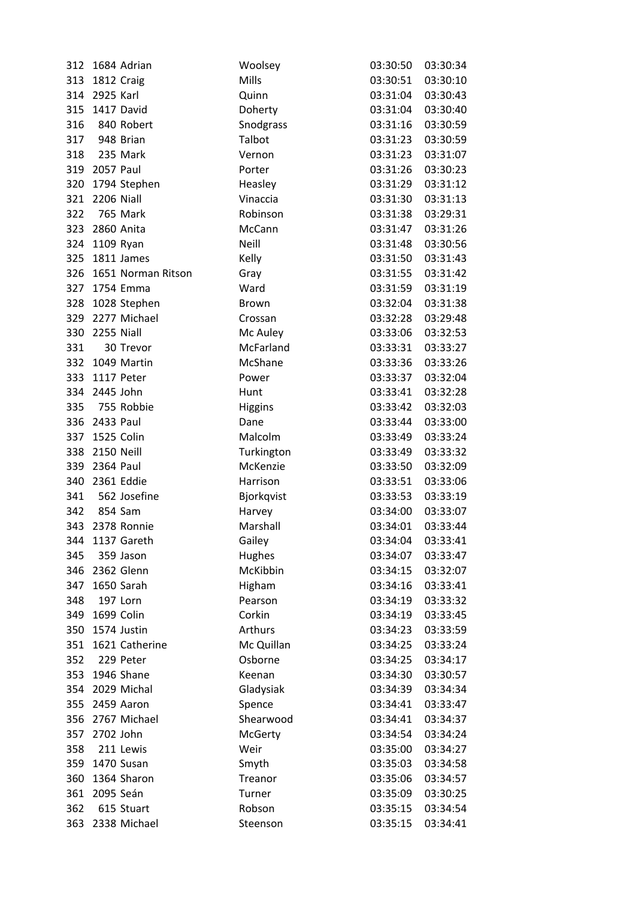| | | | | | |
|---|---|---|---|---|---|
| 312 | 1684 | Adrian | Woolsey | 03:30:50 | 03:30:34 |
| 313 | 1812 | Craig | Mills | 03:30:51 | 03:30:10 |
| 314 | 2925 | Karl | Quinn | 03:31:04 | 03:30:43 |
| 315 | 1417 | David | Doherty | 03:31:04 | 03:30:40 |
| 316 | 840 | Robert | Snodgrass | 03:31:16 | 03:30:59 |
| 317 | 948 | Brian | Talbot | 03:31:23 | 03:30:59 |
| 318 | 235 | Mark | Vernon | 03:31:23 | 03:31:07 |
| 319 | 2057 | Paul | Porter | 03:31:26 | 03:30:23 |
| 320 | 1794 | Stephen | Heasley | 03:31:29 | 03:31:12 |
| 321 | 2206 | Niall | Vinaccia | 03:31:30 | 03:31:13 |
| 322 | 765 | Mark | Robinson | 03:31:38 | 03:29:31 |
| 323 | 2860 | Anita | McCann | 03:31:47 | 03:31:26 |
| 324 | 1109 | Ryan | Neill | 03:31:48 | 03:30:56 |
| 325 | 1811 | James | Kelly | 03:31:50 | 03:31:43 |
| 326 | 1651 | Norman Ritson | Gray | 03:31:55 | 03:31:42 |
| 327 | 1754 | Emma | Ward | 03:31:59 | 03:31:19 |
| 328 | 1028 | Stephen | Brown | 03:32:04 | 03:31:38 |
| 329 | 2277 | Michael | Crossan | 03:32:28 | 03:29:48 |
| 330 | 2255 | Niall | Mc Auley | 03:33:06 | 03:32:53 |
| 331 | 30 | Trevor | McFarland | 03:33:31 | 03:33:27 |
| 332 | 1049 | Martin | McShane | 03:33:36 | 03:33:26 |
| 333 | 1117 | Peter | Power | 03:33:37 | 03:32:04 |
| 334 | 2445 | John | Hunt | 03:33:41 | 03:32:28 |
| 335 | 755 | Robbie | Higgins | 03:33:42 | 03:32:03 |
| 336 | 2433 | Paul | Dane | 03:33:44 | 03:33:00 |
| 337 | 1525 | Colin | Malcolm | 03:33:49 | 03:33:24 |
| 338 | 2150 | Neill | Turkington | 03:33:49 | 03:33:32 |
| 339 | 2364 | Paul | McKenzie | 03:33:50 | 03:32:09 |
| 340 | 2361 | Eddie | Harrison | 03:33:51 | 03:33:06 |
| 341 | 562 | Josefine | Bjorkqvist | 03:33:53 | 03:33:19 |
| 342 | 854 | Sam | Harvey | 03:34:00 | 03:33:07 |
| 343 | 2378 | Ronnie | Marshall | 03:34:01 | 03:33:44 |
| 344 | 1137 | Gareth | Gailey | 03:34:04 | 03:33:41 |
| 345 | 359 | Jason | Hughes | 03:34:07 | 03:33:47 |
| 346 | 2362 | Glenn | McKibbin | 03:34:15 | 03:32:07 |
| 347 | 1650 | Sarah | Higham | 03:34:16 | 03:33:41 |
| 348 | 197 | Lorn | Pearson | 03:34:19 | 03:33:32 |
| 349 | 1699 | Colin | Corkin | 03:34:19 | 03:33:45 |
| 350 | 1574 | Justin | Arthurs | 03:34:23 | 03:33:59 |
| 351 | 1621 | Catherine | Mc Quillan | 03:34:25 | 03:33:24 |
| 352 | 229 | Peter | Osborne | 03:34:25 | 03:34:17 |
| 353 | 1946 | Shane | Keenan | 03:34:30 | 03:30:57 |
| 354 | 2029 | Michal | Gladysiak | 03:34:39 | 03:34:34 |
| 355 | 2459 | Aaron | Spence | 03:34:41 | 03:33:47 |
| 356 | 2767 | Michael | Shearwood | 03:34:41 | 03:34:37 |
| 357 | 2702 | John | McGerty | 03:34:54 | 03:34:24 |
| 358 | 211 | Lewis | Weir | 03:35:00 | 03:34:27 |
| 359 | 1470 | Susan | Smyth | 03:35:03 | 03:34:58 |
| 360 | 1364 | Sharon | Treanor | 03:35:06 | 03:34:57 |
| 361 | 2095 | Seán | Turner | 03:35:09 | 03:30:25 |
| 362 | 615 | Stuart | Robson | 03:35:15 | 03:34:54 |
| 363 | 2338 | Michael | Steenson | 03:35:15 | 03:34:41 |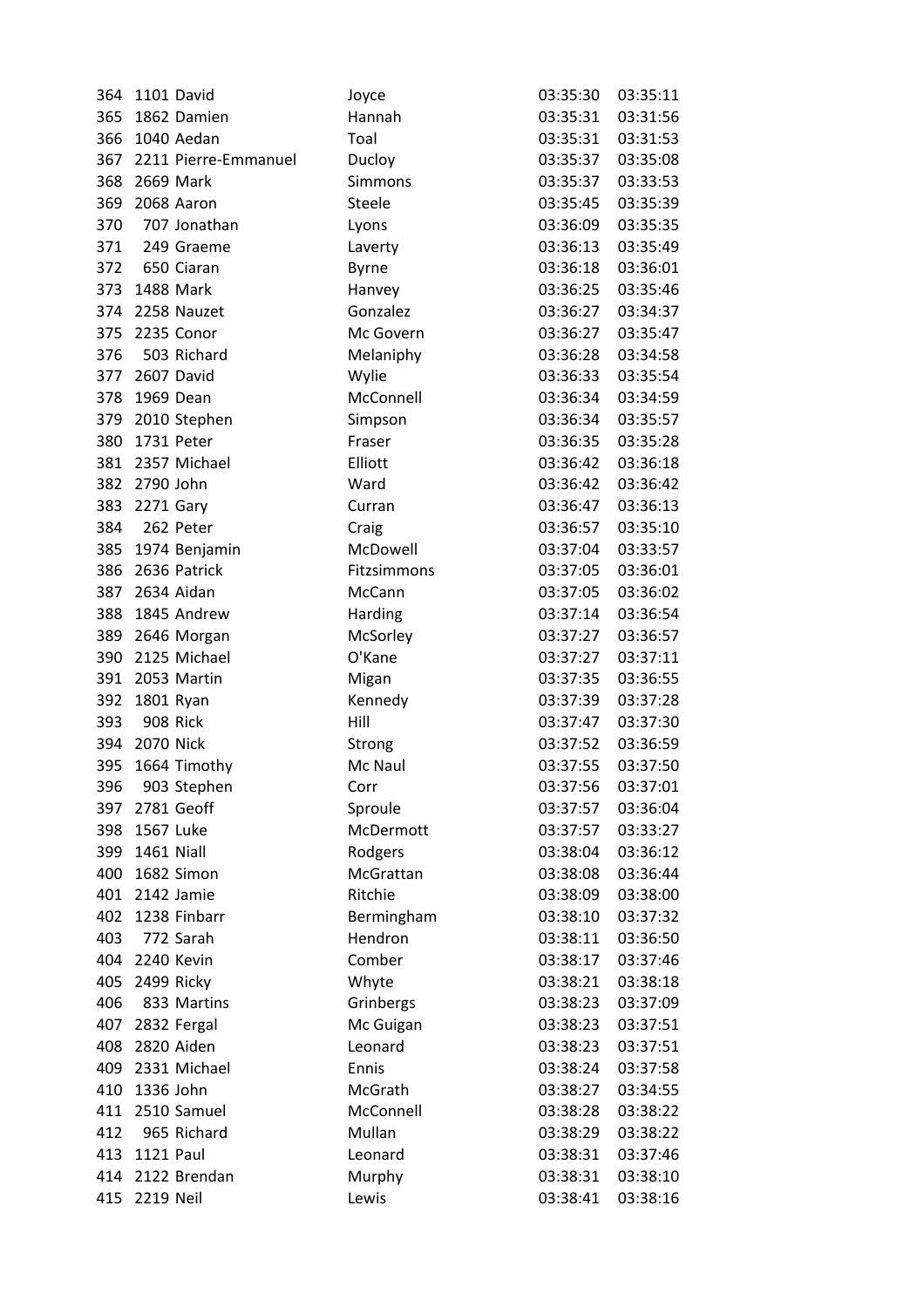| 364 | 1101 | David | Joyce | 03:35:30 | 03:35:11 |
|---|---|---|---|---|---|
| 365 | 1862 | Damien | Hannah | 03:35:31 | 03:31:56 |
| 366 | 1040 | Aedan | Toal | 03:35:31 | 03:31:53 |
| 367 | 2211 | Pierre-Emmanuel | Ducloy | 03:35:37 | 03:35:08 |
| 368 | 2669 | Mark | Simmons | 03:35:37 | 03:33:53 |
| 369 | 2068 | Aaron | Steele | 03:35:45 | 03:35:39 |
| 370 | 707 | Jonathan | Lyons | 03:36:09 | 03:35:35 |
| 371 | 249 | Graeme | Laverty | 03:36:13 | 03:35:49 |
| 372 | 650 | Ciaran | Byrne | 03:36:18 | 03:36:01 |
| 373 | 1488 | Mark | Hanvey | 03:36:25 | 03:35:46 |
| 374 | 2258 | Nauzet | Gonzalez | 03:36:27 | 03:34:37 |
| 375 | 2235 | Conor | Mc Govern | 03:36:27 | 03:35:47 |
| 376 | 503 | Richard | Melaniphy | 03:36:28 | 03:34:58 |
| 377 | 2607 | David | Wylie | 03:36:33 | 03:35:54 |
| 378 | 1969 | Dean | McConnell | 03:36:34 | 03:34:59 |
| 379 | 2010 | Stephen | Simpson | 03:36:34 | 03:35:57 |
| 380 | 1731 | Peter | Fraser | 03:36:35 | 03:35:28 |
| 381 | 2357 | Michael | Elliott | 03:36:42 | 03:36:18 |
| 382 | 2790 | John | Ward | 03:36:42 | 03:36:42 |
| 383 | 2271 | Gary | Curran | 03:36:47 | 03:36:13 |
| 384 | 262 | Peter | Craig | 03:36:57 | 03:35:10 |
| 385 | 1974 | Benjamin | McDowell | 03:37:04 | 03:33:57 |
| 386 | 2636 | Patrick | Fitzsimmons | 03:37:05 | 03:36:01 |
| 387 | 2634 | Aidan | McCann | 03:37:05 | 03:36:02 |
| 388 | 1845 | Andrew | Harding | 03:37:14 | 03:36:54 |
| 389 | 2646 | Morgan | McSorley | 03:37:27 | 03:36:57 |
| 390 | 2125 | Michael | O'Kane | 03:37:27 | 03:37:11 |
| 391 | 2053 | Martin | Migan | 03:37:35 | 03:36:55 |
| 392 | 1801 | Ryan | Kennedy | 03:37:39 | 03:37:28 |
| 393 | 908 | Rick | Hill | 03:37:47 | 03:37:30 |
| 394 | 2070 | Nick | Strong | 03:37:52 | 03:36:59 |
| 395 | 1664 | Timothy | Mc Naul | 03:37:55 | 03:37:50 |
| 396 | 903 | Stephen | Corr | 03:37:56 | 03:37:01 |
| 397 | 2781 | Geoff | Sproule | 03:37:57 | 03:36:04 |
| 398 | 1567 | Luke | McDermott | 03:37:57 | 03:33:27 |
| 399 | 1461 | Niall | Rodgers | 03:38:04 | 03:36:12 |
| 400 | 1682 | Simon | McGrattan | 03:38:08 | 03:36:44 |
| 401 | 2142 | Jamie | Ritchie | 03:38:09 | 03:38:00 |
| 402 | 1238 | Finbarr | Bermingham | 03:38:10 | 03:37:32 |
| 403 | 772 | Sarah | Hendron | 03:38:11 | 03:36:50 |
| 404 | 2240 | Kevin | Comber | 03:38:17 | 03:37:46 |
| 405 | 2499 | Ricky | Whyte | 03:38:21 | 03:38:18 |
| 406 | 833 | Martins | Grinbergs | 03:38:23 | 03:37:09 |
| 407 | 2832 | Fergal | Mc Guigan | 03:38:23 | 03:37:51 |
| 408 | 2820 | Aiden | Leonard | 03:38:23 | 03:37:51 |
| 409 | 2331 | Michael | Ennis | 03:38:24 | 03:37:58 |
| 410 | 1336 | John | McGrath | 03:38:27 | 03:34:55 |
| 411 | 2510 | Samuel | McConnell | 03:38:28 | 03:38:22 |
| 412 | 965 | Richard | Mullan | 03:38:29 | 03:38:22 |
| 413 | 1121 | Paul | Leonard | 03:38:31 | 03:37:46 |
| 414 | 2122 | Brendan | Murphy | 03:38:31 | 03:38:10 |
| 415 | 2219 | Neil | Lewis | 03:38:41 | 03:38:16 |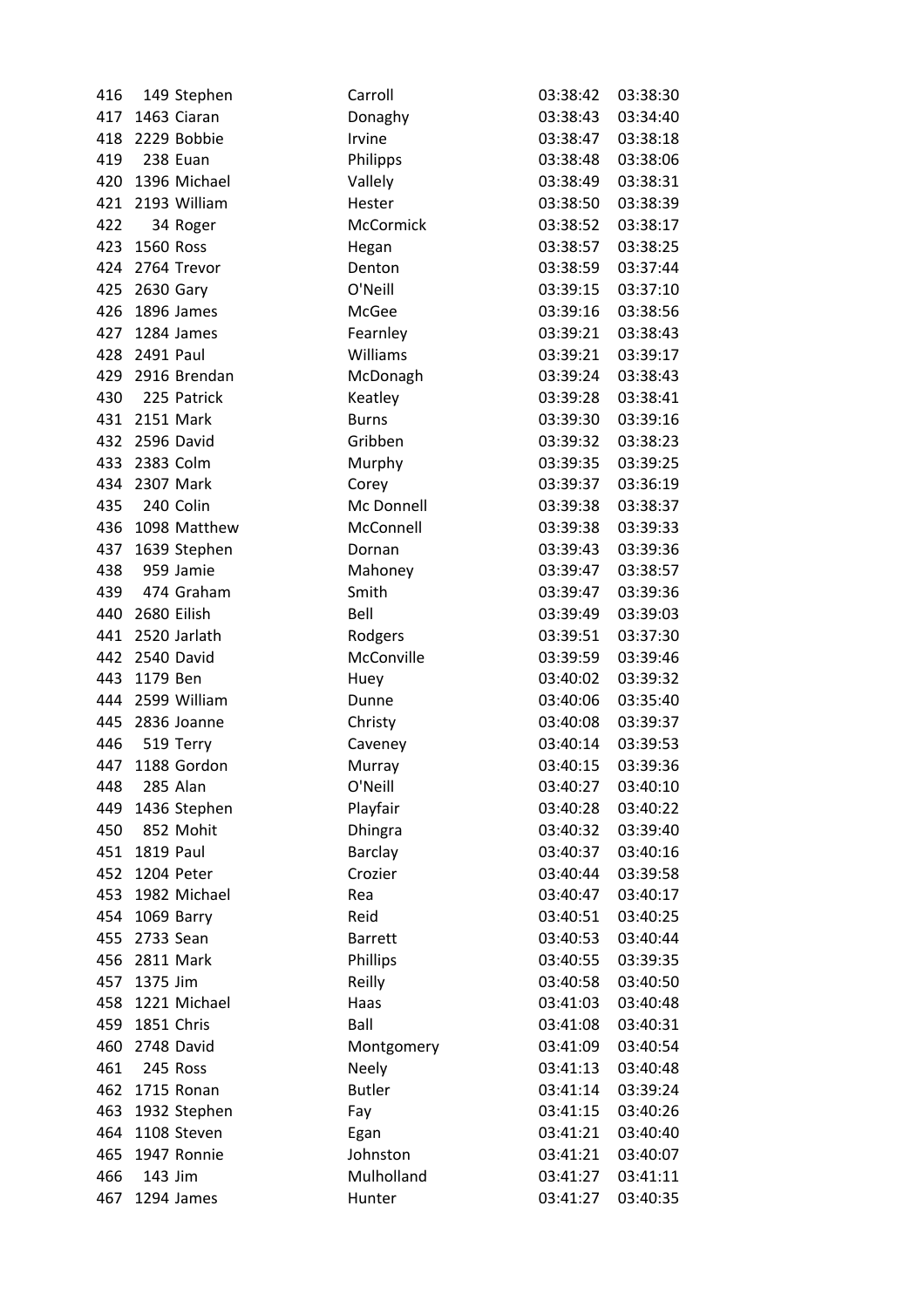| | | | | | |
|---|---|---|---|---|---|
| 416 | 149 | Stephen | Carroll | 03:38:42 | 03:38:30 |
| 417 | 1463 | Ciaran | Donaghy | 03:38:43 | 03:34:40 |
| 418 | 2229 | Bobbie | Irvine | 03:38:47 | 03:38:18 |
| 419 | 238 | Euan | Philipps | 03:38:48 | 03:38:06 |
| 420 | 1396 | Michael | Vallely | 03:38:49 | 03:38:31 |
| 421 | 2193 | William | Hester | 03:38:50 | 03:38:39 |
| 422 | 34 | Roger | McCormick | 03:38:52 | 03:38:17 |
| 423 | 1560 | Ross | Hegan | 03:38:57 | 03:38:25 |
| 424 | 2764 | Trevor | Denton | 03:38:59 | 03:37:44 |
| 425 | 2630 | Gary | O'Neill | 03:39:15 | 03:37:10 |
| 426 | 1896 | James | McGee | 03:39:16 | 03:38:56 |
| 427 | 1284 | James | Fearnley | 03:39:21 | 03:38:43 |
| 428 | 2491 | Paul | Williams | 03:39:21 | 03:39:17 |
| 429 | 2916 | Brendan | McDonagh | 03:39:24 | 03:38:43 |
| 430 | 225 | Patrick | Keatley | 03:39:28 | 03:38:41 |
| 431 | 2151 | Mark | Burns | 03:39:30 | 03:39:16 |
| 432 | 2596 | David | Gribben | 03:39:32 | 03:38:23 |
| 433 | 2383 | Colm | Murphy | 03:39:35 | 03:39:25 |
| 434 | 2307 | Mark | Corey | 03:39:37 | 03:36:19 |
| 435 | 240 | Colin | Mc Donnell | 03:39:38 | 03:38:37 |
| 436 | 1098 | Matthew | McConnell | 03:39:38 | 03:39:33 |
| 437 | 1639 | Stephen | Dornan | 03:39:43 | 03:39:36 |
| 438 | 959 | Jamie | Mahoney | 03:39:47 | 03:38:57 |
| 439 | 474 | Graham | Smith | 03:39:47 | 03:39:36 |
| 440 | 2680 | Eilish | Bell | 03:39:49 | 03:39:03 |
| 441 | 2520 | Jarlath | Rodgers | 03:39:51 | 03:37:30 |
| 442 | 2540 | David | McConville | 03:39:59 | 03:39:46 |
| 443 | 1179 | Ben | Huey | 03:40:02 | 03:39:32 |
| 444 | 2599 | William | Dunne | 03:40:06 | 03:35:40 |
| 445 | 2836 | Joanne | Christy | 03:40:08 | 03:39:37 |
| 446 | 519 | Terry | Caveney | 03:40:14 | 03:39:53 |
| 447 | 1188 | Gordon | Murray | 03:40:15 | 03:39:36 |
| 448 | 285 | Alan | O'Neill | 03:40:27 | 03:40:10 |
| 449 | 1436 | Stephen | Playfair | 03:40:28 | 03:40:22 |
| 450 | 852 | Mohit | Dhingra | 03:40:32 | 03:39:40 |
| 451 | 1819 | Paul | Barclay | 03:40:37 | 03:40:16 |
| 452 | 1204 | Peter | Crozier | 03:40:44 | 03:39:58 |
| 453 | 1982 | Michael | Rea | 03:40:47 | 03:40:17 |
| 454 | 1069 | Barry | Reid | 03:40:51 | 03:40:25 |
| 455 | 2733 | Sean | Barrett | 03:40:53 | 03:40:44 |
| 456 | 2811 | Mark | Phillips | 03:40:55 | 03:39:35 |
| 457 | 1375 | Jim | Reilly | 03:40:58 | 03:40:50 |
| 458 | 1221 | Michael | Haas | 03:41:03 | 03:40:48 |
| 459 | 1851 | Chris | Ball | 03:41:08 | 03:40:31 |
| 460 | 2748 | David | Montgomery | 03:41:09 | 03:40:54 |
| 461 | 245 | Ross | Neely | 03:41:13 | 03:40:48 |
| 462 | 1715 | Ronan | Butler | 03:41:14 | 03:39:24 |
| 463 | 1932 | Stephen | Fay | 03:41:15 | 03:40:26 |
| 464 | 1108 | Steven | Egan | 03:41:21 | 03:40:40 |
| 465 | 1947 | Ronnie | Johnston | 03:41:21 | 03:40:07 |
| 466 | 143 | Jim | Mulholland | 03:41:27 | 03:41:11 |
| 467 | 1294 | James | Hunter | 03:41:27 | 03:40:35 |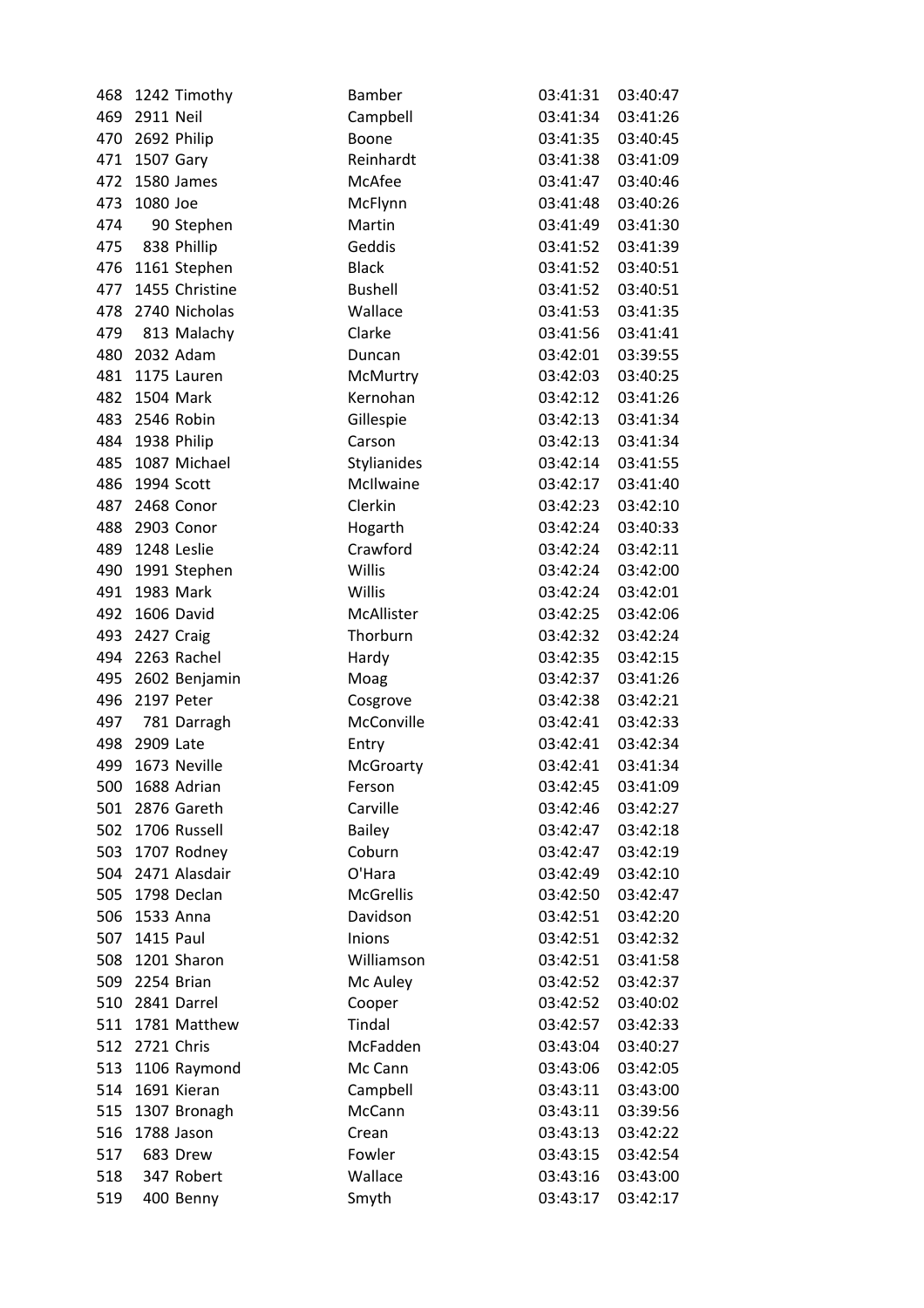| | | | | | |
|---|---|---|---|---|---|
| 468 | 1242 | Timothy | Bamber | 03:41:31 | 03:40:47 |
| 469 | 2911 | Neil | Campbell | 03:41:34 | 03:41:26 |
| 470 | 2692 | Philip | Boone | 03:41:35 | 03:40:45 |
| 471 | 1507 | Gary | Reinhardt | 03:41:38 | 03:41:09 |
| 472 | 1580 | James | McAfee | 03:41:47 | 03:40:46 |
| 473 | 1080 | Joe | McFlynn | 03:41:48 | 03:40:26 |
| 474 | 90 | Stephen | Martin | 03:41:49 | 03:41:30 |
| 475 | 838 | Phillip | Geddis | 03:41:52 | 03:41:39 |
| 476 | 1161 | Stephen | Black | 03:41:52 | 03:40:51 |
| 477 | 1455 | Christine | Bushell | 03:41:52 | 03:40:51 |
| 478 | 2740 | Nicholas | Wallace | 03:41:53 | 03:41:35 |
| 479 | 813 | Malachy | Clarke | 03:41:56 | 03:41:41 |
| 480 | 2032 | Adam | Duncan | 03:42:01 | 03:39:55 |
| 481 | 1175 | Lauren | McMurtry | 03:42:03 | 03:40:25 |
| 482 | 1504 | Mark | Kernohan | 03:42:12 | 03:41:26 |
| 483 | 2546 | Robin | Gillespie | 03:42:13 | 03:41:34 |
| 484 | 1938 | Philip | Carson | 03:42:13 | 03:41:34 |
| 485 | 1087 | Michael | Stylianides | 03:42:14 | 03:41:55 |
| 486 | 1994 | Scott | McIlwaine | 03:42:17 | 03:41:40 |
| 487 | 2468 | Conor | Clerkin | 03:42:23 | 03:42:10 |
| 488 | 2903 | Conor | Hogarth | 03:42:24 | 03:40:33 |
| 489 | 1248 | Leslie | Crawford | 03:42:24 | 03:42:11 |
| 490 | 1991 | Stephen | Willis | 03:42:24 | 03:42:00 |
| 491 | 1983 | Mark | Willis | 03:42:24 | 03:42:01 |
| 492 | 1606 | David | McAllister | 03:42:25 | 03:42:06 |
| 493 | 2427 | Craig | Thorburn | 03:42:32 | 03:42:24 |
| 494 | 2263 | Rachel | Hardy | 03:42:35 | 03:42:15 |
| 495 | 2602 | Benjamin | Moag | 03:42:37 | 03:41:26 |
| 496 | 2197 | Peter | Cosgrove | 03:42:38 | 03:42:21 |
| 497 | 781 | Darragh | McConville | 03:42:41 | 03:42:33 |
| 498 | 2909 | Late | Entry | 03:42:41 | 03:42:34 |
| 499 | 1673 | Neville | McGroarty | 03:42:41 | 03:41:34 |
| 500 | 1688 | Adrian | Ferson | 03:42:45 | 03:41:09 |
| 501 | 2876 | Gareth | Carville | 03:42:46 | 03:42:27 |
| 502 | 1706 | Russell | Bailey | 03:42:47 | 03:42:18 |
| 503 | 1707 | Rodney | Coburn | 03:42:47 | 03:42:19 |
| 504 | 2471 | Alasdair | O'Hara | 03:42:49 | 03:42:10 |
| 505 | 1798 | Declan | McGrellis | 03:42:50 | 03:42:47 |
| 506 | 1533 | Anna | Davidson | 03:42:51 | 03:42:20 |
| 507 | 1415 | Paul | Inions | 03:42:51 | 03:42:32 |
| 508 | 1201 | Sharon | Williamson | 03:42:51 | 03:41:58 |
| 509 | 2254 | Brian | Mc Auley | 03:42:52 | 03:42:37 |
| 510 | 2841 | Darrel | Cooper | 03:42:52 | 03:40:02 |
| 511 | 1781 | Matthew | Tindal | 03:42:57 | 03:42:33 |
| 512 | 2721 | Chris | McFadden | 03:43:04 | 03:40:27 |
| 513 | 1106 | Raymond | Mc Cann | 03:43:06 | 03:42:05 |
| 514 | 1691 | Kieran | Campbell | 03:43:11 | 03:43:00 |
| 515 | 1307 | Bronagh | McCann | 03:43:11 | 03:39:56 |
| 516 | 1788 | Jason | Crean | 03:43:13 | 03:42:22 |
| 517 | 683 | Drew | Fowler | 03:43:15 | 03:42:54 |
| 518 | 347 | Robert | Wallace | 03:43:16 | 03:43:00 |
| 519 | 400 | Benny | Smyth | 03:43:17 | 03:42:17 |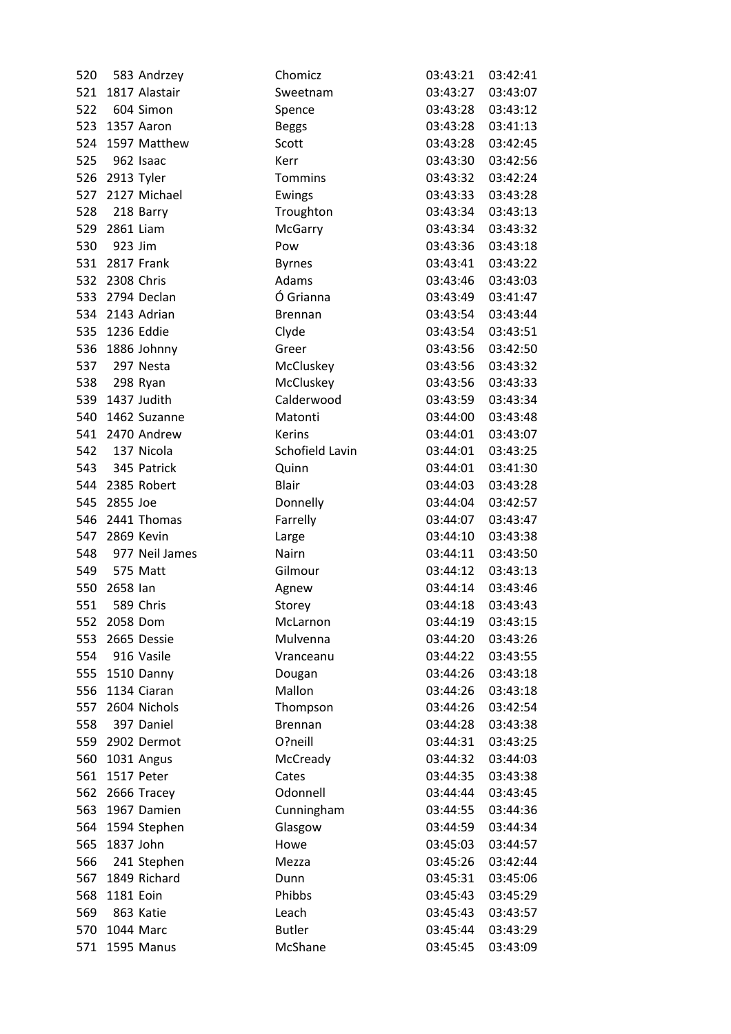| | | | | | |
|---|---|---|---|---|---|
| 520 | 583 | Andrzey | Chomicz | 03:43:21 | 03:42:41 |
| 521 | 1817 | Alastair | Sweetnam | 03:43:27 | 03:43:07 |
| 522 | 604 | Simon | Spence | 03:43:28 | 03:43:12 |
| 523 | 1357 | Aaron | Beggs | 03:43:28 | 03:41:13 |
| 524 | 1597 | Matthew | Scott | 03:43:28 | 03:42:45 |
| 525 | 962 | Isaac | Kerr | 03:43:30 | 03:42:56 |
| 526 | 2913 | Tyler | Tommins | 03:43:32 | 03:42:24 |
| 527 | 2127 | Michael | Ewings | 03:43:33 | 03:43:28 |
| 528 | 218 | Barry | Troughton | 03:43:34 | 03:43:13 |
| 529 | 2861 | Liam | McGarry | 03:43:34 | 03:43:32 |
| 530 | 923 | Jim | Pow | 03:43:36 | 03:43:18 |
| 531 | 2817 | Frank | Byrnes | 03:43:41 | 03:43:22 |
| 532 | 2308 | Chris | Adams | 03:43:46 | 03:43:03 |
| 533 | 2794 | Declan | Ó Grianna | 03:43:49 | 03:41:47 |
| 534 | 2143 | Adrian | Brennan | 03:43:54 | 03:43:44 |
| 535 | 1236 | Eddie | Clyde | 03:43:54 | 03:43:51 |
| 536 | 1886 | Johnny | Greer | 03:43:56 | 03:42:50 |
| 537 | 297 | Nesta | McCluskey | 03:43:56 | 03:43:32 |
| 538 | 298 | Ryan | McCluskey | 03:43:56 | 03:43:33 |
| 539 | 1437 | Judith | Calderwood | 03:43:59 | 03:43:34 |
| 540 | 1462 | Suzanne | Matonti | 03:44:00 | 03:43:48 |
| 541 | 2470 | Andrew | Kerins | 03:44:01 | 03:43:07 |
| 542 | 137 | Nicola | Schofield Lavin | 03:44:01 | 03:43:25 |
| 543 | 345 | Patrick | Quinn | 03:44:01 | 03:41:30 |
| 544 | 2385 | Robert | Blair | 03:44:03 | 03:43:28 |
| 545 | 2855 | Joe | Donnelly | 03:44:04 | 03:42:57 |
| 546 | 2441 | Thomas | Farrelly | 03:44:07 | 03:43:47 |
| 547 | 2869 | Kevin | Large | 03:44:10 | 03:43:38 |
| 548 | 977 | Neil James | Nairn | 03:44:11 | 03:43:50 |
| 549 | 575 | Matt | Gilmour | 03:44:12 | 03:43:13 |
| 550 | 2658 | Ian | Agnew | 03:44:14 | 03:43:46 |
| 551 | 589 | Chris | Storey | 03:44:18 | 03:43:43 |
| 552 | 2058 | Dom | McLarnon | 03:44:19 | 03:43:15 |
| 553 | 2665 | Dessie | Mulvenna | 03:44:20 | 03:43:26 |
| 554 | 916 | Vasile | Vranceanu | 03:44:22 | 03:43:55 |
| 555 | 1510 | Danny | Dougan | 03:44:26 | 03:43:18 |
| 556 | 1134 | Ciaran | Mallon | 03:44:26 | 03:43:18 |
| 557 | 2604 | Nichols | Thompson | 03:44:26 | 03:42:54 |
| 558 | 397 | Daniel | Brennan | 03:44:28 | 03:43:38 |
| 559 | 2902 | Dermot | O?neill | 03:44:31 | 03:43:25 |
| 560 | 1031 | Angus | McCready | 03:44:32 | 03:44:03 |
| 561 | 1517 | Peter | Cates | 03:44:35 | 03:43:38 |
| 562 | 2666 | Tracey | Odonnell | 03:44:44 | 03:43:45 |
| 563 | 1967 | Damien | Cunningham | 03:44:55 | 03:44:36 |
| 564 | 1594 | Stephen | Glasgow | 03:44:59 | 03:44:34 |
| 565 | 1837 | John | Howe | 03:45:03 | 03:44:57 |
| 566 | 241 | Stephen | Mezza | 03:45:26 | 03:42:44 |
| 567 | 1849 | Richard | Dunn | 03:45:31 | 03:45:06 |
| 568 | 1181 | Eoin | Phibbs | 03:45:43 | 03:45:29 |
| 569 | 863 | Katie | Leach | 03:45:43 | 03:43:57 |
| 570 | 1044 | Marc | Butler | 03:45:44 | 03:43:29 |
| 571 | 1595 | Manus | McShane | 03:45:45 | 03:43:09 |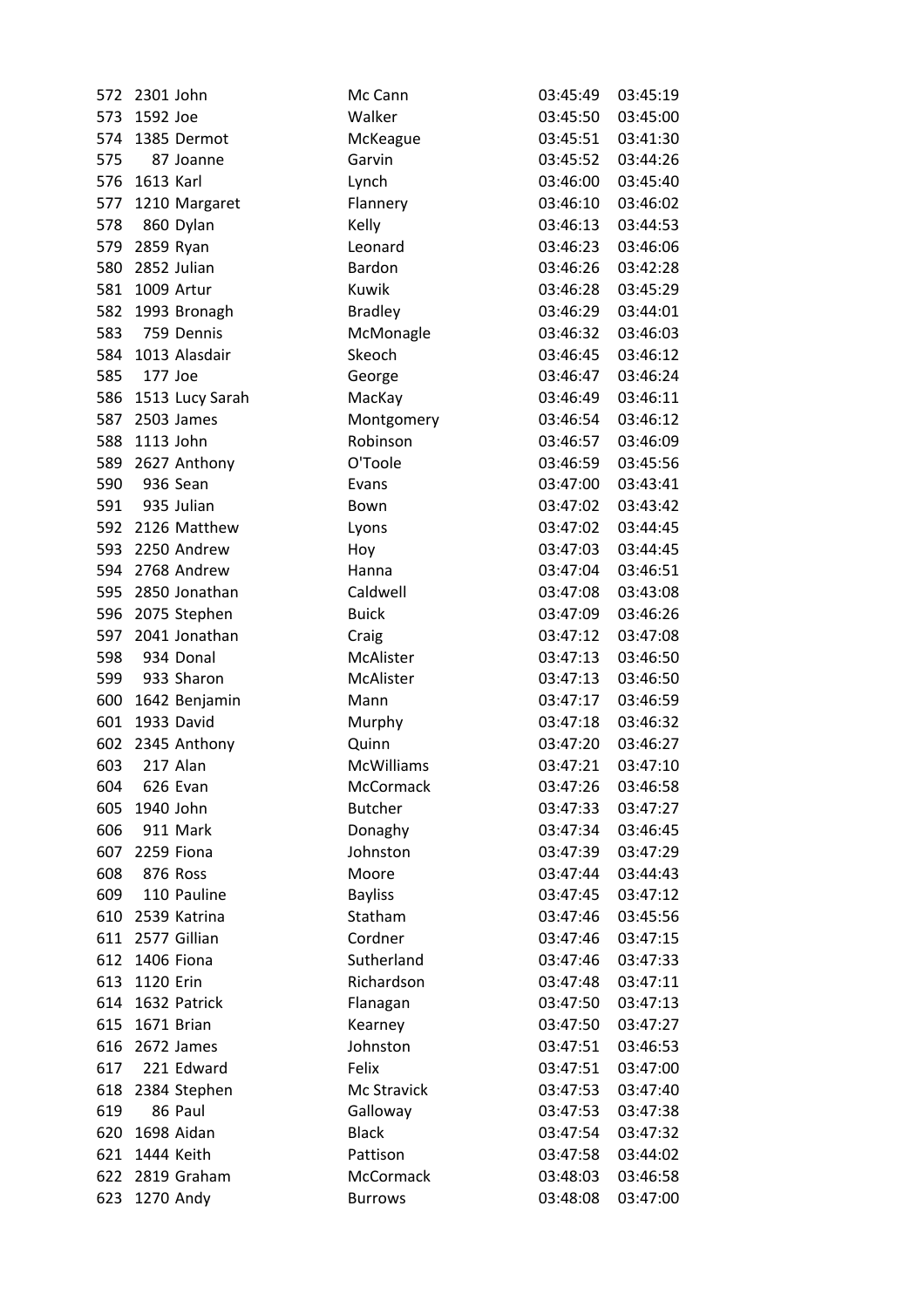| | | | | | |
|---|---|---|---|---|---|
| 572 | 2301 | John | Mc Cann | 03:45:49 | 03:45:19 |
| 573 | 1592 | Joe | Walker | 03:45:50 | 03:45:00 |
| 574 | 1385 | Dermot | McKeague | 03:45:51 | 03:41:30 |
| 575 | 87 | Joanne | Garvin | 03:45:52 | 03:44:26 |
| 576 | 1613 | Karl | Lynch | 03:46:00 | 03:45:40 |
| 577 | 1210 | Margaret | Flannery | 03:46:10 | 03:46:02 |
| 578 | 860 | Dylan | Kelly | 03:46:13 | 03:44:53 |
| 579 | 2859 | Ryan | Leonard | 03:46:23 | 03:46:06 |
| 580 | 2852 | Julian | Bardon | 03:46:26 | 03:42:28 |
| 581 | 1009 | Artur | Kuwik | 03:46:28 | 03:45:29 |
| 582 | 1993 | Bronagh | Bradley | 03:46:29 | 03:44:01 |
| 583 | 759 | Dennis | McMonagle | 03:46:32 | 03:46:03 |
| 584 | 1013 | Alasdair | Skeoch | 03:46:45 | 03:46:12 |
| 585 | 177 | Joe | George | 03:46:47 | 03:46:24 |
| 586 | 1513 | Lucy Sarah | MacKay | 03:46:49 | 03:46:11 |
| 587 | 2503 | James | Montgomery | 03:46:54 | 03:46:12 |
| 588 | 1113 | John | Robinson | 03:46:57 | 03:46:09 |
| 589 | 2627 | Anthony | O'Toole | 03:46:59 | 03:45:56 |
| 590 | 936 | Sean | Evans | 03:47:00 | 03:43:41 |
| 591 | 935 | Julian | Bown | 03:47:02 | 03:43:42 |
| 592 | 2126 | Matthew | Lyons | 03:47:02 | 03:44:45 |
| 593 | 2250 | Andrew | Hoy | 03:47:03 | 03:44:45 |
| 594 | 2768 | Andrew | Hanna | 03:47:04 | 03:46:51 |
| 595 | 2850 | Jonathan | Caldwell | 03:47:08 | 03:43:08 |
| 596 | 2075 | Stephen | Buick | 03:47:09 | 03:46:26 |
| 597 | 2041 | Jonathan | Craig | 03:47:12 | 03:47:08 |
| 598 | 934 | Donal | McAlister | 03:47:13 | 03:46:50 |
| 599 | 933 | Sharon | McAlister | 03:47:13 | 03:46:50 |
| 600 | 1642 | Benjamin | Mann | 03:47:17 | 03:46:59 |
| 601 | 1933 | David | Murphy | 03:47:18 | 03:46:32 |
| 602 | 2345 | Anthony | Quinn | 03:47:20 | 03:46:27 |
| 603 | 217 | Alan | McWilliams | 03:47:21 | 03:47:10 |
| 604 | 626 | Evan | McCormack | 03:47:26 | 03:46:58 |
| 605 | 1940 | John | Butcher | 03:47:33 | 03:47:27 |
| 606 | 911 | Mark | Donaghy | 03:47:34 | 03:46:45 |
| 607 | 2259 | Fiona | Johnston | 03:47:39 | 03:47:29 |
| 608 | 876 | Ross | Moore | 03:47:44 | 03:44:43 |
| 609 | 110 | Pauline | Bayliss | 03:47:45 | 03:47:12 |
| 610 | 2539 | Katrina | Statham | 03:47:46 | 03:45:56 |
| 611 | 2577 | Gillian | Cordner | 03:47:46 | 03:47:15 |
| 612 | 1406 | Fiona | Sutherland | 03:47:46 | 03:47:33 |
| 613 | 1120 | Erin | Richardson | 03:47:48 | 03:47:11 |
| 614 | 1632 | Patrick | Flanagan | 03:47:50 | 03:47:13 |
| 615 | 1671 | Brian | Kearney | 03:47:50 | 03:47:27 |
| 616 | 2672 | James | Johnston | 03:47:51 | 03:46:53 |
| 617 | 221 | Edward | Felix | 03:47:51 | 03:47:00 |
| 618 | 2384 | Stephen | Mc Stravick | 03:47:53 | 03:47:40 |
| 619 | 86 | Paul | Galloway | 03:47:53 | 03:47:38 |
| 620 | 1698 | Aidan | Black | 03:47:54 | 03:47:32 |
| 621 | 1444 | Keith | Pattison | 03:47:58 | 03:44:02 |
| 622 | 2819 | Graham | McCormack | 03:48:03 | 03:46:58 |
| 623 | 1270 | Andy | Burrows | 03:48:08 | 03:47:00 |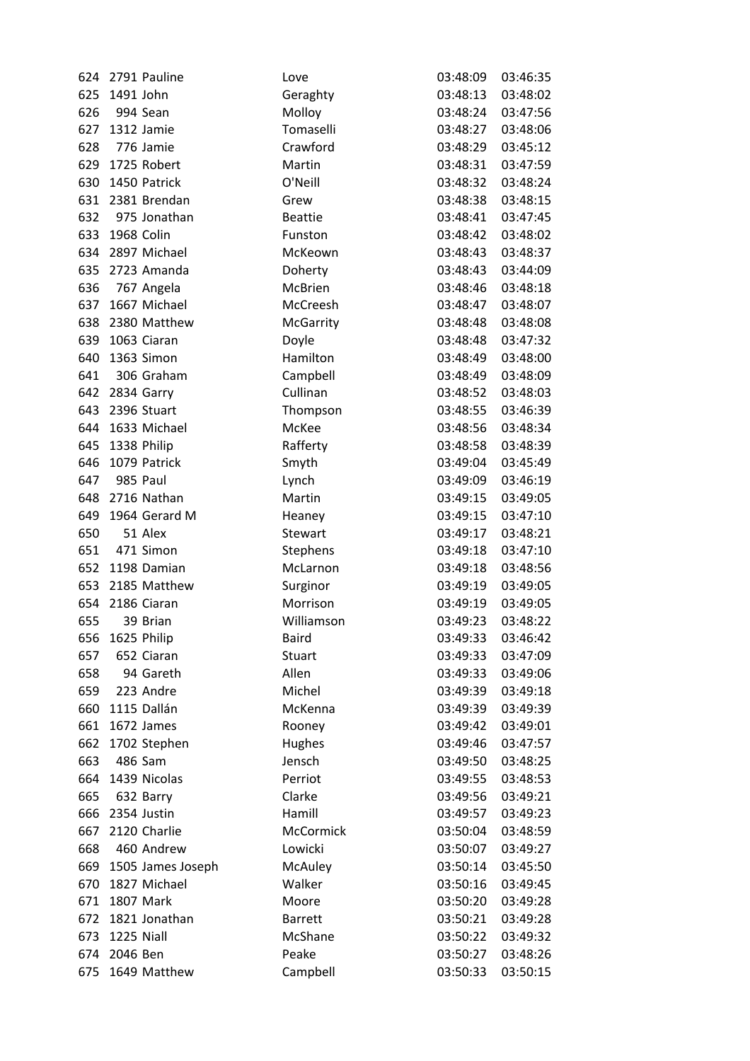| | | | | | |
|---|---|---|---|---|---|
| 624 | 2791 | Pauline | Love | 03:48:09 | 03:46:35 |
| 625 | 1491 | John | Geraghty | 03:48:13 | 03:48:02 |
| 626 | 994 | Sean | Molloy | 03:48:24 | 03:47:56 |
| 627 | 1312 | Jamie | Tomaselli | 03:48:27 | 03:48:06 |
| 628 | 776 | Jamie | Crawford | 03:48:29 | 03:45:12 |
| 629 | 1725 | Robert | Martin | 03:48:31 | 03:47:59 |
| 630 | 1450 | Patrick | O'Neill | 03:48:32 | 03:48:24 |
| 631 | 2381 | Brendan | Grew | 03:48:38 | 03:48:15 |
| 632 | 975 | Jonathan | Beattie | 03:48:41 | 03:47:45 |
| 633 | 1968 | Colin | Funston | 03:48:42 | 03:48:02 |
| 634 | 2897 | Michael | McKeown | 03:48:43 | 03:48:37 |
| 635 | 2723 | Amanda | Doherty | 03:48:43 | 03:44:09 |
| 636 | 767 | Angela | McBrien | 03:48:46 | 03:48:18 |
| 637 | 1667 | Michael | McCreesh | 03:48:47 | 03:48:07 |
| 638 | 2380 | Matthew | McGarrity | 03:48:48 | 03:48:08 |
| 639 | 1063 | Ciaran | Doyle | 03:48:48 | 03:47:32 |
| 640 | 1363 | Simon | Hamilton | 03:48:49 | 03:48:00 |
| 641 | 306 | Graham | Campbell | 03:48:49 | 03:48:09 |
| 642 | 2834 | Garry | Cullinan | 03:48:52 | 03:48:03 |
| 643 | 2396 | Stuart | Thompson | 03:48:55 | 03:46:39 |
| 644 | 1633 | Michael | McKee | 03:48:56 | 03:48:34 |
| 645 | 1338 | Philip | Rafferty | 03:48:58 | 03:48:39 |
| 646 | 1079 | Patrick | Smyth | 03:49:04 | 03:45:49 |
| 647 | 985 | Paul | Lynch | 03:49:09 | 03:46:19 |
| 648 | 2716 | Nathan | Martin | 03:49:15 | 03:49:05 |
| 649 | 1964 | Gerard M | Heaney | 03:49:15 | 03:47:10 |
| 650 | 51 | Alex | Stewart | 03:49:17 | 03:48:21 |
| 651 | 471 | Simon | Stephens | 03:49:18 | 03:47:10 |
| 652 | 1198 | Damian | McLarnon | 03:49:18 | 03:48:56 |
| 653 | 2185 | Matthew | Surginor | 03:49:19 | 03:49:05 |
| 654 | 2186 | Ciaran | Morrison | 03:49:19 | 03:49:05 |
| 655 | 39 | Brian | Williamson | 03:49:23 | 03:48:22 |
| 656 | 1625 | Philip | Baird | 03:49:33 | 03:46:42 |
| 657 | 652 | Ciaran | Stuart | 03:49:33 | 03:47:09 |
| 658 | 94 | Gareth | Allen | 03:49:33 | 03:49:06 |
| 659 | 223 | Andre | Michel | 03:49:39 | 03:49:18 |
| 660 | 1115 | Dallán | McKenna | 03:49:39 | 03:49:39 |
| 661 | 1672 | James | Rooney | 03:49:42 | 03:49:01 |
| 662 | 1702 | Stephen | Hughes | 03:49:46 | 03:47:57 |
| 663 | 486 | Sam | Jensch | 03:49:50 | 03:48:25 |
| 664 | 1439 | Nicolas | Perriot | 03:49:55 | 03:48:53 |
| 665 | 632 | Barry | Clarke | 03:49:56 | 03:49:21 |
| 666 | 2354 | Justin | Hamill | 03:49:57 | 03:49:23 |
| 667 | 2120 | Charlie | McCormick | 03:50:04 | 03:48:59 |
| 668 | 460 | Andrew | Lowicki | 03:50:07 | 03:49:27 |
| 669 | 1505 | James Joseph | McAuley | 03:50:14 | 03:45:50 |
| 670 | 1827 | Michael | Walker | 03:50:16 | 03:49:45 |
| 671 | 1807 | Mark | Moore | 03:50:20 | 03:49:28 |
| 672 | 1821 | Jonathan | Barrett | 03:50:21 | 03:49:28 |
| 673 | 1225 | Niall | McShane | 03:50:22 | 03:49:32 |
| 674 | 2046 | Ben | Peake | 03:50:27 | 03:48:26 |
| 675 | 1649 | Matthew | Campbell | 03:50:33 | 03:50:15 |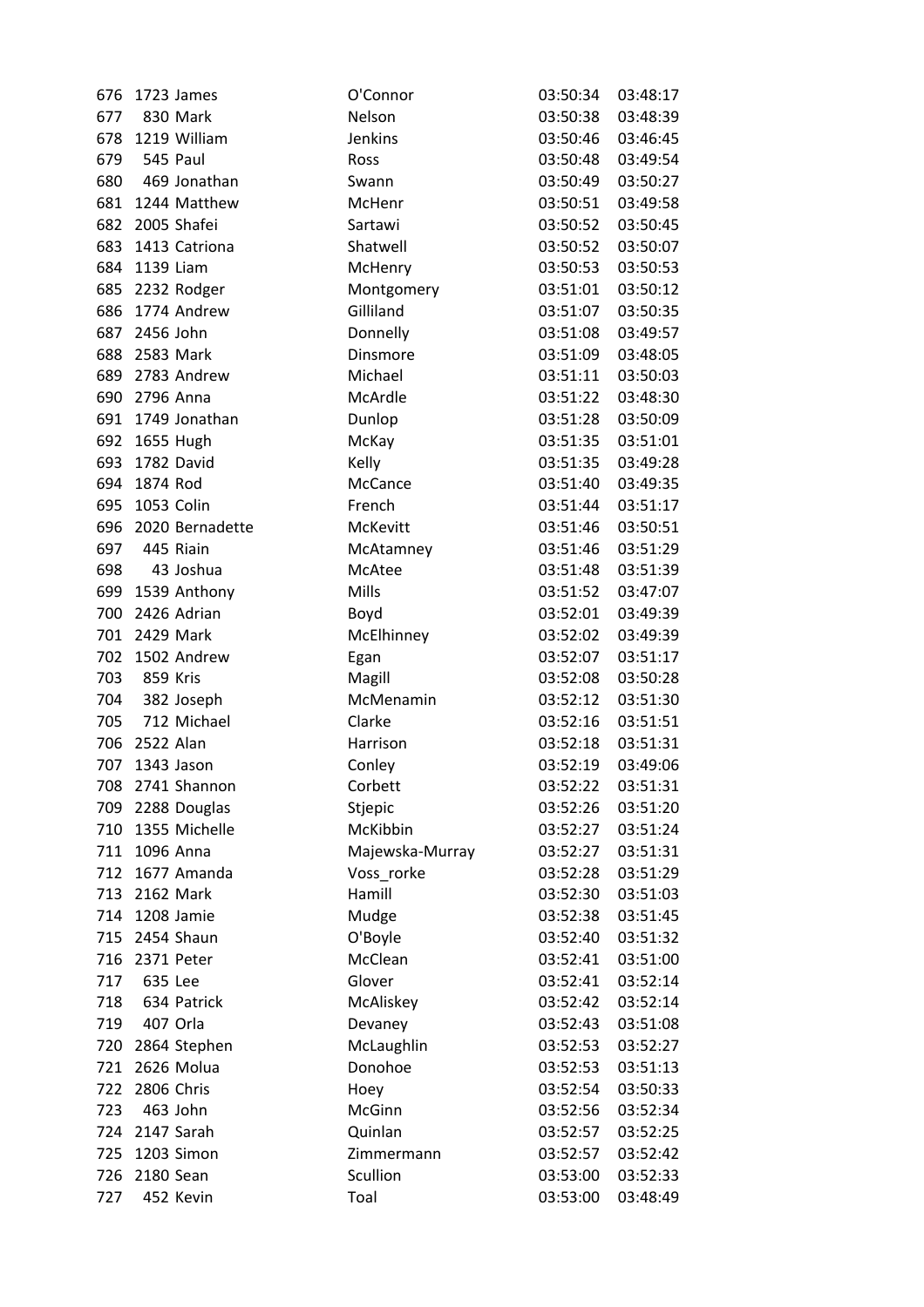| | | | | | |
|---|---|---|---|---|---|
| 676 | 1723 | James | O'Connor | 03:50:34 | 03:48:17 |
| 677 | 830 | Mark | Nelson | 03:50:38 | 03:48:39 |
| 678 | 1219 | William | Jenkins | 03:50:46 | 03:46:45 |
| 679 | 545 | Paul | Ross | 03:50:48 | 03:49:54 |
| 680 | 469 | Jonathan | Swann | 03:50:49 | 03:50:27 |
| 681 | 1244 | Matthew | McHenr | 03:50:51 | 03:49:58 |
| 682 | 2005 | Shafei | Sartawi | 03:50:52 | 03:50:45 |
| 683 | 1413 | Catriona | Shatwell | 03:50:52 | 03:50:07 |
| 684 | 1139 | Liam | McHenry | 03:50:53 | 03:50:53 |
| 685 | 2232 | Rodger | Montgomery | 03:51:01 | 03:50:12 |
| 686 | 1774 | Andrew | Gilliland | 03:51:07 | 03:50:35 |
| 687 | 2456 | John | Donnelly | 03:51:08 | 03:49:57 |
| 688 | 2583 | Mark | Dinsmore | 03:51:09 | 03:48:05 |
| 689 | 2783 | Andrew | Michael | 03:51:11 | 03:50:03 |
| 690 | 2796 | Anna | McArdle | 03:51:22 | 03:48:30 |
| 691 | 1749 | Jonathan | Dunlop | 03:51:28 | 03:50:09 |
| 692 | 1655 | Hugh | McKay | 03:51:35 | 03:51:01 |
| 693 | 1782 | David | Kelly | 03:51:35 | 03:49:28 |
| 694 | 1874 | Rod | McCance | 03:51:40 | 03:49:35 |
| 695 | 1053 | Colin | French | 03:51:44 | 03:51:17 |
| 696 | 2020 | Bernadette | McKevitt | 03:51:46 | 03:50:51 |
| 697 | 445 | Riain | McAtamney | 03:51:46 | 03:51:29 |
| 698 | 43 | Joshua | McAtee | 03:51:48 | 03:51:39 |
| 699 | 1539 | Anthony | Mills | 03:51:52 | 03:47:07 |
| 700 | 2426 | Adrian | Boyd | 03:52:01 | 03:49:39 |
| 701 | 2429 | Mark | McElhinney | 03:52:02 | 03:49:39 |
| 702 | 1502 | Andrew | Egan | 03:52:07 | 03:51:17 |
| 703 | 859 | Kris | Magill | 03:52:08 | 03:50:28 |
| 704 | 382 | Joseph | McMenamin | 03:52:12 | 03:51:30 |
| 705 | 712 | Michael | Clarke | 03:52:16 | 03:51:51 |
| 706 | 2522 | Alan | Harrison | 03:52:18 | 03:51:31 |
| 707 | 1343 | Jason | Conley | 03:52:19 | 03:49:06 |
| 708 | 2741 | Shannon | Corbett | 03:52:22 | 03:51:31 |
| 709 | 2288 | Douglas | Stjepic | 03:52:26 | 03:51:20 |
| 710 | 1355 | Michelle | McKibbin | 03:52:27 | 03:51:24 |
| 711 | 1096 | Anna | Majewska-Murray | 03:52:27 | 03:51:31 |
| 712 | 1677 | Amanda | Voss_rorke | 03:52:28 | 03:51:29 |
| 713 | 2162 | Mark | Hamill | 03:52:30 | 03:51:03 |
| 714 | 1208 | Jamie | Mudge | 03:52:38 | 03:51:45 |
| 715 | 2454 | Shaun | O'Boyle | 03:52:40 | 03:51:32 |
| 716 | 2371 | Peter | McClean | 03:52:41 | 03:51:00 |
| 717 | 635 | Lee | Glover | 03:52:41 | 03:52:14 |
| 718 | 634 | Patrick | McAliskey | 03:52:42 | 03:52:14 |
| 719 | 407 | Orla | Devaney | 03:52:43 | 03:51:08 |
| 720 | 2864 | Stephen | McLaughlin | 03:52:53 | 03:52:27 |
| 721 | 2626 | Molua | Donohoe | 03:52:53 | 03:51:13 |
| 722 | 2806 | Chris | Hoey | 03:52:54 | 03:50:33 |
| 723 | 463 | John | McGinn | 03:52:56 | 03:52:34 |
| 724 | 2147 | Sarah | Quinlan | 03:52:57 | 03:52:25 |
| 725 | 1203 | Simon | Zimmermann | 03:52:57 | 03:52:42 |
| 726 | 2180 | Sean | Scullion | 03:53:00 | 03:52:33 |
| 727 | 452 | Kevin | Toal | 03:53:00 | 03:48:49 |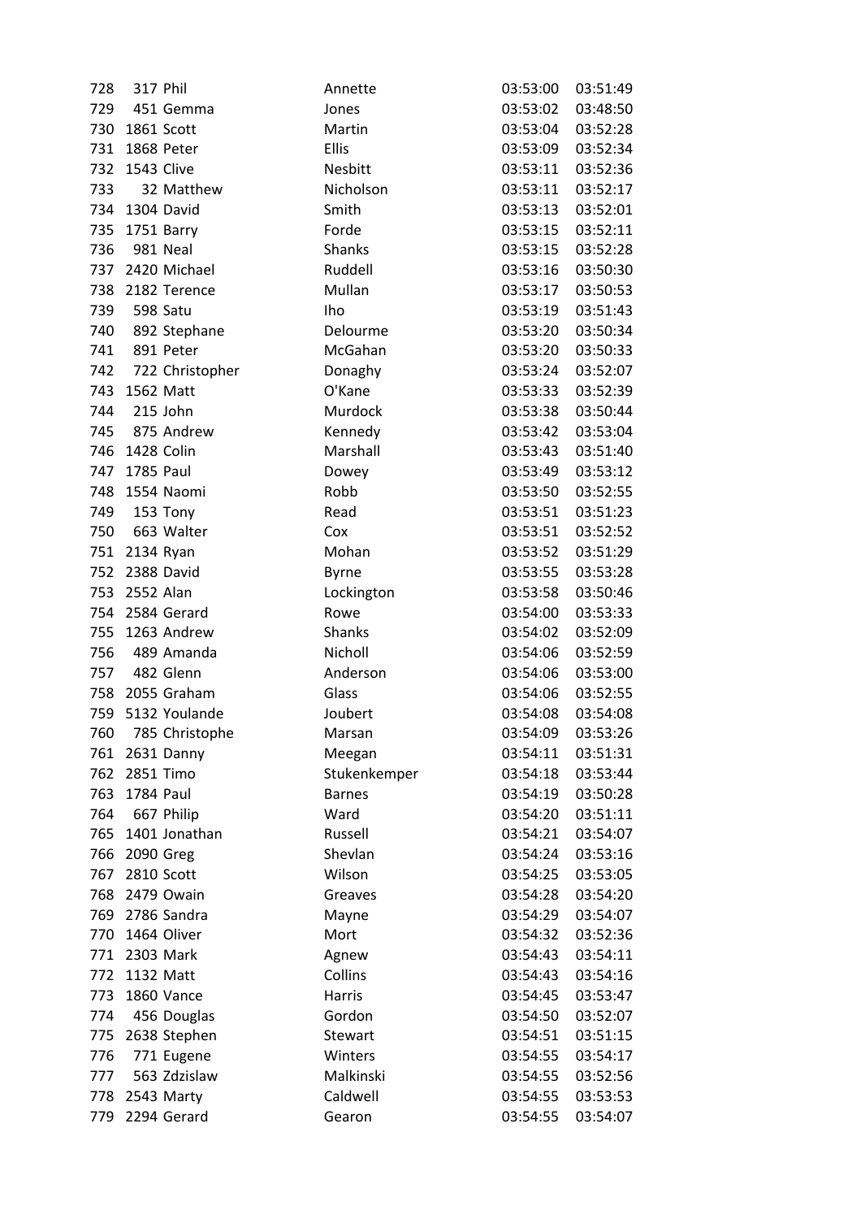| | | | | | |
|---|---|---|---|---|---|
| 728 | 317 | Phil | Annette | 03:53:00 | 03:51:49 |
| 729 | 451 | Gemma | Jones | 03:53:02 | 03:48:50 |
| 730 | 1861 | Scott | Martin | 03:53:04 | 03:52:28 |
| 731 | 1868 | Peter | Ellis | 03:53:09 | 03:52:34 |
| 732 | 1543 | Clive | Nesbitt | 03:53:11 | 03:52:36 |
| 733 | 32 | Matthew | Nicholson | 03:53:11 | 03:52:17 |
| 734 | 1304 | David | Smith | 03:53:13 | 03:52:01 |
| 735 | 1751 | Barry | Forde | 03:53:15 | 03:52:11 |
| 736 | 981 | Neal | Shanks | 03:53:15 | 03:52:28 |
| 737 | 2420 | Michael | Ruddell | 03:53:16 | 03:50:30 |
| 738 | 2182 | Terence | Mullan | 03:53:17 | 03:50:53 |
| 739 | 598 | Satu | Iho | 03:53:19 | 03:51:43 |
| 740 | 892 | Stephane | Delourme | 03:53:20 | 03:50:34 |
| 741 | 891 | Peter | McGahan | 03:53:20 | 03:50:33 |
| 742 | 722 | Christopher | Donaghy | 03:53:24 | 03:52:07 |
| 743 | 1562 | Matt | O'Kane | 03:53:33 | 03:52:39 |
| 744 | 215 | John | Murdock | 03:53:38 | 03:50:44 |
| 745 | 875 | Andrew | Kennedy | 03:53:42 | 03:53:04 |
| 746 | 1428 | Colin | Marshall | 03:53:43 | 03:51:40 |
| 747 | 1785 | Paul | Dowey | 03:53:49 | 03:53:12 |
| 748 | 1554 | Naomi | Robb | 03:53:50 | 03:52:55 |
| 749 | 153 | Tony | Read | 03:53:51 | 03:51:23 |
| 750 | 663 | Walter | Cox | 03:53:51 | 03:52:52 |
| 751 | 2134 | Ryan | Mohan | 03:53:52 | 03:51:29 |
| 752 | 2388 | David | Byrne | 03:53:55 | 03:53:28 |
| 753 | 2552 | Alan | Lockington | 03:53:58 | 03:50:46 |
| 754 | 2584 | Gerard | Rowe | 03:54:00 | 03:53:33 |
| 755 | 1263 | Andrew | Shanks | 03:54:02 | 03:52:09 |
| 756 | 489 | Amanda | Nicholl | 03:54:06 | 03:52:59 |
| 757 | 482 | Glenn | Anderson | 03:54:06 | 03:53:00 |
| 758 | 2055 | Graham | Glass | 03:54:06 | 03:52:55 |
| 759 | 5132 | Youlande | Joubert | 03:54:08 | 03:54:08 |
| 760 | 785 | Christophe | Marsan | 03:54:09 | 03:53:26 |
| 761 | 2631 | Danny | Meegan | 03:54:11 | 03:51:31 |
| 762 | 2851 | Timo | Stukenkemper | 03:54:18 | 03:53:44 |
| 763 | 1784 | Paul | Barnes | 03:54:19 | 03:50:28 |
| 764 | 667 | Philip | Ward | 03:54:20 | 03:51:11 |
| 765 | 1401 | Jonathan | Russell | 03:54:21 | 03:54:07 |
| 766 | 2090 | Greg | Shevlan | 03:54:24 | 03:53:16 |
| 767 | 2810 | Scott | Wilson | 03:54:25 | 03:53:05 |
| 768 | 2479 | Owain | Greaves | 03:54:28 | 03:54:20 |
| 769 | 2786 | Sandra | Mayne | 03:54:29 | 03:54:07 |
| 770 | 1464 | Oliver | Mort | 03:54:32 | 03:52:36 |
| 771 | 2303 | Mark | Agnew | 03:54:43 | 03:54:11 |
| 772 | 1132 | Matt | Collins | 03:54:43 | 03:54:16 |
| 773 | 1860 | Vance | Harris | 03:54:45 | 03:53:47 |
| 774 | 456 | Douglas | Gordon | 03:54:50 | 03:52:07 |
| 775 | 2638 | Stephen | Stewart | 03:54:51 | 03:51:15 |
| 776 | 771 | Eugene | Winters | 03:54:55 | 03:54:17 |
| 777 | 563 | Zdzislaw | Malkinski | 03:54:55 | 03:52:56 |
| 778 | 2543 | Marty | Caldwell | 03:54:55 | 03:53:53 |
| 779 | 2294 | Gerard | Gearon | 03:54:55 | 03:54:07 |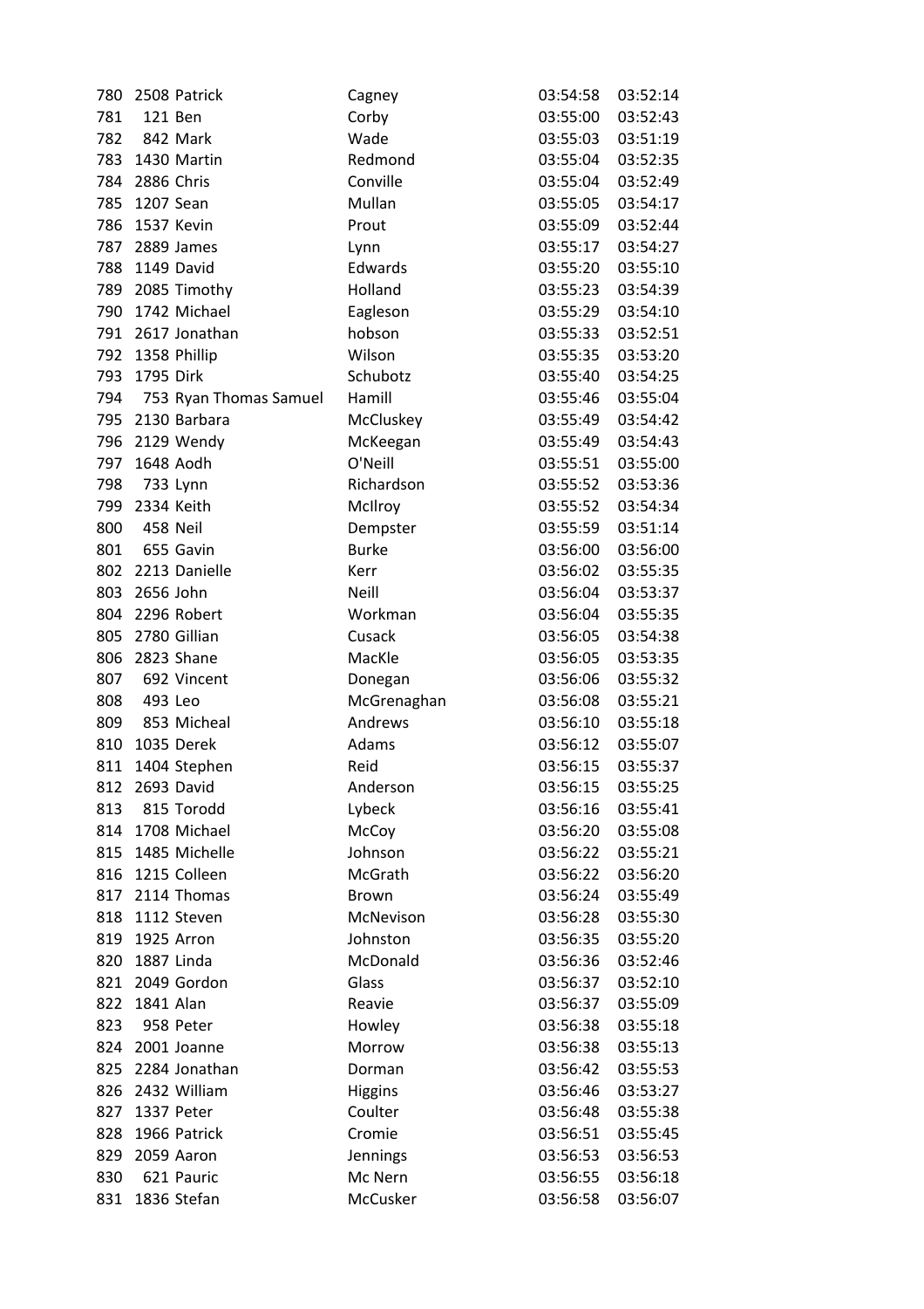| | | | | | |
|---|---|---|---|---|---|
| 780 | 2508 | Patrick | Cagney | 03:54:58 | 03:52:14 |
| 781 | 121 | Ben | Corby | 03:55:00 | 03:52:43 |
| 782 | 842 | Mark | Wade | 03:55:03 | 03:51:19 |
| 783 | 1430 | Martin | Redmond | 03:55:04 | 03:52:35 |
| 784 | 2886 | Chris | Conville | 03:55:04 | 03:52:49 |
| 785 | 1207 | Sean | Mullan | 03:55:05 | 03:54:17 |
| 786 | 1537 | Kevin | Prout | 03:55:09 | 03:52:44 |
| 787 | 2889 | James | Lynn | 03:55:17 | 03:54:27 |
| 788 | 1149 | David | Edwards | 03:55:20 | 03:55:10 |
| 789 | 2085 | Timothy | Holland | 03:55:23 | 03:54:39 |
| 790 | 1742 | Michael | Eagleson | 03:55:29 | 03:54:10 |
| 791 | 2617 | Jonathan | hobson | 03:55:33 | 03:52:51 |
| 792 | 1358 | Phillip | Wilson | 03:55:35 | 03:53:20 |
| 793 | 1795 | Dirk | Schubotz | 03:55:40 | 03:54:25 |
| 794 | 753 | Ryan Thomas Samuel | Hamill | 03:55:46 | 03:55:04 |
| 795 | 2130 | Barbara | McCluskey | 03:55:49 | 03:54:42 |
| 796 | 2129 | Wendy | McKeegan | 03:55:49 | 03:54:43 |
| 797 | 1648 | Aodh | O'Neill | 03:55:51 | 03:55:00 |
| 798 | 733 | Lynn | Richardson | 03:55:52 | 03:53:36 |
| 799 | 2334 | Keith | McIlroy | 03:55:52 | 03:54:34 |
| 800 | 458 | Neil | Dempster | 03:55:59 | 03:51:14 |
| 801 | 655 | Gavin | Burke | 03:56:00 | 03:56:00 |
| 802 | 2213 | Danielle | Kerr | 03:56:02 | 03:55:35 |
| 803 | 2656 | John | Neill | 03:56:04 | 03:53:37 |
| 804 | 2296 | Robert | Workman | 03:56:04 | 03:55:35 |
| 805 | 2780 | Gillian | Cusack | 03:56:05 | 03:54:38 |
| 806 | 2823 | Shane | MacKle | 03:56:05 | 03:53:35 |
| 807 | 692 | Vincent | Donegan | 03:56:06 | 03:55:32 |
| 808 | 493 | Leo | McGrenaghan | 03:56:08 | 03:55:21 |
| 809 | 853 | Micheal | Andrews | 03:56:10 | 03:55:18 |
| 810 | 1035 | Derek | Adams | 03:56:12 | 03:55:07 |
| 811 | 1404 | Stephen | Reid | 03:56:15 | 03:55:37 |
| 812 | 2693 | David | Anderson | 03:56:15 | 03:55:25 |
| 813 | 815 | Torodd | Lybeck | 03:56:16 | 03:55:41 |
| 814 | 1708 | Michael | McCoy | 03:56:20 | 03:55:08 |
| 815 | 1485 | Michelle | Johnson | 03:56:22 | 03:55:21 |
| 816 | 1215 | Colleen | McGrath | 03:56:22 | 03:56:20 |
| 817 | 2114 | Thomas | Brown | 03:56:24 | 03:55:49 |
| 818 | 1112 | Steven | McNevison | 03:56:28 | 03:55:30 |
| 819 | 1925 | Arron | Johnston | 03:56:35 | 03:55:20 |
| 820 | 1887 | Linda | McDonald | 03:56:36 | 03:52:46 |
| 821 | 2049 | Gordon | Glass | 03:56:37 | 03:52:10 |
| 822 | 1841 | Alan | Reavie | 03:56:37 | 03:55:09 |
| 823 | 958 | Peter | Howley | 03:56:38 | 03:55:18 |
| 824 | 2001 | Joanne | Morrow | 03:56:38 | 03:55:13 |
| 825 | 2284 | Jonathan | Dorman | 03:56:42 | 03:55:53 |
| 826 | 2432 | William | Higgins | 03:56:46 | 03:53:27 |
| 827 | 1337 | Peter | Coulter | 03:56:48 | 03:55:38 |
| 828 | 1966 | Patrick | Cromie | 03:56:51 | 03:55:45 |
| 829 | 2059 | Aaron | Jennings | 03:56:53 | 03:56:53 |
| 830 | 621 | Pauric | Mc Nern | 03:56:55 | 03:56:18 |
| 831 | 1836 | Stefan | McCusker | 03:56:58 | 03:56:07 |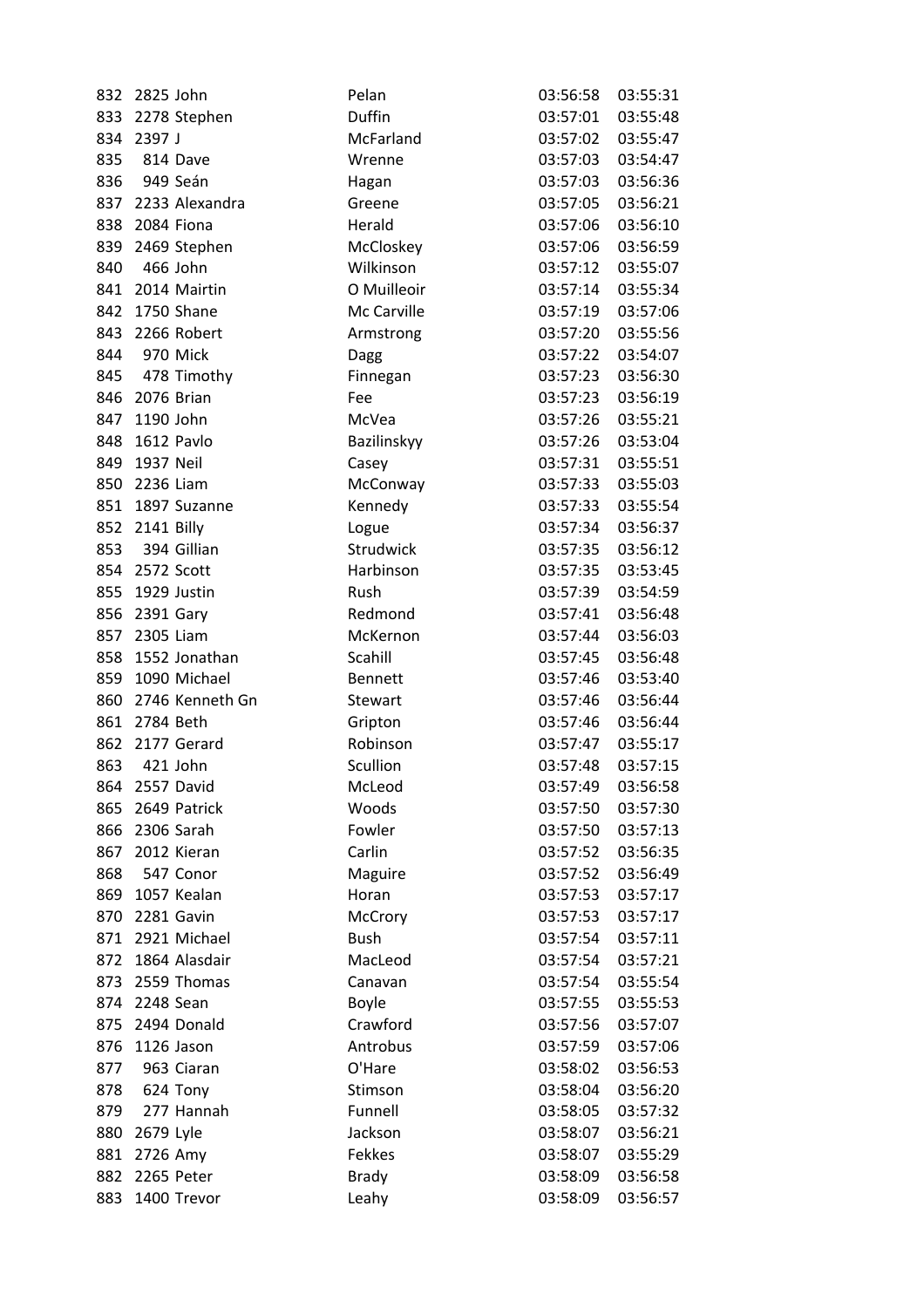| | | | | | |
|---|---|---|---|---|---|
| 832 | 2825 | John | Pelan | 03:56:58 | 03:55:31 |
| 833 | 2278 | Stephen | Duffin | 03:57:01 | 03:55:48 |
| 834 | 2397 | J | McFarland | 03:57:02 | 03:55:47 |
| 835 | 814 | Dave | Wrenne | 03:57:03 | 03:54:47 |
| 836 | 949 | Seán | Hagan | 03:57:03 | 03:56:36 |
| 837 | 2233 | Alexandra | Greene | 03:57:05 | 03:56:21 |
| 838 | 2084 | Fiona | Herald | 03:57:06 | 03:56:10 |
| 839 | 2469 | Stephen | McCloskey | 03:57:06 | 03:56:59 |
| 840 | 466 | John | Wilkinson | 03:57:12 | 03:55:07 |
| 841 | 2014 | Mairtin | O Muilleoir | 03:57:14 | 03:55:34 |
| 842 | 1750 | Shane | Mc Carville | 03:57:19 | 03:57:06 |
| 843 | 2266 | Robert | Armstrong | 03:57:20 | 03:55:56 |
| 844 | 970 | Mick | Dagg | 03:57:22 | 03:54:07 |
| 845 | 478 | Timothy | Finnegan | 03:57:23 | 03:56:30 |
| 846 | 2076 | Brian | Fee | 03:57:23 | 03:56:19 |
| 847 | 1190 | John | McVea | 03:57:26 | 03:55:21 |
| 848 | 1612 | Pavlo | Bazilinskyy | 03:57:26 | 03:53:04 |
| 849 | 1937 | Neil | Casey | 03:57:31 | 03:55:51 |
| 850 | 2236 | Liam | McConway | 03:57:33 | 03:55:03 |
| 851 | 1897 | Suzanne | Kennedy | 03:57:33 | 03:55:54 |
| 852 | 2141 | Billy | Logue | 03:57:34 | 03:56:37 |
| 853 | 394 | Gillian | Strudwick | 03:57:35 | 03:56:12 |
| 854 | 2572 | Scott | Harbinson | 03:57:35 | 03:53:45 |
| 855 | 1929 | Justin | Rush | 03:57:39 | 03:54:59 |
| 856 | 2391 | Gary | Redmond | 03:57:41 | 03:56:48 |
| 857 | 2305 | Liam | McKernon | 03:57:44 | 03:56:03 |
| 858 | 1552 | Jonathan | Scahill | 03:57:45 | 03:56:48 |
| 859 | 1090 | Michael | Bennett | 03:57:46 | 03:53:40 |
| 860 | 2746 | Kenneth Gn | Stewart | 03:57:46 | 03:56:44 |
| 861 | 2784 | Beth | Gripton | 03:57:46 | 03:56:44 |
| 862 | 2177 | Gerard | Robinson | 03:57:47 | 03:55:17 |
| 863 | 421 | John | Scullion | 03:57:48 | 03:57:15 |
| 864 | 2557 | David | McLeod | 03:57:49 | 03:56:58 |
| 865 | 2649 | Patrick | Woods | 03:57:50 | 03:57:30 |
| 866 | 2306 | Sarah | Fowler | 03:57:50 | 03:57:13 |
| 867 | 2012 | Kieran | Carlin | 03:57:52 | 03:56:35 |
| 868 | 547 | Conor | Maguire | 03:57:52 | 03:56:49 |
| 869 | 1057 | Kealan | Horan | 03:57:53 | 03:57:17 |
| 870 | 2281 | Gavin | McCrory | 03:57:53 | 03:57:17 |
| 871 | 2921 | Michael | Bush | 03:57:54 | 03:57:11 |
| 872 | 1864 | Alasdair | MacLeod | 03:57:54 | 03:57:21 |
| 873 | 2559 | Thomas | Canavan | 03:57:54 | 03:55:54 |
| 874 | 2248 | Sean | Boyle | 03:57:55 | 03:55:53 |
| 875 | 2494 | Donald | Crawford | 03:57:56 | 03:57:07 |
| 876 | 1126 | Jason | Antrobus | 03:57:59 | 03:57:06 |
| 877 | 963 | Ciaran | O'Hare | 03:58:02 | 03:56:53 |
| 878 | 624 | Tony | Stimson | 03:58:04 | 03:56:20 |
| 879 | 277 | Hannah | Funnell | 03:58:05 | 03:57:32 |
| 880 | 2679 | Lyle | Jackson | 03:58:07 | 03:56:21 |
| 881 | 2726 | Amy | Fekkes | 03:58:07 | 03:55:29 |
| 882 | 2265 | Peter | Brady | 03:58:09 | 03:56:58 |
| 883 | 1400 | Trevor | Leahy | 03:58:09 | 03:56:57 |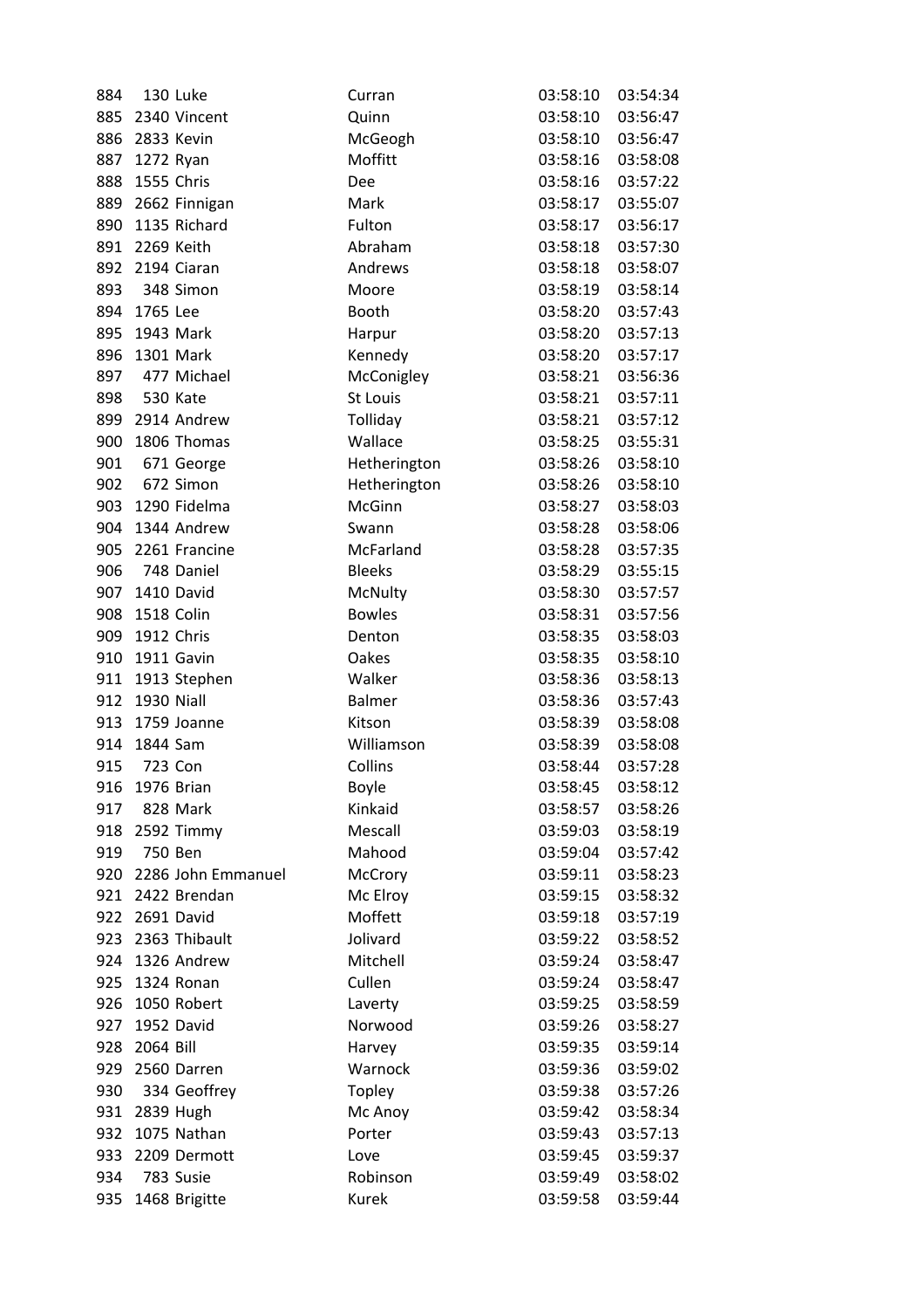| | | | | | |
|---|---|---|---|---|---|
| 884 | 130 | Luke | Curran | 03:58:10 | 03:54:34 |
| 885 | 2340 | Vincent | Quinn | 03:58:10 | 03:56:47 |
| 886 | 2833 | Kevin | McGeogh | 03:58:10 | 03:56:47 |
| 887 | 1272 | Ryan | Moffitt | 03:58:16 | 03:58:08 |
| 888 | 1555 | Chris | Dee | 03:58:16 | 03:57:22 |
| 889 | 2662 | Finnigan | Mark | 03:58:17 | 03:55:07 |
| 890 | 1135 | Richard | Fulton | 03:58:17 | 03:56:17 |
| 891 | 2269 | Keith | Abraham | 03:58:18 | 03:57:30 |
| 892 | 2194 | Ciaran | Andrews | 03:58:18 | 03:58:07 |
| 893 | 348 | Simon | Moore | 03:58:19 | 03:58:14 |
| 894 | 1765 | Lee | Booth | 03:58:20 | 03:57:43 |
| 895 | 1943 | Mark | Harpur | 03:58:20 | 03:57:13 |
| 896 | 1301 | Mark | Kennedy | 03:58:20 | 03:57:17 |
| 897 | 477 | Michael | McConigley | 03:58:21 | 03:56:36 |
| 898 | 530 | Kate | St Louis | 03:58:21 | 03:57:11 |
| 899 | 2914 | Andrew | Tolliday | 03:58:21 | 03:57:12 |
| 900 | 1806 | Thomas | Wallace | 03:58:25 | 03:55:31 |
| 901 | 671 | George | Hetherington | 03:58:26 | 03:58:10 |
| 902 | 672 | Simon | Hetherington | 03:58:26 | 03:58:10 |
| 903 | 1290 | Fidelma | McGinn | 03:58:27 | 03:58:03 |
| 904 | 1344 | Andrew | Swann | 03:58:28 | 03:58:06 |
| 905 | 2261 | Francine | McFarland | 03:58:28 | 03:57:35 |
| 906 | 748 | Daniel | Bleeks | 03:58:29 | 03:55:15 |
| 907 | 1410 | David | McNulty | 03:58:30 | 03:57:57 |
| 908 | 1518 | Colin | Bowles | 03:58:31 | 03:57:56 |
| 909 | 1912 | Chris | Denton | 03:58:35 | 03:58:03 |
| 910 | 1911 | Gavin | Oakes | 03:58:35 | 03:58:10 |
| 911 | 1913 | Stephen | Walker | 03:58:36 | 03:58:13 |
| 912 | 1930 | Niall | Balmer | 03:58:36 | 03:57:43 |
| 913 | 1759 | Joanne | Kitson | 03:58:39 | 03:58:08 |
| 914 | 1844 | Sam | Williamson | 03:58:39 | 03:58:08 |
| 915 | 723 | Con | Collins | 03:58:44 | 03:57:28 |
| 916 | 1976 | Brian | Boyle | 03:58:45 | 03:58:12 |
| 917 | 828 | Mark | Kinkaid | 03:58:57 | 03:58:26 |
| 918 | 2592 | Timmy | Mescall | 03:59:03 | 03:58:19 |
| 919 | 750 | Ben | Mahood | 03:59:04 | 03:57:42 |
| 920 | 2286 | John Emmanuel | McCrory | 03:59:11 | 03:58:23 |
| 921 | 2422 | Brendan | Mc Elroy | 03:59:15 | 03:58:32 |
| 922 | 2691 | David | Moffett | 03:59:18 | 03:57:19 |
| 923 | 2363 | Thibault | Jolivard | 03:59:22 | 03:58:52 |
| 924 | 1326 | Andrew | Mitchell | 03:59:24 | 03:58:47 |
| 925 | 1324 | Ronan | Cullen | 03:59:24 | 03:58:47 |
| 926 | 1050 | Robert | Laverty | 03:59:25 | 03:58:59 |
| 927 | 1952 | David | Norwood | 03:59:26 | 03:58:27 |
| 928 | 2064 | Bill | Harvey | 03:59:35 | 03:59:14 |
| 929 | 2560 | Darren | Warnock | 03:59:36 | 03:59:02 |
| 930 | 334 | Geoffrey | Topley | 03:59:38 | 03:57:26 |
| 931 | 2839 | Hugh | Mc Anoy | 03:59:42 | 03:58:34 |
| 932 | 1075 | Nathan | Porter | 03:59:43 | 03:57:13 |
| 933 | 2209 | Dermott | Love | 03:59:45 | 03:59:37 |
| 934 | 783 | Susie | Robinson | 03:59:49 | 03:58:02 |
| 935 | 1468 | Brigitte | Kurek | 03:59:58 | 03:59:44 |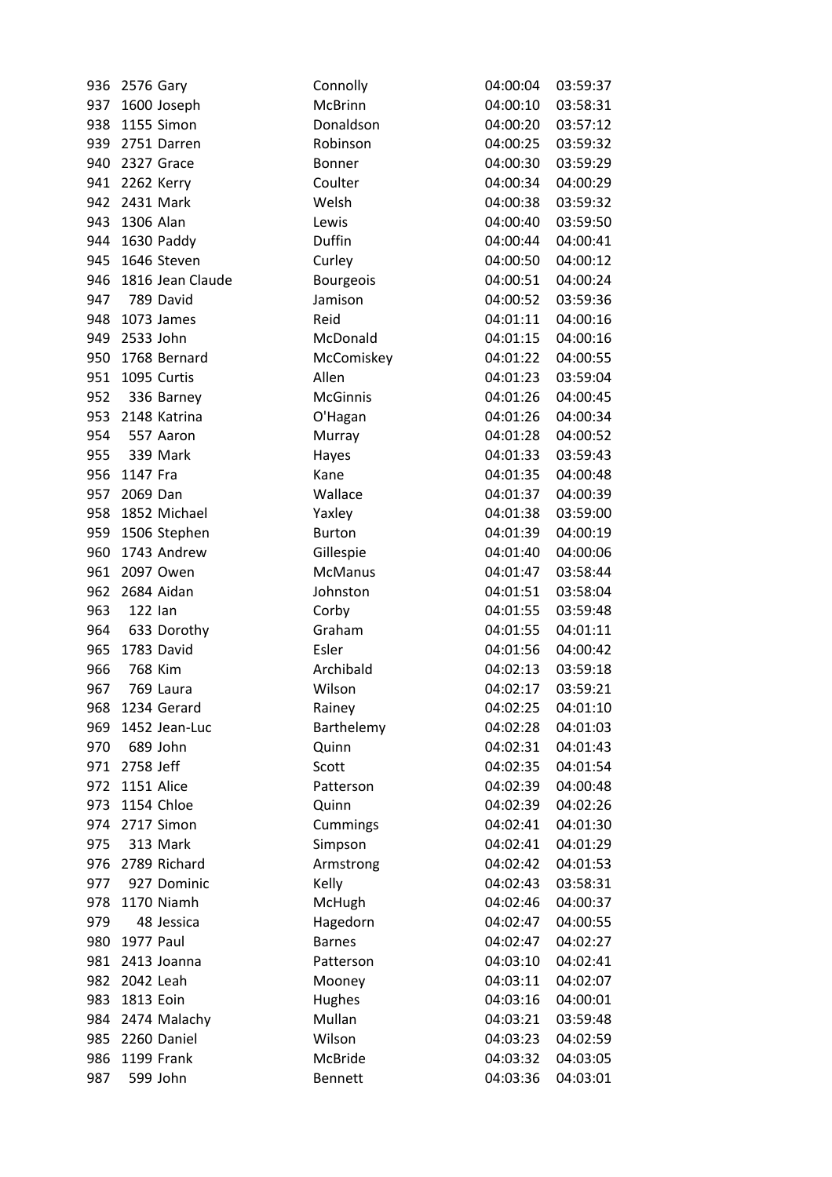| | | | | | |
|---|---|---|---|---|---|
| 936 | 2576 | Gary | Connolly | 04:00:04 | 03:59:37 |
| 937 | 1600 | Joseph | McBrinn | 04:00:10 | 03:58:31 |
| 938 | 1155 | Simon | Donaldson | 04:00:20 | 03:57:12 |
| 939 | 2751 | Darren | Robinson | 04:00:25 | 03:59:32 |
| 940 | 2327 | Grace | Bonner | 04:00:30 | 03:59:29 |
| 941 | 2262 | Kerry | Coulter | 04:00:34 | 04:00:29 |
| 942 | 2431 | Mark | Welsh | 04:00:38 | 03:59:32 |
| 943 | 1306 | Alan | Lewis | 04:00:40 | 03:59:50 |
| 944 | 1630 | Paddy | Duffin | 04:00:44 | 04:00:41 |
| 945 | 1646 | Steven | Curley | 04:00:50 | 04:00:12 |
| 946 | 1816 | Jean Claude | Bourgeois | 04:00:51 | 04:00:24 |
| 947 | 789 | David | Jamison | 04:00:52 | 03:59:36 |
| 948 | 1073 | James | Reid | 04:01:11 | 04:00:16 |
| 949 | 2533 | John | McDonald | 04:01:15 | 04:00:16 |
| 950 | 1768 | Bernard | McComiskey | 04:01:22 | 04:00:55 |
| 951 | 1095 | Curtis | Allen | 04:01:23 | 03:59:04 |
| 952 | 336 | Barney | McGinnis | 04:01:26 | 04:00:45 |
| 953 | 2148 | Katrina | O'Hagan | 04:01:26 | 04:00:34 |
| 954 | 557 | Aaron | Murray | 04:01:28 | 04:00:52 |
| 955 | 339 | Mark | Hayes | 04:01:33 | 03:59:43 |
| 956 | 1147 | Fra | Kane | 04:01:35 | 04:00:48 |
| 957 | 2069 | Dan | Wallace | 04:01:37 | 04:00:39 |
| 958 | 1852 | Michael | Yaxley | 04:01:38 | 03:59:00 |
| 959 | 1506 | Stephen | Burton | 04:01:39 | 04:00:19 |
| 960 | 1743 | Andrew | Gillespie | 04:01:40 | 04:00:06 |
| 961 | 2097 | Owen | McManus | 04:01:47 | 03:58:44 |
| 962 | 2684 | Aidan | Johnston | 04:01:51 | 03:58:04 |
| 963 | 122 | Ian | Corby | 04:01:55 | 03:59:48 |
| 964 | 633 | Dorothy | Graham | 04:01:55 | 04:01:11 |
| 965 | 1783 | David | Esler | 04:01:56 | 04:00:42 |
| 966 | 768 | Kim | Archibald | 04:02:13 | 03:59:18 |
| 967 | 769 | Laura | Wilson | 04:02:17 | 03:59:21 |
| 968 | 1234 | Gerard | Rainey | 04:02:25 | 04:01:10 |
| 969 | 1452 | Jean-Luc | Barthelemy | 04:02:28 | 04:01:03 |
| 970 | 689 | John | Quinn | 04:02:31 | 04:01:43 |
| 971 | 2758 | Jeff | Scott | 04:02:35 | 04:01:54 |
| 972 | 1151 | Alice | Patterson | 04:02:39 | 04:00:48 |
| 973 | 1154 | Chloe | Quinn | 04:02:39 | 04:02:26 |
| 974 | 2717 | Simon | Cummings | 04:02:41 | 04:01:30 |
| 975 | 313 | Mark | Simpson | 04:02:41 | 04:01:29 |
| 976 | 2789 | Richard | Armstrong | 04:02:42 | 04:01:53 |
| 977 | 927 | Dominic | Kelly | 04:02:43 | 03:58:31 |
| 978 | 1170 | Niamh | McHugh | 04:02:46 | 04:00:37 |
| 979 | 48 | Jessica | Hagedorn | 04:02:47 | 04:00:55 |
| 980 | 1977 | Paul | Barnes | 04:02:47 | 04:02:27 |
| 981 | 2413 | Joanna | Patterson | 04:03:10 | 04:02:41 |
| 982 | 2042 | Leah | Mooney | 04:03:11 | 04:02:07 |
| 983 | 1813 | Eoin | Hughes | 04:03:16 | 04:00:01 |
| 984 | 2474 | Malachy | Mullan | 04:03:21 | 03:59:48 |
| 985 | 2260 | Daniel | Wilson | 04:03:23 | 04:02:59 |
| 986 | 1199 | Frank | McBride | 04:03:32 | 04:03:05 |
| 987 | 599 | John | Bennett | 04:03:36 | 04:03:01 |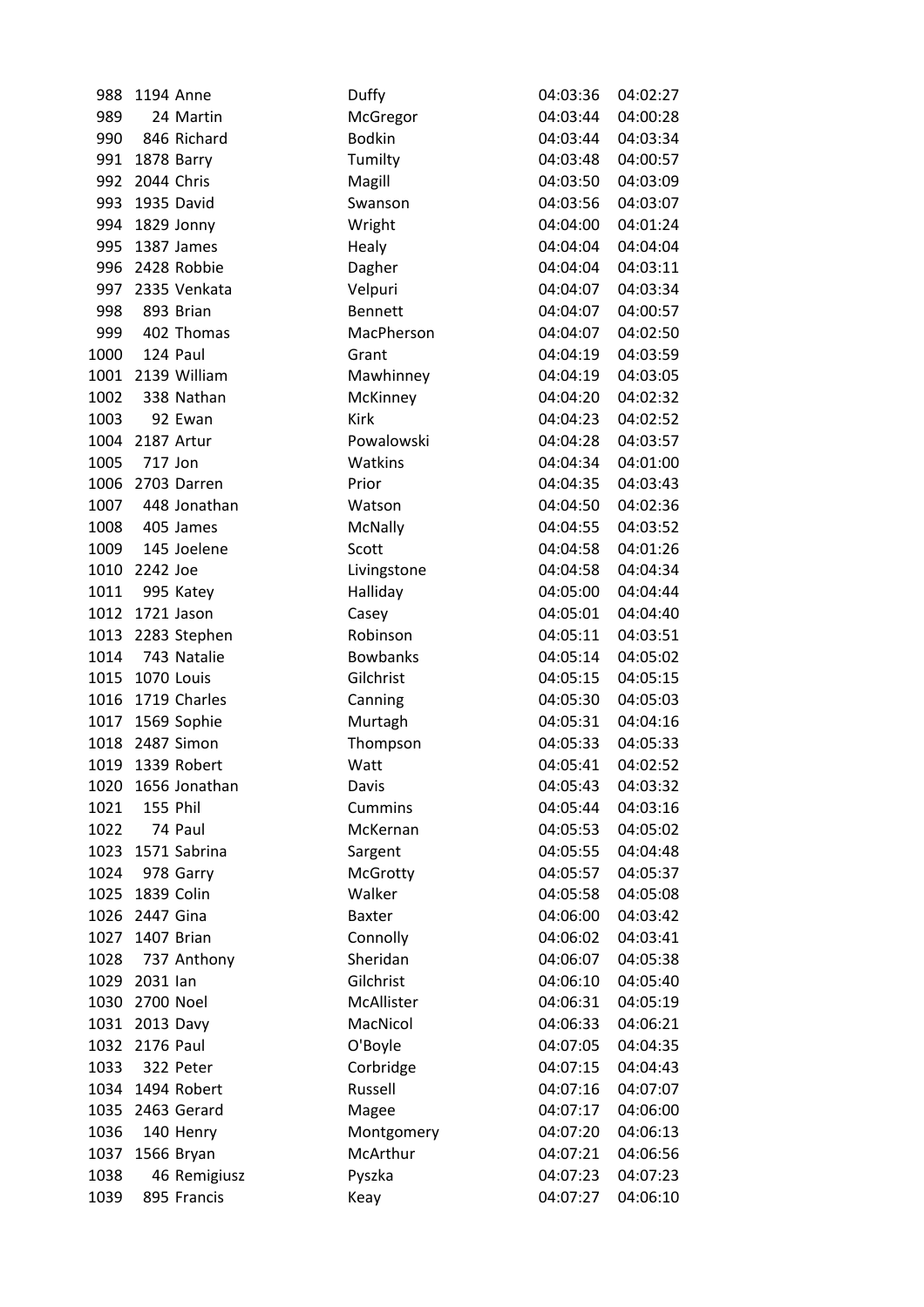| | | | | | |
|---|---|---|---|---|---|
| 988 | 1194 | Anne | Duffy | 04:03:36 | 04:02:27 |
| 989 | 24 | Martin | McGregor | 04:03:44 | 04:00:28 |
| 990 | 846 | Richard | Bodkin | 04:03:44 | 04:03:34 |
| 991 | 1878 | Barry | Tumilty | 04:03:48 | 04:00:57 |
| 992 | 2044 | Chris | Magill | 04:03:50 | 04:03:09 |
| 993 | 1935 | David | Swanson | 04:03:56 | 04:03:07 |
| 994 | 1829 | Jonny | Wright | 04:04:00 | 04:01:24 |
| 995 | 1387 | James | Healy | 04:04:04 | 04:04:04 |
| 996 | 2428 | Robbie | Dagher | 04:04:04 | 04:03:11 |
| 997 | 2335 | Venkata | Velpuri | 04:04:07 | 04:03:34 |
| 998 | 893 | Brian | Bennett | 04:04:07 | 04:00:57 |
| 999 | 402 | Thomas | MacPherson | 04:04:07 | 04:02:50 |
| 1000 | 124 | Paul | Grant | 04:04:19 | 04:03:59 |
| 1001 | 2139 | William | Mawhinney | 04:04:19 | 04:03:05 |
| 1002 | 338 | Nathan | McKinney | 04:04:20 | 04:02:32 |
| 1003 | 92 | Ewan | Kirk | 04:04:23 | 04:02:52 |
| 1004 | 2187 | Artur | Powalowski | 04:04:28 | 04:03:57 |
| 1005 | 717 | Jon | Watkins | 04:04:34 | 04:01:00 |
| 1006 | 2703 | Darren | Prior | 04:04:35 | 04:03:43 |
| 1007 | 448 | Jonathan | Watson | 04:04:50 | 04:02:36 |
| 1008 | 405 | James | McNally | 04:04:55 | 04:03:52 |
| 1009 | 145 | Joelene | Scott | 04:04:58 | 04:01:26 |
| 1010 | 2242 | Joe | Livingstone | 04:04:58 | 04:04:34 |
| 1011 | 995 | Katey | Halliday | 04:05:00 | 04:04:44 |
| 1012 | 1721 | Jason | Casey | 04:05:01 | 04:04:40 |
| 1013 | 2283 | Stephen | Robinson | 04:05:11 | 04:03:51 |
| 1014 | 743 | Natalie | Bowbanks | 04:05:14 | 04:05:02 |
| 1015 | 1070 | Louis | Gilchrist | 04:05:15 | 04:05:15 |
| 1016 | 1719 | Charles | Canning | 04:05:30 | 04:05:03 |
| 1017 | 1569 | Sophie | Murtagh | 04:05:31 | 04:04:16 |
| 1018 | 2487 | Simon | Thompson | 04:05:33 | 04:05:33 |
| 1019 | 1339 | Robert | Watt | 04:05:41 | 04:02:52 |
| 1020 | 1656 | Jonathan | Davis | 04:05:43 | 04:03:32 |
| 1021 | 155 | Phil | Cummins | 04:05:44 | 04:03:16 |
| 1022 | 74 | Paul | McKernan | 04:05:53 | 04:05:02 |
| 1023 | 1571 | Sabrina | Sargent | 04:05:55 | 04:04:48 |
| 1024 | 978 | Garry | McGrotty | 04:05:57 | 04:05:37 |
| 1025 | 1839 | Colin | Walker | 04:05:58 | 04:05:08 |
| 1026 | 2447 | Gina | Baxter | 04:06:00 | 04:03:42 |
| 1027 | 1407 | Brian | Connolly | 04:06:02 | 04:03:41 |
| 1028 | 737 | Anthony | Sheridan | 04:06:07 | 04:05:38 |
| 1029 | 2031 | Ian | Gilchrist | 04:06:10 | 04:05:40 |
| 1030 | 2700 | Noel | McAllister | 04:06:31 | 04:05:19 |
| 1031 | 2013 | Davy | MacNicol | 04:06:33 | 04:06:21 |
| 1032 | 2176 | Paul | O'Boyle | 04:07:05 | 04:04:35 |
| 1033 | 322 | Peter | Corbridge | 04:07:15 | 04:04:43 |
| 1034 | 1494 | Robert | Russell | 04:07:16 | 04:07:07 |
| 1035 | 2463 | Gerard | Magee | 04:07:17 | 04:06:00 |
| 1036 | 140 | Henry | Montgomery | 04:07:20 | 04:06:13 |
| 1037 | 1566 | Bryan | McArthur | 04:07:21 | 04:06:56 |
| 1038 | 46 | Remigiusz | Pyszka | 04:07:23 | 04:07:23 |
| 1039 | 895 | Francis | Keay | 04:07:27 | 04:06:10 |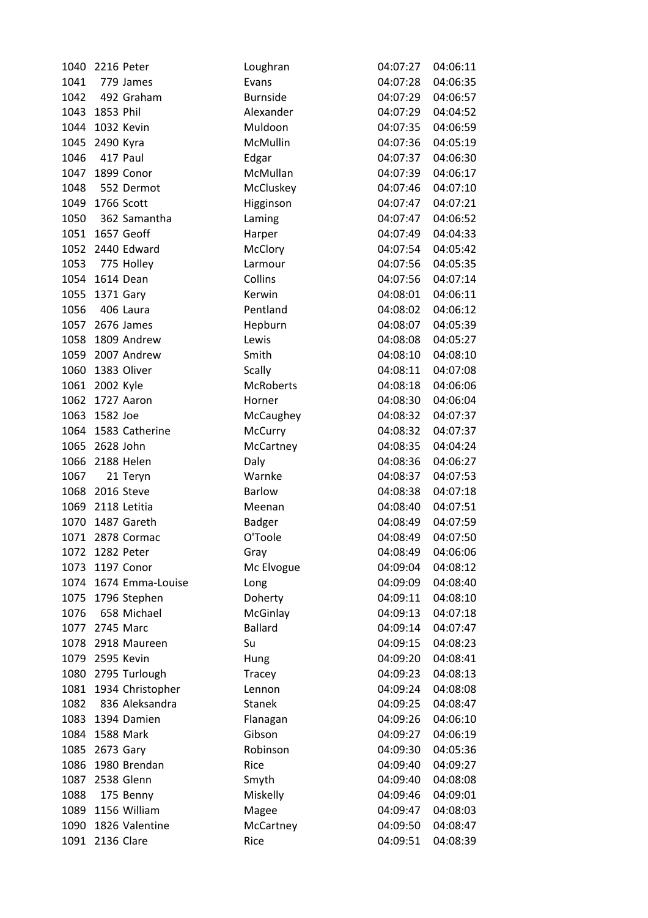| 1040 | 2216 | Peter | Loughran | 04:07:27 | 04:06:11 |
|---|---|---|---|---|---|
| 1041 | 779 | James | Evans | 04:07:28 | 04:06:35 |
| 1042 | 492 | Graham | Burnside | 04:07:29 | 04:06:57 |
| 1043 | 1853 | Phil | Alexander | 04:07:29 | 04:04:52 |
| 1044 | 1032 | Kevin | Muldoon | 04:07:35 | 04:06:59 |
| 1045 | 2490 | Kyra | McMullin | 04:07:36 | 04:05:19 |
| 1046 | 417 | Paul | Edgar | 04:07:37 | 04:06:30 |
| 1047 | 1899 | Conor | McMullan | 04:07:39 | 04:06:17 |
| 1048 | 552 | Dermot | McCluskey | 04:07:46 | 04:07:10 |
| 1049 | 1766 | Scott | Higginson | 04:07:47 | 04:07:21 |
| 1050 | 362 | Samantha | Laming | 04:07:47 | 04:06:52 |
| 1051 | 1657 | Geoff | Harper | 04:07:49 | 04:04:33 |
| 1052 | 2440 | Edward | McClory | 04:07:54 | 04:05:42 |
| 1053 | 775 | Holley | Larmour | 04:07:56 | 04:05:35 |
| 1054 | 1614 | Dean | Collins | 04:07:56 | 04:07:14 |
| 1055 | 1371 | Gary | Kerwin | 04:08:01 | 04:06:11 |
| 1056 | 406 | Laura | Pentland | 04:08:02 | 04:06:12 |
| 1057 | 2676 | James | Hepburn | 04:08:07 | 04:05:39 |
| 1058 | 1809 | Andrew | Lewis | 04:08:08 | 04:05:27 |
| 1059 | 2007 | Andrew | Smith | 04:08:10 | 04:08:10 |
| 1060 | 1383 | Oliver | Scally | 04:08:11 | 04:07:08 |
| 1061 | 2002 | Kyle | McRoberts | 04:08:18 | 04:06:06 |
| 1062 | 1727 | Aaron | Horner | 04:08:30 | 04:06:04 |
| 1063 | 1582 | Joe | McCaughey | 04:08:32 | 04:07:37 |
| 1064 | 1583 | Catherine | McCurry | 04:08:32 | 04:07:37 |
| 1065 | 2628 | John | McCartney | 04:08:35 | 04:04:24 |
| 1066 | 2188 | Helen | Daly | 04:08:36 | 04:06:27 |
| 1067 | 21 | Teryn | Warnke | 04:08:37 | 04:07:53 |
| 1068 | 2016 | Steve | Barlow | 04:08:38 | 04:07:18 |
| 1069 | 2118 | Letitia | Meenan | 04:08:40 | 04:07:51 |
| 1070 | 1487 | Gareth | Badger | 04:08:49 | 04:07:59 |
| 1071 | 2878 | Cormac | O'Toole | 04:08:49 | 04:07:50 |
| 1072 | 1282 | Peter | Gray | 04:08:49 | 04:06:06 |
| 1073 | 1197 | Conor | Mc Elvogue | 04:09:04 | 04:08:12 |
| 1074 | 1674 | Emma-Louise | Long | 04:09:09 | 04:08:40 |
| 1075 | 1796 | Stephen | Doherty | 04:09:11 | 04:08:10 |
| 1076 | 658 | Michael | McGinlay | 04:09:13 | 04:07:18 |
| 1077 | 2745 | Marc | Ballard | 04:09:14 | 04:07:47 |
| 1078 | 2918 | Maureen | Su | 04:09:15 | 04:08:23 |
| 1079 | 2595 | Kevin | Hung | 04:09:20 | 04:08:41 |
| 1080 | 2795 | Turlough | Tracey | 04:09:23 | 04:08:13 |
| 1081 | 1934 | Christopher | Lennon | 04:09:24 | 04:08:08 |
| 1082 | 836 | Aleksandra | Stanek | 04:09:25 | 04:08:47 |
| 1083 | 1394 | Damien | Flanagan | 04:09:26 | 04:06:10 |
| 1084 | 1588 | Mark | Gibson | 04:09:27 | 04:06:19 |
| 1085 | 2673 | Gary | Robinson | 04:09:30 | 04:05:36 |
| 1086 | 1980 | Brendan | Rice | 04:09:40 | 04:09:27 |
| 1087 | 2538 | Glenn | Smyth | 04:09:40 | 04:08:08 |
| 1088 | 175 | Benny | Miskelly | 04:09:46 | 04:09:01 |
| 1089 | 1156 | William | Magee | 04:09:47 | 04:08:03 |
| 1090 | 1826 | Valentine | McCartney | 04:09:50 | 04:08:47 |
| 1091 | 2136 | Clare | Rice | 04:09:51 | 04:08:39 |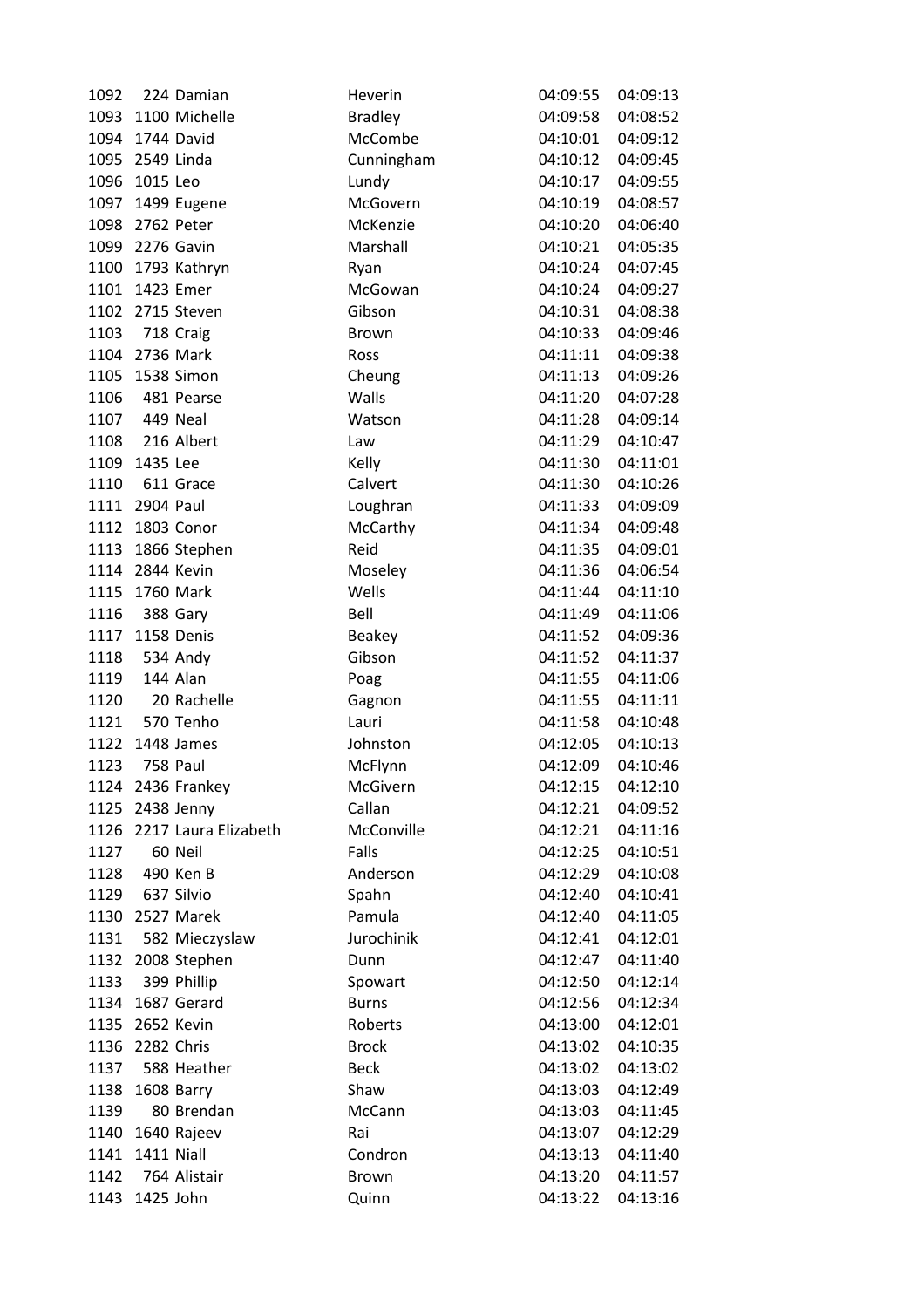| | | | | | |
|---|---|---|---|---|---|
| 1092 | 224 | Damian | Heverin | 04:09:55 | 04:09:13 |
| 1093 | 1100 | Michelle | Bradley | 04:09:58 | 04:08:52 |
| 1094 | 1744 | David | McCombe | 04:10:01 | 04:09:12 |
| 1095 | 2549 | Linda | Cunningham | 04:10:12 | 04:09:45 |
| 1096 | 1015 | Leo | Lundy | 04:10:17 | 04:09:55 |
| 1097 | 1499 | Eugene | McGovern | 04:10:19 | 04:08:57 |
| 1098 | 2762 | Peter | McKenzie | 04:10:20 | 04:06:40 |
| 1099 | 2276 | Gavin | Marshall | 04:10:21 | 04:05:35 |
| 1100 | 1793 | Kathryn | Ryan | 04:10:24 | 04:07:45 |
| 1101 | 1423 | Emer | McGowan | 04:10:24 | 04:09:27 |
| 1102 | 2715 | Steven | Gibson | 04:10:31 | 04:08:38 |
| 1103 | 718 | Craig | Brown | 04:10:33 | 04:09:46 |
| 1104 | 2736 | Mark | Ross | 04:11:11 | 04:09:38 |
| 1105 | 1538 | Simon | Cheung | 04:11:13 | 04:09:26 |
| 1106 | 481 | Pearse | Walls | 04:11:20 | 04:07:28 |
| 1107 | 449 | Neal | Watson | 04:11:28 | 04:09:14 |
| 1108 | 216 | Albert | Law | 04:11:29 | 04:10:47 |
| 1109 | 1435 | Lee | Kelly | 04:11:30 | 04:11:01 |
| 1110 | 611 | Grace | Calvert | 04:11:30 | 04:10:26 |
| 1111 | 2904 | Paul | Loughran | 04:11:33 | 04:09:09 |
| 1112 | 1803 | Conor | McCarthy | 04:11:34 | 04:09:48 |
| 1113 | 1866 | Stephen | Reid | 04:11:35 | 04:09:01 |
| 1114 | 2844 | Kevin | Moseley | 04:11:36 | 04:06:54 |
| 1115 | 1760 | Mark | Wells | 04:11:44 | 04:11:10 |
| 1116 | 388 | Gary | Bell | 04:11:49 | 04:11:06 |
| 1117 | 1158 | Denis | Beakey | 04:11:52 | 04:09:36 |
| 1118 | 534 | Andy | Gibson | 04:11:52 | 04:11:37 |
| 1119 | 144 | Alan | Poag | 04:11:55 | 04:11:06 |
| 1120 | 20 | Rachelle | Gagnon | 04:11:55 | 04:11:11 |
| 1121 | 570 | Tenho | Lauri | 04:11:58 | 04:10:48 |
| 1122 | 1448 | James | Johnston | 04:12:05 | 04:10:13 |
| 1123 | 758 | Paul | McFlynn | 04:12:09 | 04:10:46 |
| 1124 | 2436 | Frankey | McGivern | 04:12:15 | 04:12:10 |
| 1125 | 2438 | Jenny | Callan | 04:12:21 | 04:09:52 |
| 1126 | 2217 | Laura Elizabeth | McConville | 04:12:21 | 04:11:16 |
| 1127 | 60 | Neil | Falls | 04:12:25 | 04:10:51 |
| 1128 | 490 | Ken B | Anderson | 04:12:29 | 04:10:08 |
| 1129 | 637 | Silvio | Spahn | 04:12:40 | 04:10:41 |
| 1130 | 2527 | Marek | Pamula | 04:12:40 | 04:11:05 |
| 1131 | 582 | Mieczyslaw | Jurochinik | 04:12:41 | 04:12:01 |
| 1132 | 2008 | Stephen | Dunn | 04:12:47 | 04:11:40 |
| 1133 | 399 | Phillip | Spowart | 04:12:50 | 04:12:14 |
| 1134 | 1687 | Gerard | Burns | 04:12:56 | 04:12:34 |
| 1135 | 2652 | Kevin | Roberts | 04:13:00 | 04:12:01 |
| 1136 | 2282 | Chris | Brock | 04:13:02 | 04:10:35 |
| 1137 | 588 | Heather | Beck | 04:13:02 | 04:13:02 |
| 1138 | 1608 | Barry | Shaw | 04:13:03 | 04:12:49 |
| 1139 | 80 | Brendan | McCann | 04:13:03 | 04:11:45 |
| 1140 | 1640 | Rajeev | Rai | 04:13:07 | 04:12:29 |
| 1141 | 1411 | Niall | Condron | 04:13:13 | 04:11:40 |
| 1142 | 764 | Alistair | Brown | 04:13:20 | 04:11:57 |
| 1143 | 1425 | John | Quinn | 04:13:22 | 04:13:16 |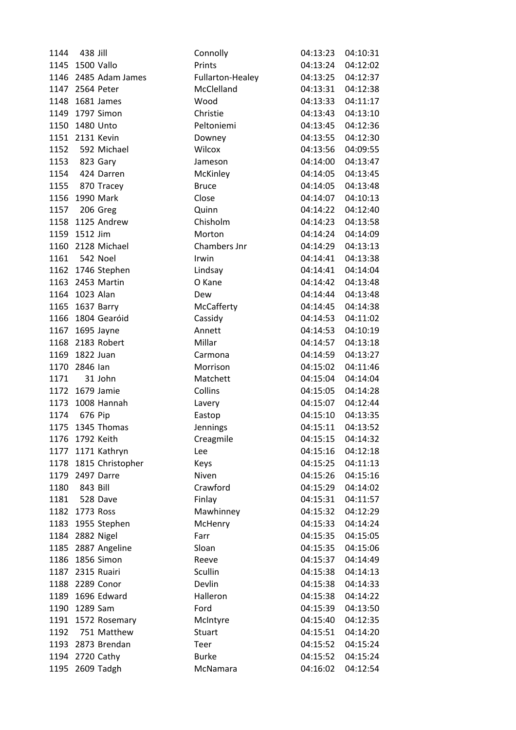| | | | | | |
|---|---|---|---|---|---|
| 1144 | 438 | Jill | Connolly | 04:13:23 | 04:10:31 |
| 1145 | 1500 | Vallo | Prints | 04:13:24 | 04:12:02 |
| 1146 | 2485 | Adam James | Fullarton-Healey | 04:13:25 | 04:12:37 |
| 1147 | 2564 | Peter | McClelland | 04:13:31 | 04:12:38 |
| 1148 | 1681 | James | Wood | 04:13:33 | 04:11:17 |
| 1149 | 1797 | Simon | Christie | 04:13:43 | 04:13:10 |
| 1150 | 1480 | Unto | Peltoniemi | 04:13:45 | 04:12:36 |
| 1151 | 2131 | Kevin | Downey | 04:13:55 | 04:12:30 |
| 1152 | 592 | Michael | Wilcox | 04:13:56 | 04:09:55 |
| 1153 | 823 | Gary | Jameson | 04:14:00 | 04:13:47 |
| 1154 | 424 | Darren | McKinley | 04:14:05 | 04:13:45 |
| 1155 | 870 | Tracey | Bruce | 04:14:05 | 04:13:48 |
| 1156 | 1990 | Mark | Close | 04:14:07 | 04:10:13 |
| 1157 | 206 | Greg | Quinn | 04:14:22 | 04:12:40 |
| 1158 | 1125 | Andrew | Chisholm | 04:14:23 | 04:13:58 |
| 1159 | 1512 | Jim | Morton | 04:14:24 | 04:14:09 |
| 1160 | 2128 | Michael | Chambers Jnr | 04:14:29 | 04:13:13 |
| 1161 | 542 | Noel | Irwin | 04:14:41 | 04:13:38 |
| 1162 | 1746 | Stephen | Lindsay | 04:14:41 | 04:14:04 |
| 1163 | 2453 | Martin | O Kane | 04:14:42 | 04:13:48 |
| 1164 | 1023 | Alan | Dew | 04:14:44 | 04:13:48 |
| 1165 | 1637 | Barry | McCafferty | 04:14:45 | 04:14:38 |
| 1166 | 1804 | Gearóid | Cassidy | 04:14:53 | 04:11:02 |
| 1167 | 1695 | Jayne | Annett | 04:14:53 | 04:10:19 |
| 1168 | 2183 | Robert | Millar | 04:14:57 | 04:13:18 |
| 1169 | 1822 | Juan | Carmona | 04:14:59 | 04:13:27 |
| 1170 | 2846 | Ian | Morrison | 04:15:02 | 04:11:46 |
| 1171 | 31 | John | Matchett | 04:15:04 | 04:14:04 |
| 1172 | 1679 | Jamie | Collins | 04:15:05 | 04:14:28 |
| 1173 | 1008 | Hannah | Lavery | 04:15:07 | 04:12:44 |
| 1174 | 676 | Pip | Eastop | 04:15:10 | 04:13:35 |
| 1175 | 1345 | Thomas | Jennings | 04:15:11 | 04:13:52 |
| 1176 | 1792 | Keith | Creagmile | 04:15:15 | 04:14:32 |
| 1177 | 1171 | Kathryn | Lee | 04:15:16 | 04:12:18 |
| 1178 | 1815 | Christopher | Keys | 04:15:25 | 04:11:13 |
| 1179 | 2497 | Darre | Niven | 04:15:26 | 04:15:16 |
| 1180 | 843 | Bill | Crawford | 04:15:29 | 04:14:02 |
| 1181 | 528 | Dave | Finlay | 04:15:31 | 04:11:57 |
| 1182 | 1773 | Ross | Mawhinney | 04:15:32 | 04:12:29 |
| 1183 | 1955 | Stephen | McHenry | 04:15:33 | 04:14:24 |
| 1184 | 2882 | Nigel | Farr | 04:15:35 | 04:15:05 |
| 1185 | 2887 | Angeline | Sloan | 04:15:35 | 04:15:06 |
| 1186 | 1856 | Simon | Reeve | 04:15:37 | 04:14:49 |
| 1187 | 2315 | Ruairi | Scullin | 04:15:38 | 04:14:13 |
| 1188 | 2289 | Conor | Devlin | 04:15:38 | 04:14:33 |
| 1189 | 1696 | Edward | Halleron | 04:15:38 | 04:14:22 |
| 1190 | 1289 | Sam | Ford | 04:15:39 | 04:13:50 |
| 1191 | 1572 | Rosemary | McIntyre | 04:15:40 | 04:12:35 |
| 1192 | 751 | Matthew | Stuart | 04:15:51 | 04:14:20 |
| 1193 | 2873 | Brendan | Teer | 04:15:52 | 04:15:24 |
| 1194 | 2720 | Cathy | Burke | 04:15:52 | 04:15:24 |
| 1195 | 2609 | Tadgh | McNamara | 04:16:02 | 04:12:54 |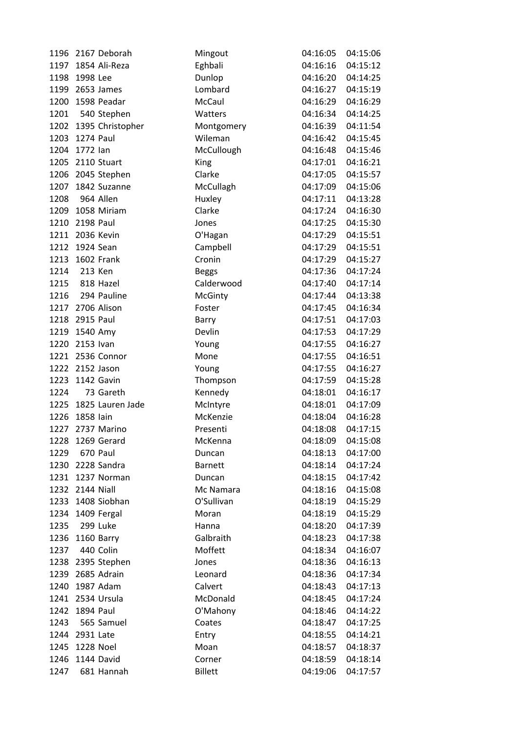| | | | | | |
|---|---|---|---|---|---|
| 1196 | 2167 | Deborah | Mingout | 04:16:05 | 04:15:06 |
| 1197 | 1854 | Ali-Reza | Eghbali | 04:16:16 | 04:15:12 |
| 1198 | 1998 | Lee | Dunlop | 04:16:20 | 04:14:25 |
| 1199 | 2653 | James | Lombard | 04:16:27 | 04:15:19 |
| 1200 | 1598 | Peadar | McCaul | 04:16:29 | 04:16:29 |
| 1201 | 540 | Stephen | Watters | 04:16:34 | 04:14:25 |
| 1202 | 1395 | Christopher | Montgomery | 04:16:39 | 04:11:54 |
| 1203 | 1274 | Paul | Wileman | 04:16:42 | 04:15:45 |
| 1204 | 1772 | Ian | McCullough | 04:16:48 | 04:15:46 |
| 1205 | 2110 | Stuart | King | 04:17:01 | 04:16:21 |
| 1206 | 2045 | Stephen | Clarke | 04:17:05 | 04:15:57 |
| 1207 | 1842 | Suzanne | McCullagh | 04:17:09 | 04:15:06 |
| 1208 | 964 | Allen | Huxley | 04:17:11 | 04:13:28 |
| 1209 | 1058 | Miriam | Clarke | 04:17:24 | 04:16:30 |
| 1210 | 2198 | Paul | Jones | 04:17:25 | 04:15:30 |
| 1211 | 2036 | Kevin | O'Hagan | 04:17:29 | 04:15:51 |
| 1212 | 1924 | Sean | Campbell | 04:17:29 | 04:15:51 |
| 1213 | 1602 | Frank | Cronin | 04:17:29 | 04:15:27 |
| 1214 | 213 | Ken | Beggs | 04:17:36 | 04:17:24 |
| 1215 | 818 | Hazel | Calderwood | 04:17:40 | 04:17:14 |
| 1216 | 294 | Pauline | McGinty | 04:17:44 | 04:13:38 |
| 1217 | 2706 | Alison | Foster | 04:17:45 | 04:16:34 |
| 1218 | 2915 | Paul | Barry | 04:17:51 | 04:17:03 |
| 1219 | 1540 | Amy | Devlin | 04:17:53 | 04:17:29 |
| 1220 | 2153 | Ivan | Young | 04:17:55 | 04:16:27 |
| 1221 | 2536 | Connor | Mone | 04:17:55 | 04:16:51 |
| 1222 | 2152 | Jason | Young | 04:17:55 | 04:16:27 |
| 1223 | 1142 | Gavin | Thompson | 04:17:59 | 04:15:28 |
| 1224 | 73 | Gareth | Kennedy | 04:18:01 | 04:16:17 |
| 1225 | 1825 | Lauren Jade | McIntyre | 04:18:01 | 04:17:09 |
| 1226 | 1858 | Iain | McKenzie | 04:18:04 | 04:16:28 |
| 1227 | 2737 | Marino | Presenti | 04:18:08 | 04:17:15 |
| 1228 | 1269 | Gerard | McKenna | 04:18:09 | 04:15:08 |
| 1229 | 670 | Paul | Duncan | 04:18:13 | 04:17:00 |
| 1230 | 2228 | Sandra | Barnett | 04:18:14 | 04:17:24 |
| 1231 | 1237 | Norman | Duncan | 04:18:15 | 04:17:42 |
| 1232 | 2144 | Niall | Mc Namara | 04:18:16 | 04:15:08 |
| 1233 | 1408 | Siobhan | O'Sullivan | 04:18:19 | 04:15:29 |
| 1234 | 1409 | Fergal | Moran | 04:18:19 | 04:15:29 |
| 1235 | 299 | Luke | Hanna | 04:18:20 | 04:17:39 |
| 1236 | 1160 | Barry | Galbraith | 04:18:23 | 04:17:38 |
| 1237 | 440 | Colin | Moffett | 04:18:34 | 04:16:07 |
| 1238 | 2395 | Stephen | Jones | 04:18:36 | 04:16:13 |
| 1239 | 2685 | Adrain | Leonard | 04:18:36 | 04:17:34 |
| 1240 | 1987 | Adam | Calvert | 04:18:43 | 04:17:13 |
| 1241 | 2534 | Ursula | McDonald | 04:18:45 | 04:17:24 |
| 1242 | 1894 | Paul | O'Mahony | 04:18:46 | 04:14:22 |
| 1243 | 565 | Samuel | Coates | 04:18:47 | 04:17:25 |
| 1244 | 2931 | Late | Entry | 04:18:55 | 04:14:21 |
| 1245 | 1228 | Noel | Moan | 04:18:57 | 04:18:37 |
| 1246 | 1144 | David | Corner | 04:18:59 | 04:18:14 |
| 1247 | 681 | Hannah | Billett | 04:19:06 | 04:17:57 |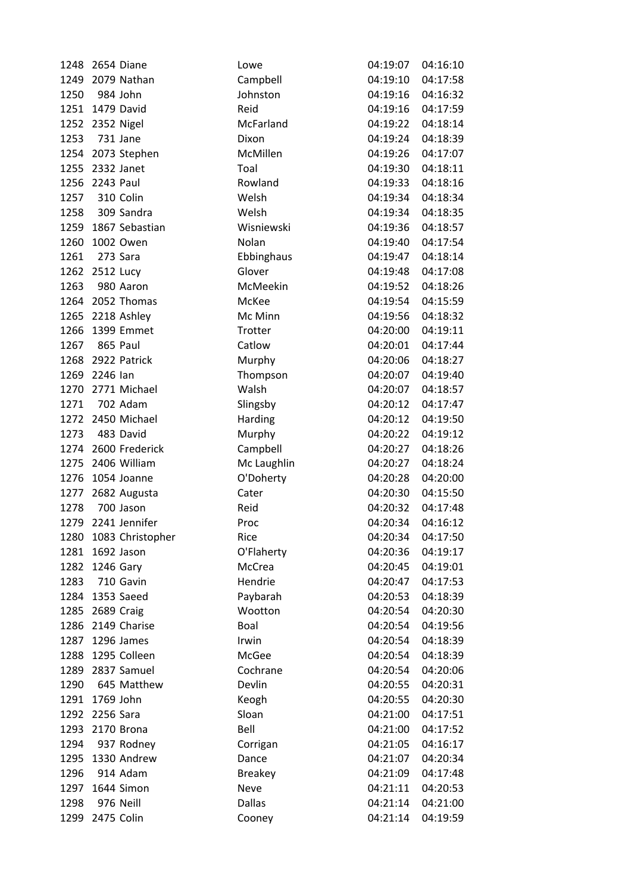| | | | | | |
|---|---|---|---|---|---|
| 1248 | 2654 | Diane | Lowe | 04:19:07 | 04:16:10 |
| 1249 | 2079 | Nathan | Campbell | 04:19:10 | 04:17:58 |
| 1250 | 984 | John | Johnston | 04:19:16 | 04:16:32 |
| 1251 | 1479 | David | Reid | 04:19:16 | 04:17:59 |
| 1252 | 2352 | Nigel | McFarland | 04:19:22 | 04:18:14 |
| 1253 | 731 | Jane | Dixon | 04:19:24 | 04:18:39 |
| 1254 | 2073 | Stephen | McMillen | 04:19:26 | 04:17:07 |
| 1255 | 2332 | Janet | Toal | 04:19:30 | 04:18:11 |
| 1256 | 2243 | Paul | Rowland | 04:19:33 | 04:18:16 |
| 1257 | 310 | Colin | Welsh | 04:19:34 | 04:18:34 |
| 1258 | 309 | Sandra | Welsh | 04:19:34 | 04:18:35 |
| 1259 | 1867 | Sebastian | Wisniewski | 04:19:36 | 04:18:57 |
| 1260 | 1002 | Owen | Nolan | 04:19:40 | 04:17:54 |
| 1261 | 273 | Sara | Ebbinghaus | 04:19:47 | 04:18:14 |
| 1262 | 2512 | Lucy | Glover | 04:19:48 | 04:17:08 |
| 1263 | 980 | Aaron | McMeekin | 04:19:52 | 04:18:26 |
| 1264 | 2052 | Thomas | McKee | 04:19:54 | 04:15:59 |
| 1265 | 2218 | Ashley | Mc Minn | 04:19:56 | 04:18:32 |
| 1266 | 1399 | Emmet | Trotter | 04:20:00 | 04:19:11 |
| 1267 | 865 | Paul | Catlow | 04:20:01 | 04:17:44 |
| 1268 | 2922 | Patrick | Murphy | 04:20:06 | 04:18:27 |
| 1269 | 2246 | Ian | Thompson | 04:20:07 | 04:19:40 |
| 1270 | 2771 | Michael | Walsh | 04:20:07 | 04:18:57 |
| 1271 | 702 | Adam | Slingsby | 04:20:12 | 04:17:47 |
| 1272 | 2450 | Michael | Harding | 04:20:12 | 04:19:50 |
| 1273 | 483 | David | Murphy | 04:20:22 | 04:19:12 |
| 1274 | 2600 | Frederick | Campbell | 04:20:27 | 04:18:26 |
| 1275 | 2406 | William | Mc Laughlin | 04:20:27 | 04:18:24 |
| 1276 | 1054 | Joanne | O'Doherty | 04:20:28 | 04:20:00 |
| 1277 | 2682 | Augusta | Cater | 04:20:30 | 04:15:50 |
| 1278 | 700 | Jason | Reid | 04:20:32 | 04:17:48 |
| 1279 | 2241 | Jennifer | Proc | 04:20:34 | 04:16:12 |
| 1280 | 1083 | Christopher | Rice | 04:20:34 | 04:17:50 |
| 1281 | 1692 | Jason | O'Flaherty | 04:20:36 | 04:19:17 |
| 1282 | 1246 | Gary | McCrea | 04:20:45 | 04:19:01 |
| 1283 | 710 | Gavin | Hendrie | 04:20:47 | 04:17:53 |
| 1284 | 1353 | Saeed | Paybarah | 04:20:53 | 04:18:39 |
| 1285 | 2689 | Craig | Wootton | 04:20:54 | 04:20:30 |
| 1286 | 2149 | Charise | Boal | 04:20:54 | 04:19:56 |
| 1287 | 1296 | James | Irwin | 04:20:54 | 04:18:39 |
| 1288 | 1295 | Colleen | McGee | 04:20:54 | 04:18:39 |
| 1289 | 2837 | Samuel | Cochrane | 04:20:54 | 04:20:06 |
| 1290 | 645 | Matthew | Devlin | 04:20:55 | 04:20:31 |
| 1291 | 1769 | John | Keogh | 04:20:55 | 04:20:30 |
| 1292 | 2256 | Sara | Sloan | 04:21:00 | 04:17:51 |
| 1293 | 2170 | Brona | Bell | 04:21:00 | 04:17:52 |
| 1294 | 937 | Rodney | Corrigan | 04:21:05 | 04:16:17 |
| 1295 | 1330 | Andrew | Dance | 04:21:07 | 04:20:34 |
| 1296 | 914 | Adam | Breakey | 04:21:09 | 04:17:48 |
| 1297 | 1644 | Simon | Neve | 04:21:11 | 04:20:53 |
| 1298 | 976 | Neill | Dallas | 04:21:14 | 04:21:00 |
| 1299 | 2475 | Colin | Cooney | 04:21:14 | 04:19:59 |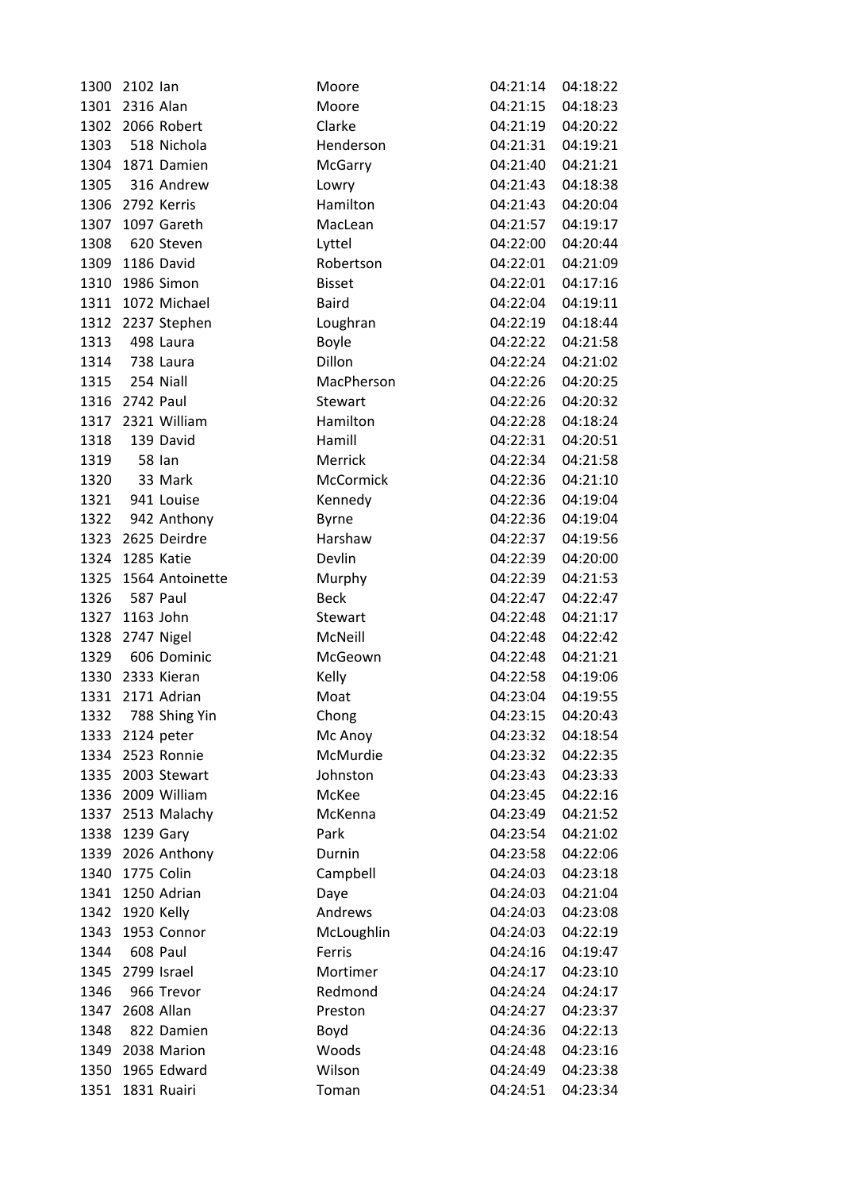| | | | | | |
|---|---|---|---|---|---|
| 1300 | 2102 | Ian | Moore | 04:21:14 | 04:18:22 |
| 1301 | 2316 | Alan | Moore | 04:21:15 | 04:18:23 |
| 1302 | 2066 | Robert | Clarke | 04:21:19 | 04:20:22 |
| 1303 | 518 | Nichola | Henderson | 04:21:31 | 04:19:21 |
| 1304 | 1871 | Damien | McGarry | 04:21:40 | 04:21:21 |
| 1305 | 316 | Andrew | Lowry | 04:21:43 | 04:18:38 |
| 1306 | 2792 | Kerris | Hamilton | 04:21:43 | 04:20:04 |
| 1307 | 1097 | Gareth | MacLean | 04:21:57 | 04:19:17 |
| 1308 | 620 | Steven | Lyttel | 04:22:00 | 04:20:44 |
| 1309 | 1186 | David | Robertson | 04:22:01 | 04:21:09 |
| 1310 | 1986 | Simon | Bisset | 04:22:01 | 04:17:16 |
| 1311 | 1072 | Michael | Baird | 04:22:04 | 04:19:11 |
| 1312 | 2237 | Stephen | Loughran | 04:22:19 | 04:18:44 |
| 1313 | 498 | Laura | Boyle | 04:22:22 | 04:21:58 |
| 1314 | 738 | Laura | Dillon | 04:22:24 | 04:21:02 |
| 1315 | 254 | Niall | MacPherson | 04:22:26 | 04:20:25 |
| 1316 | 2742 | Paul | Stewart | 04:22:26 | 04:20:32 |
| 1317 | 2321 | William | Hamilton | 04:22:28 | 04:18:24 |
| 1318 | 139 | David | Hamill | 04:22:31 | 04:20:51 |
| 1319 | 58 | Ian | Merrick | 04:22:34 | 04:21:58 |
| 1320 | 33 | Mark | McCormick | 04:22:36 | 04:21:10 |
| 1321 | 941 | Louise | Kennedy | 04:22:36 | 04:19:04 |
| 1322 | 942 | Anthony | Byrne | 04:22:36 | 04:19:04 |
| 1323 | 2625 | Deirdre | Harshaw | 04:22:37 | 04:19:56 |
| 1324 | 1285 | Katie | Devlin | 04:22:39 | 04:20:00 |
| 1325 | 1564 | Antoinette | Murphy | 04:22:39 | 04:21:53 |
| 1326 | 587 | Paul | Beck | 04:22:47 | 04:22:47 |
| 1327 | 1163 | John | Stewart | 04:22:48 | 04:21:17 |
| 1328 | 2747 | Nigel | McNeill | 04:22:48 | 04:22:42 |
| 1329 | 606 | Dominic | McGeown | 04:22:48 | 04:21:21 |
| 1330 | 2333 | Kieran | Kelly | 04:22:58 | 04:19:06 |
| 1331 | 2171 | Adrian | Moat | 04:23:04 | 04:19:55 |
| 1332 | 788 | Shing Yin | Chong | 04:23:15 | 04:20:43 |
| 1333 | 2124 | peter | Mc Anoy | 04:23:32 | 04:18:54 |
| 1334 | 2523 | Ronnie | McMurdie | 04:23:32 | 04:22:35 |
| 1335 | 2003 | Stewart | Johnston | 04:23:43 | 04:23:33 |
| 1336 | 2009 | William | McKee | 04:23:45 | 04:22:16 |
| 1337 | 2513 | Malachy | McKenna | 04:23:49 | 04:21:52 |
| 1338 | 1239 | Gary | Park | 04:23:54 | 04:21:02 |
| 1339 | 2026 | Anthony | Durnin | 04:23:58 | 04:22:06 |
| 1340 | 1775 | Colin | Campbell | 04:24:03 | 04:23:18 |
| 1341 | 1250 | Adrian | Daye | 04:24:03 | 04:21:04 |
| 1342 | 1920 | Kelly | Andrews | 04:24:03 | 04:23:08 |
| 1343 | 1953 | Connor | McLoughlin | 04:24:03 | 04:22:19 |
| 1344 | 608 | Paul | Ferris | 04:24:16 | 04:19:47 |
| 1345 | 2799 | Israel | Mortimer | 04:24:17 | 04:23:10 |
| 1346 | 966 | Trevor | Redmond | 04:24:24 | 04:24:17 |
| 1347 | 2608 | Allan | Preston | 04:24:27 | 04:23:37 |
| 1348 | 822 | Damien | Boyd | 04:24:36 | 04:22:13 |
| 1349 | 2038 | Marion | Woods | 04:24:48 | 04:23:16 |
| 1350 | 1965 | Edward | Wilson | 04:24:49 | 04:23:38 |
| 1351 | 1831 | Ruairi | Toman | 04:24:51 | 04:23:34 |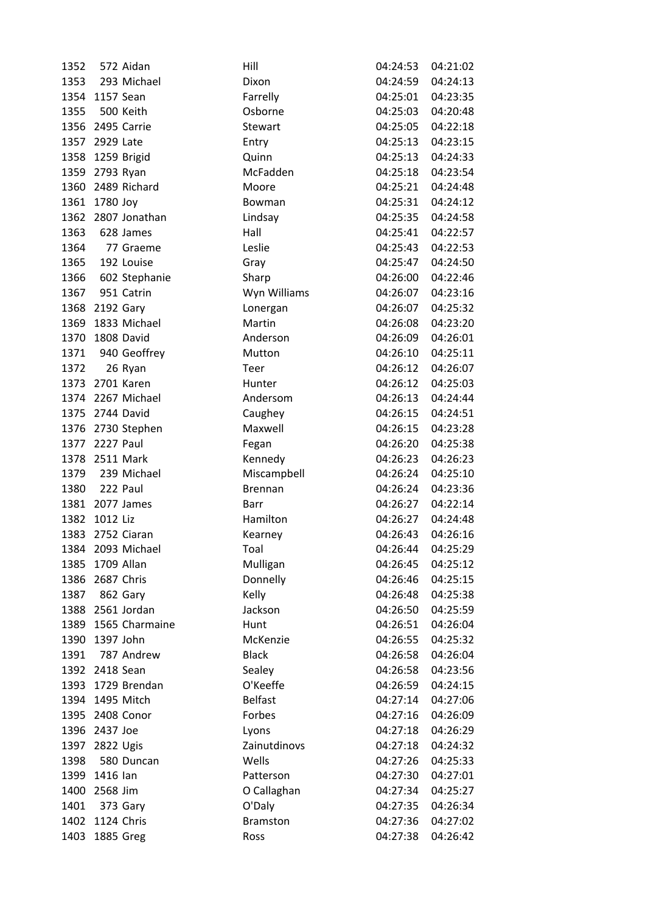| | | | | | |
|---|---|---|---|---|---|
| 1352 | 572 | Aidan | Hill | 04:24:53 | 04:21:02 |
| 1353 | 293 | Michael | Dixon | 04:24:59 | 04:24:13 |
| 1354 | 1157 | Sean | Farrelly | 04:25:01 | 04:23:35 |
| 1355 | 500 | Keith | Osborne | 04:25:03 | 04:20:48 |
| 1356 | 2495 | Carrie | Stewart | 04:25:05 | 04:22:18 |
| 1357 | 2929 | Late | Entry | 04:25:13 | 04:23:15 |
| 1358 | 1259 | Brigid | Quinn | 04:25:13 | 04:24:33 |
| 1359 | 2793 | Ryan | McFadden | 04:25:18 | 04:23:54 |
| 1360 | 2489 | Richard | Moore | 04:25:21 | 04:24:48 |
| 1361 | 1780 | Joy | Bowman | 04:25:31 | 04:24:12 |
| 1362 | 2807 | Jonathan | Lindsay | 04:25:35 | 04:24:58 |
| 1363 | 628 | James | Hall | 04:25:41 | 04:22:57 |
| 1364 | 77 | Graeme | Leslie | 04:25:43 | 04:22:53 |
| 1365 | 192 | Louise | Gray | 04:25:47 | 04:24:50 |
| 1366 | 602 | Stephanie | Sharp | 04:26:00 | 04:22:46 |
| 1367 | 951 | Catrin | Wyn Williams | 04:26:07 | 04:23:16 |
| 1368 | 2192 | Gary | Lonergan | 04:26:07 | 04:25:32 |
| 1369 | 1833 | Michael | Martin | 04:26:08 | 04:23:20 |
| 1370 | 1808 | David | Anderson | 04:26:09 | 04:26:01 |
| 1371 | 940 | Geoffrey | Mutton | 04:26:10 | 04:25:11 |
| 1372 | 26 | Ryan | Teer | 04:26:12 | 04:26:07 |
| 1373 | 2701 | Karen | Hunter | 04:26:12 | 04:25:03 |
| 1374 | 2267 | Michael | Andersom | 04:26:13 | 04:24:44 |
| 1375 | 2744 | David | Caughey | 04:26:15 | 04:24:51 |
| 1376 | 2730 | Stephen | Maxwell | 04:26:15 | 04:23:28 |
| 1377 | 2227 | Paul | Fegan | 04:26:20 | 04:25:38 |
| 1378 | 2511 | Mark | Kennedy | 04:26:23 | 04:26:23 |
| 1379 | 239 | Michael | Miscampbell | 04:26:24 | 04:25:10 |
| 1380 | 222 | Paul | Brennan | 04:26:24 | 04:23:36 |
| 1381 | 2077 | James | Barr | 04:26:27 | 04:22:14 |
| 1382 | 1012 | Liz | Hamilton | 04:26:27 | 04:24:48 |
| 1383 | 2752 | Ciaran | Kearney | 04:26:43 | 04:26:16 |
| 1384 | 2093 | Michael | Toal | 04:26:44 | 04:25:29 |
| 1385 | 1709 | Allan | Mulligan | 04:26:45 | 04:25:12 |
| 1386 | 2687 | Chris | Donnelly | 04:26:46 | 04:25:15 |
| 1387 | 862 | Gary | Kelly | 04:26:48 | 04:25:38 |
| 1388 | 2561 | Jordan | Jackson | 04:26:50 | 04:25:59 |
| 1389 | 1565 | Charmaine | Hunt | 04:26:51 | 04:26:04 |
| 1390 | 1397 | John | McKenzie | 04:26:55 | 04:25:32 |
| 1391 | 787 | Andrew | Black | 04:26:58 | 04:26:04 |
| 1392 | 2418 | Sean | Sealey | 04:26:58 | 04:23:56 |
| 1393 | 1729 | Brendan | O'Keeffe | 04:26:59 | 04:24:15 |
| 1394 | 1495 | Mitch | Belfast | 04:27:14 | 04:27:06 |
| 1395 | 2408 | Conor | Forbes | 04:27:16 | 04:26:09 |
| 1396 | 2437 | Joe | Lyons | 04:27:18 | 04:26:29 |
| 1397 | 2822 | Ugis | Zainutdinovs | 04:27:18 | 04:24:32 |
| 1398 | 580 | Duncan | Wells | 04:27:26 | 04:25:33 |
| 1399 | 1416 | Ian | Patterson | 04:27:30 | 04:27:01 |
| 1400 | 2568 | Jim | O Callaghan | 04:27:34 | 04:25:27 |
| 1401 | 373 | Gary | O'Daly | 04:27:35 | 04:26:34 |
| 1402 | 1124 | Chris | Bramston | 04:27:36 | 04:27:02 |
| 1403 | 1885 | Greg | Ross | 04:27:38 | 04:26:42 |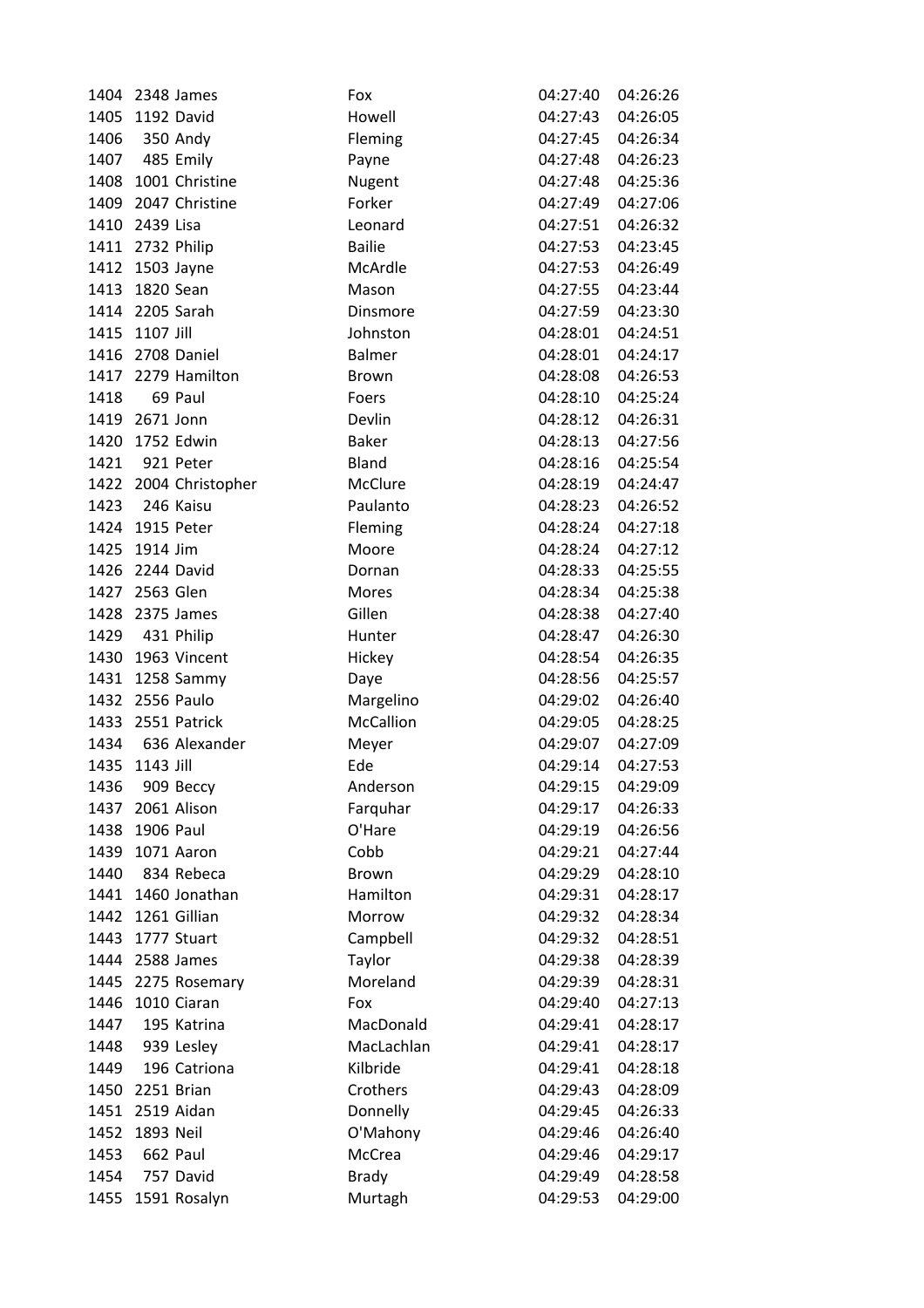| | | | | | |
|---|---|---|---|---|---|
| 1404 | 2348 | James | Fox | 04:27:40 | 04:26:26 |
| 1405 | 1192 | David | Howell | 04:27:43 | 04:26:05 |
| 1406 | 350 | Andy | Fleming | 04:27:45 | 04:26:34 |
| 1407 | 485 | Emily | Payne | 04:27:48 | 04:26:23 |
| 1408 | 1001 | Christine | Nugent | 04:27:48 | 04:25:36 |
| 1409 | 2047 | Christine | Forker | 04:27:49 | 04:27:06 |
| 1410 | 2439 | Lisa | Leonard | 04:27:51 | 04:26:32 |
| 1411 | 2732 | Philip | Bailie | 04:27:53 | 04:23:45 |
| 1412 | 1503 | Jayne | McArdle | 04:27:53 | 04:26:49 |
| 1413 | 1820 | Sean | Mason | 04:27:55 | 04:23:44 |
| 1414 | 2205 | Sarah | Dinsmore | 04:27:59 | 04:23:30 |
| 1415 | 1107 | Jill | Johnston | 04:28:01 | 04:24:51 |
| 1416 | 2708 | Daniel | Balmer | 04:28:01 | 04:24:17 |
| 1417 | 2279 | Hamilton | Brown | 04:28:08 | 04:26:53 |
| 1418 | 69 | Paul | Foers | 04:28:10 | 04:25:24 |
| 1419 | 2671 | Jonn | Devlin | 04:28:12 | 04:26:31 |
| 1420 | 1752 | Edwin | Baker | 04:28:13 | 04:27:56 |
| 1421 | 921 | Peter | Bland | 04:28:16 | 04:25:54 |
| 1422 | 2004 | Christopher | McClure | 04:28:19 | 04:24:47 |
| 1423 | 246 | Kaisu | Paulanto | 04:28:23 | 04:26:52 |
| 1424 | 1915 | Peter | Fleming | 04:28:24 | 04:27:18 |
| 1425 | 1914 | Jim | Moore | 04:28:24 | 04:27:12 |
| 1426 | 2244 | David | Dornan | 04:28:33 | 04:25:55 |
| 1427 | 2563 | Glen | Mores | 04:28:34 | 04:25:38 |
| 1428 | 2375 | James | Gillen | 04:28:38 | 04:27:40 |
| 1429 | 431 | Philip | Hunter | 04:28:47 | 04:26:30 |
| 1430 | 1963 | Vincent | Hickey | 04:28:54 | 04:26:35 |
| 1431 | 1258 | Sammy | Daye | 04:28:56 | 04:25:57 |
| 1432 | 2556 | Paulo | Margelino | 04:29:02 | 04:26:40 |
| 1433 | 2551 | Patrick | McCallion | 04:29:05 | 04:28:25 |
| 1434 | 636 | Alexander | Meyer | 04:29:07 | 04:27:09 |
| 1435 | 1143 | Jill | Ede | 04:29:14 | 04:27:53 |
| 1436 | 909 | Beccy | Anderson | 04:29:15 | 04:29:09 |
| 1437 | 2061 | Alison | Farquhar | 04:29:17 | 04:26:33 |
| 1438 | 1906 | Paul | O'Hare | 04:29:19 | 04:26:56 |
| 1439 | 1071 | Aaron | Cobb | 04:29:21 | 04:27:44 |
| 1440 | 834 | Rebeca | Brown | 04:29:29 | 04:28:10 |
| 1441 | 1460 | Jonathan | Hamilton | 04:29:31 | 04:28:17 |
| 1442 | 1261 | Gillian | Morrow | 04:29:32 | 04:28:34 |
| 1443 | 1777 | Stuart | Campbell | 04:29:32 | 04:28:51 |
| 1444 | 2588 | James | Taylor | 04:29:38 | 04:28:39 |
| 1445 | 2275 | Rosemary | Moreland | 04:29:39 | 04:28:31 |
| 1446 | 1010 | Ciaran | Fox | 04:29:40 | 04:27:13 |
| 1447 | 195 | Katrina | MacDonald | 04:29:41 | 04:28:17 |
| 1448 | 939 | Lesley | MacLachlan | 04:29:41 | 04:28:17 |
| 1449 | 196 | Catriona | Kilbride | 04:29:41 | 04:28:18 |
| 1450 | 2251 | Brian | Crothers | 04:29:43 | 04:28:09 |
| 1451 | 2519 | Aidan | Donnelly | 04:29:45 | 04:26:33 |
| 1452 | 1893 | Neil | O'Mahony | 04:29:46 | 04:26:40 |
| 1453 | 662 | Paul | McCrea | 04:29:46 | 04:29:17 |
| 1454 | 757 | David | Brady | 04:29:49 | 04:28:58 |
| 1455 | 1591 | Rosalyn | Murtagh | 04:29:53 | 04:29:00 |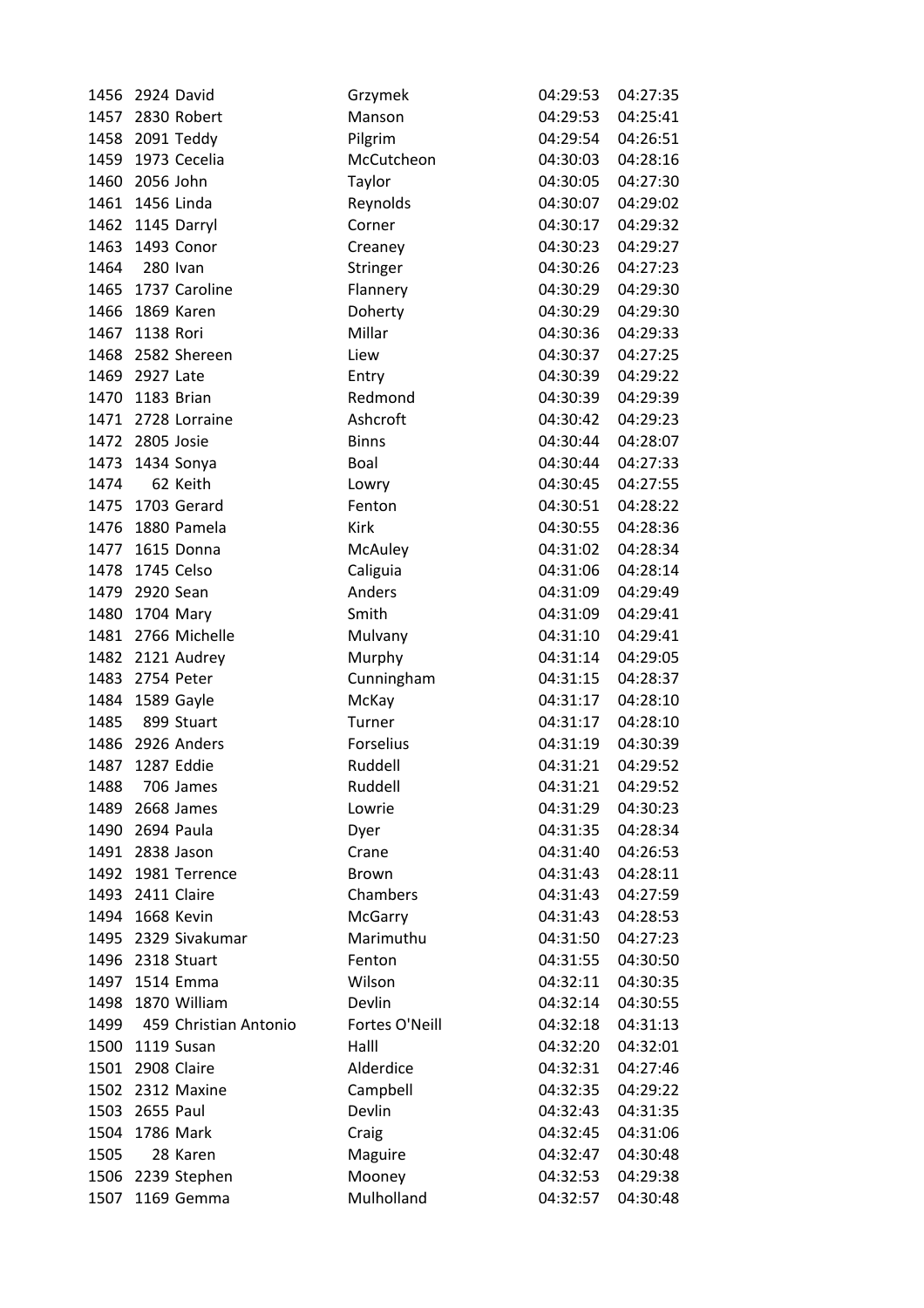| | | | | | |
|---|---|---|---|---|---|
| 1456 | 2924 | David | Grzymek | 04:29:53 | 04:27:35 |
| 1457 | 2830 | Robert | Manson | 04:29:53 | 04:25:41 |
| 1458 | 2091 | Teddy | Pilgrim | 04:29:54 | 04:26:51 |
| 1459 | 1973 | Cecelia | McCutcheon | 04:30:03 | 04:28:16 |
| 1460 | 2056 | John | Taylor | 04:30:05 | 04:27:30 |
| 1461 | 1456 | Linda | Reynolds | 04:30:07 | 04:29:02 |
| 1462 | 1145 | Darryl | Corner | 04:30:17 | 04:29:32 |
| 1463 | 1493 | Conor | Creaney | 04:30:23 | 04:29:27 |
| 1464 | 280 | Ivan | Stringer | 04:30:26 | 04:27:23 |
| 1465 | 1737 | Caroline | Flannery | 04:30:29 | 04:29:30 |
| 1466 | 1869 | Karen | Doherty | 04:30:29 | 04:29:30 |
| 1467 | 1138 | Rori | Millar | 04:30:36 | 04:29:33 |
| 1468 | 2582 | Shereen | Liew | 04:30:37 | 04:27:25 |
| 1469 | 2927 | Late | Entry | 04:30:39 | 04:29:22 |
| 1470 | 1183 | Brian | Redmond | 04:30:39 | 04:29:39 |
| 1471 | 2728 | Lorraine | Ashcroft | 04:30:42 | 04:29:23 |
| 1472 | 2805 | Josie | Binns | 04:30:44 | 04:28:07 |
| 1473 | 1434 | Sonya | Boal | 04:30:44 | 04:27:33 |
| 1474 | 62 | Keith | Lowry | 04:30:45 | 04:27:55 |
| 1475 | 1703 | Gerard | Fenton | 04:30:51 | 04:28:22 |
| 1476 | 1880 | Pamela | Kirk | 04:30:55 | 04:28:36 |
| 1477 | 1615 | Donna | McAuley | 04:31:02 | 04:28:34 |
| 1478 | 1745 | Celso | Caliguia | 04:31:06 | 04:28:14 |
| 1479 | 2920 | Sean | Anders | 04:31:09 | 04:29:49 |
| 1480 | 1704 | Mary | Smith | 04:31:09 | 04:29:41 |
| 1481 | 2766 | Michelle | Mulvany | 04:31:10 | 04:29:41 |
| 1482 | 2121 | Audrey | Murphy | 04:31:14 | 04:29:05 |
| 1483 | 2754 | Peter | Cunningham | 04:31:15 | 04:28:37 |
| 1484 | 1589 | Gayle | McKay | 04:31:17 | 04:28:10 |
| 1485 | 899 | Stuart | Turner | 04:31:17 | 04:28:10 |
| 1486 | 2926 | Anders | Forselius | 04:31:19 | 04:30:39 |
| 1487 | 1287 | Eddie | Ruddell | 04:31:21 | 04:29:52 |
| 1488 | 706 | James | Ruddell | 04:31:21 | 04:29:52 |
| 1489 | 2668 | James | Lowrie | 04:31:29 | 04:30:23 |
| 1490 | 2694 | Paula | Dyer | 04:31:35 | 04:28:34 |
| 1491 | 2838 | Jason | Crane | 04:31:40 | 04:26:53 |
| 1492 | 1981 | Terrence | Brown | 04:31:43 | 04:28:11 |
| 1493 | 2411 | Claire | Chambers | 04:31:43 | 04:27:59 |
| 1494 | 1668 | Kevin | McGarry | 04:31:43 | 04:28:53 |
| 1495 | 2329 | Sivakumar | Marimuthu | 04:31:50 | 04:27:23 |
| 1496 | 2318 | Stuart | Fenton | 04:31:55 | 04:30:50 |
| 1497 | 1514 | Emma | Wilson | 04:32:11 | 04:30:35 |
| 1498 | 1870 | William | Devlin | 04:32:14 | 04:30:55 |
| 1499 | 459 | Christian Antonio | Fortes O'Neill | 04:32:18 | 04:31:13 |
| 1500 | 1119 | Susan | Halll | 04:32:20 | 04:32:01 |
| 1501 | 2908 | Claire | Alderdice | 04:32:31 | 04:27:46 |
| 1502 | 2312 | Maxine | Campbell | 04:32:35 | 04:29:22 |
| 1503 | 2655 | Paul | Devlin | 04:32:43 | 04:31:35 |
| 1504 | 1786 | Mark | Craig | 04:32:45 | 04:31:06 |
| 1505 | 28 | Karen | Maguire | 04:32:47 | 04:30:48 |
| 1506 | 2239 | Stephen | Mooney | 04:32:53 | 04:29:38 |
| 1507 | 1169 | Gemma | Mulholland | 04:32:57 | 04:30:48 |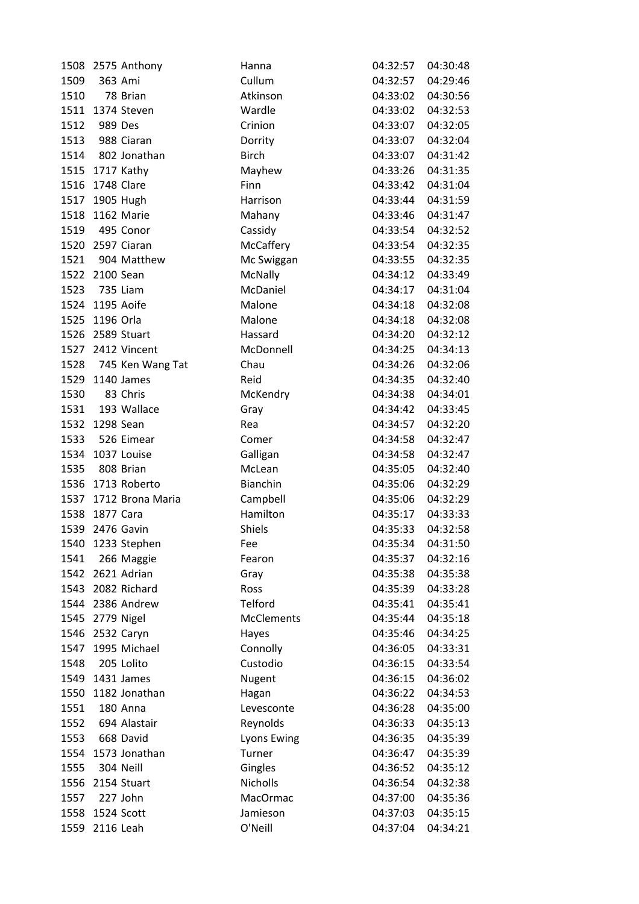| | | | | | |
|---|---|---|---|---|---|
| 1508 | 2575 | Anthony | Hanna | 04:32:57 | 04:30:48 |
| 1509 | 363 | Ami | Cullum | 04:32:57 | 04:29:46 |
| 1510 | 78 | Brian | Atkinson | 04:33:02 | 04:30:56 |
| 1511 | 1374 | Steven | Wardle | 04:33:02 | 04:32:53 |
| 1512 | 989 | Des | Crinion | 04:33:07 | 04:32:05 |
| 1513 | 988 | Ciaran | Dorrity | 04:33:07 | 04:32:04 |
| 1514 | 802 | Jonathan | Birch | 04:33:07 | 04:31:42 |
| 1515 | 1717 | Kathy | Mayhew | 04:33:26 | 04:31:35 |
| 1516 | 1748 | Clare | Finn | 04:33:42 | 04:31:04 |
| 1517 | 1905 | Hugh | Harrison | 04:33:44 | 04:31:59 |
| 1518 | 1162 | Marie | Mahany | 04:33:46 | 04:31:47 |
| 1519 | 495 | Conor | Cassidy | 04:33:54 | 04:32:52 |
| 1520 | 2597 | Ciaran | McCaffery | 04:33:54 | 04:32:35 |
| 1521 | 904 | Matthew | Mc Swiggan | 04:33:55 | 04:32:35 |
| 1522 | 2100 | Sean | McNally | 04:34:12 | 04:33:49 |
| 1523 | 735 | Liam | McDaniel | 04:34:17 | 04:31:04 |
| 1524 | 1195 | Aoife | Malone | 04:34:18 | 04:32:08 |
| 1525 | 1196 | Orla | Malone | 04:34:18 | 04:32:08 |
| 1526 | 2589 | Stuart | Hassard | 04:34:20 | 04:32:12 |
| 1527 | 2412 | Vincent | McDonnell | 04:34:25 | 04:34:13 |
| 1528 | 745 | Ken Wang Tat | Chau | 04:34:26 | 04:32:06 |
| 1529 | 1140 | James | Reid | 04:34:35 | 04:32:40 |
| 1530 | 83 | Chris | McKendry | 04:34:38 | 04:34:01 |
| 1531 | 193 | Wallace | Gray | 04:34:42 | 04:33:45 |
| 1532 | 1298 | Sean | Rea | 04:34:57 | 04:32:20 |
| 1533 | 526 | Eimear | Comer | 04:34:58 | 04:32:47 |
| 1534 | 1037 | Louise | Galligan | 04:34:58 | 04:32:47 |
| 1535 | 808 | Brian | McLean | 04:35:05 | 04:32:40 |
| 1536 | 1713 | Roberto | Bianchin | 04:35:06 | 04:32:29 |
| 1537 | 1712 | Brona Maria | Campbell | 04:35:06 | 04:32:29 |
| 1538 | 1877 | Cara | Hamilton | 04:35:17 | 04:33:33 |
| 1539 | 2476 | Gavin | Shiels | 04:35:33 | 04:32:58 |
| 1540 | 1233 | Stephen | Fee | 04:35:34 | 04:31:50 |
| 1541 | 266 | Maggie | Fearon | 04:35:37 | 04:32:16 |
| 1542 | 2621 | Adrian | Gray | 04:35:38 | 04:35:38 |
| 1543 | 2082 | Richard | Ross | 04:35:39 | 04:33:28 |
| 1544 | 2386 | Andrew | Telford | 04:35:41 | 04:35:41 |
| 1545 | 2779 | Nigel | McClements | 04:35:44 | 04:35:18 |
| 1546 | 2532 | Caryn | Hayes | 04:35:46 | 04:34:25 |
| 1547 | 1995 | Michael | Connolly | 04:36:05 | 04:33:31 |
| 1548 | 205 | Lolito | Custodio | 04:36:15 | 04:33:54 |
| 1549 | 1431 | James | Nugent | 04:36:15 | 04:36:02 |
| 1550 | 1182 | Jonathan | Hagan | 04:36:22 | 04:34:53 |
| 1551 | 180 | Anna | Levesconte | 04:36:28 | 04:35:00 |
| 1552 | 694 | Alastair | Reynolds | 04:36:33 | 04:35:13 |
| 1553 | 668 | David | Lyons Ewing | 04:36:35 | 04:35:39 |
| 1554 | 1573 | Jonathan | Turner | 04:36:47 | 04:35:39 |
| 1555 | 304 | Neill | Gingles | 04:36:52 | 04:35:12 |
| 1556 | 2154 | Stuart | Nicholls | 04:36:54 | 04:32:38 |
| 1557 | 227 | John | MacOrmac | 04:37:00 | 04:35:36 |
| 1558 | 1524 | Scott | Jamieson | 04:37:03 | 04:35:15 |
| 1559 | 2116 | Leah | O'Neill | 04:37:04 | 04:34:21 |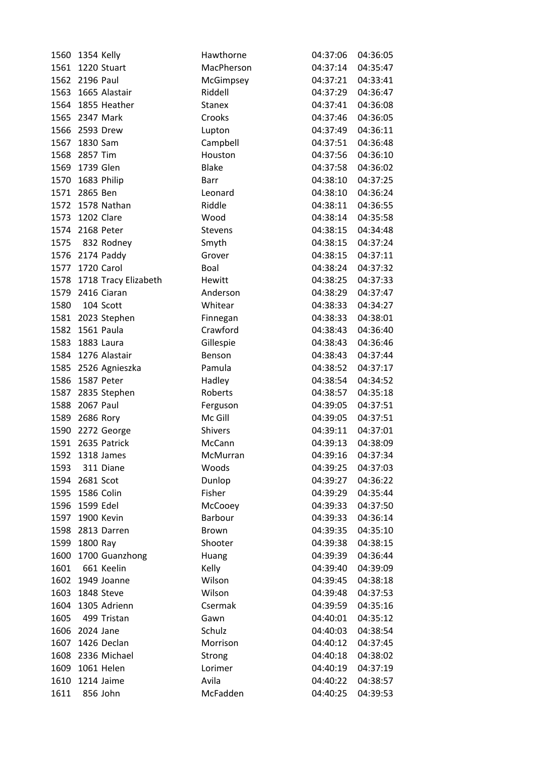| | | | | | |
|---|---|---|---|---|---|
| 1560 | 1354 | Kelly | Hawthorne | 04:37:06 | 04:36:05 |
| 1561 | 1220 | Stuart | MacPherson | 04:37:14 | 04:35:47 |
| 1562 | 2196 | Paul | McGimpsey | 04:37:21 | 04:33:41 |
| 1563 | 1665 | Alastair | Riddell | 04:37:29 | 04:36:47 |
| 1564 | 1855 | Heather | Stanex | 04:37:41 | 04:36:08 |
| 1565 | 2347 | Mark | Crooks | 04:37:46 | 04:36:05 |
| 1566 | 2593 | Drew | Lupton | 04:37:49 | 04:36:11 |
| 1567 | 1830 | Sam | Campbell | 04:37:51 | 04:36:48 |
| 1568 | 2857 | Tim | Houston | 04:37:56 | 04:36:10 |
| 1569 | 1739 | Glen | Blake | 04:37:58 | 04:36:02 |
| 1570 | 1683 | Philip | Barr | 04:38:10 | 04:37:25 |
| 1571 | 2865 | Ben | Leonard | 04:38:10 | 04:36:24 |
| 1572 | 1578 | Nathan | Riddle | 04:38:11 | 04:36:55 |
| 1573 | 1202 | Clare | Wood | 04:38:14 | 04:35:58 |
| 1574 | 2168 | Peter | Stevens | 04:38:15 | 04:34:48 |
| 1575 | 832 | Rodney | Smyth | 04:38:15 | 04:37:24 |
| 1576 | 2174 | Paddy | Grover | 04:38:15 | 04:37:11 |
| 1577 | 1720 | Carol | Boal | 04:38:24 | 04:37:32 |
| 1578 | 1718 | Tracy Elizabeth | Hewitt | 04:38:25 | 04:37:33 |
| 1579 | 2416 | Ciaran | Anderson | 04:38:29 | 04:37:47 |
| 1580 | 104 | Scott | Whitear | 04:38:33 | 04:34:27 |
| 1581 | 2023 | Stephen | Finnegan | 04:38:33 | 04:38:01 |
| 1582 | 1561 | Paula | Crawford | 04:38:43 | 04:36:40 |
| 1583 | 1883 | Laura | Gillespie | 04:38:43 | 04:36:46 |
| 1584 | 1276 | Alastair | Benson | 04:38:43 | 04:37:44 |
| 1585 | 2526 | Agnieszka | Pamula | 04:38:52 | 04:37:17 |
| 1586 | 1587 | Peter | Hadley | 04:38:54 | 04:34:52 |
| 1587 | 2835 | Stephen | Roberts | 04:38:57 | 04:35:18 |
| 1588 | 2067 | Paul | Ferguson | 04:39:05 | 04:37:51 |
| 1589 | 2686 | Rory | Mc Gill | 04:39:05 | 04:37:51 |
| 1590 | 2272 | George | Shivers | 04:39:11 | 04:37:01 |
| 1591 | 2635 | Patrick | McCann | 04:39:13 | 04:38:09 |
| 1592 | 1318 | James | McMurran | 04:39:16 | 04:37:34 |
| 1593 | 311 | Diane | Woods | 04:39:25 | 04:37:03 |
| 1594 | 2681 | Scot | Dunlop | 04:39:27 | 04:36:22 |
| 1595 | 1586 | Colin | Fisher | 04:39:29 | 04:35:44 |
| 1596 | 1599 | Edel | McCooey | 04:39:33 | 04:37:50 |
| 1597 | 1900 | Kevin | Barbour | 04:39:33 | 04:36:14 |
| 1598 | 2813 | Darren | Brown | 04:39:35 | 04:35:10 |
| 1599 | 1800 | Ray | Shooter | 04:39:38 | 04:38:15 |
| 1600 | 1700 | Guanzhong | Huang | 04:39:39 | 04:36:44 |
| 1601 | 661 | Keelin | Kelly | 04:39:40 | 04:39:09 |
| 1602 | 1949 | Joanne | Wilson | 04:39:45 | 04:38:18 |
| 1603 | 1848 | Steve | Wilson | 04:39:48 | 04:37:53 |
| 1604 | 1305 | Adrienn | Csermak | 04:39:59 | 04:35:16 |
| 1605 | 499 | Tristan | Gawn | 04:40:01 | 04:35:12 |
| 1606 | 2024 | Jane | Schulz | 04:40:03 | 04:38:54 |
| 1607 | 1426 | Declan | Morrison | 04:40:12 | 04:37:45 |
| 1608 | 2336 | Michael | Strong | 04:40:18 | 04:38:02 |
| 1609 | 1061 | Helen | Lorimer | 04:40:19 | 04:37:19 |
| 1610 | 1214 | Jaime | Avila | 04:40:22 | 04:38:57 |
| 1611 | 856 | John | McFadden | 04:40:25 | 04:39:53 |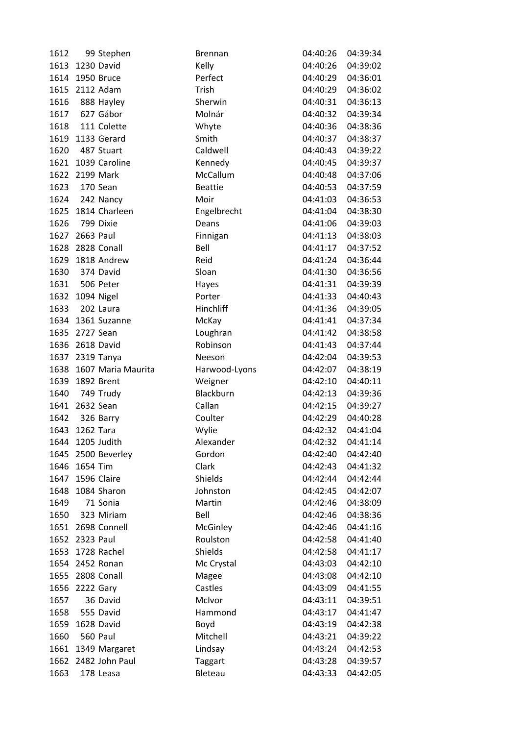| | | | | | |
|---|---|---|---|---|---|
| 1612 | 99 | Stephen | Brennan | 04:40:26 | 04:39:34 |
| 1613 | 1230 | David | Kelly | 04:40:26 | 04:39:02 |
| 1614 | 1950 | Bruce | Perfect | 04:40:29 | 04:36:01 |
| 1615 | 2112 | Adam | Trish | 04:40:29 | 04:36:02 |
| 1616 | 888 | Hayley | Sherwin | 04:40:31 | 04:36:13 |
| 1617 | 627 | Gábor | Molnár | 04:40:32 | 04:39:34 |
| 1618 | 111 | Colette | Whyte | 04:40:36 | 04:38:36 |
| 1619 | 1133 | Gerard | Smith | 04:40:37 | 04:38:37 |
| 1620 | 487 | Stuart | Caldwell | 04:40:43 | 04:39:22 |
| 1621 | 1039 | Caroline | Kennedy | 04:40:45 | 04:39:37 |
| 1622 | 2199 | Mark | McCallum | 04:40:48 | 04:37:06 |
| 1623 | 170 | Sean | Beattie | 04:40:53 | 04:37:59 |
| 1624 | 242 | Nancy | Moir | 04:41:03 | 04:36:53 |
| 1625 | 1814 | Charleen | Engelbrecht | 04:41:04 | 04:38:30 |
| 1626 | 799 | Dixie | Deans | 04:41:06 | 04:39:03 |
| 1627 | 2663 | Paul | Finnigan | 04:41:13 | 04:38:03 |
| 1628 | 2828 | Conall | Bell | 04:41:17 | 04:37:52 |
| 1629 | 1818 | Andrew | Reid | 04:41:24 | 04:36:44 |
| 1630 | 374 | David | Sloan | 04:41:30 | 04:36:56 |
| 1631 | 506 | Peter | Hayes | 04:41:31 | 04:39:39 |
| 1632 | 1094 | Nigel | Porter | 04:41:33 | 04:40:43 |
| 1633 | 202 | Laura | Hinchliff | 04:41:36 | 04:39:05 |
| 1634 | 1361 | Suzanne | McKay | 04:41:41 | 04:37:34 |
| 1635 | 2727 | Sean | Loughran | 04:41:42 | 04:38:58 |
| 1636 | 2618 | David | Robinson | 04:41:43 | 04:37:44 |
| 1637 | 2319 | Tanya | Neeson | 04:42:04 | 04:39:53 |
| 1638 | 1607 | Maria Maurita | Harwood-Lyons | 04:42:07 | 04:38:19 |
| 1639 | 1892 | Brent | Weigner | 04:42:10 | 04:40:11 |
| 1640 | 749 | Trudy | Blackburn | 04:42:13 | 04:39:36 |
| 1641 | 2632 | Sean | Callan | 04:42:15 | 04:39:27 |
| 1642 | 326 | Barry | Coulter | 04:42:29 | 04:40:28 |
| 1643 | 1262 | Tara | Wylie | 04:42:32 | 04:41:04 |
| 1644 | 1205 | Judith | Alexander | 04:42:32 | 04:41:14 |
| 1645 | 2500 | Beverley | Gordon | 04:42:40 | 04:42:40 |
| 1646 | 1654 | Tim | Clark | 04:42:43 | 04:41:32 |
| 1647 | 1596 | Claire | Shields | 04:42:44 | 04:42:44 |
| 1648 | 1084 | Sharon | Johnston | 04:42:45 | 04:42:07 |
| 1649 | 71 | Sonia | Martin | 04:42:46 | 04:38:09 |
| 1650 | 323 | Miriam | Bell | 04:42:46 | 04:38:36 |
| 1651 | 2698 | Connell | McGinley | 04:42:46 | 04:41:16 |
| 1652 | 2323 | Paul | Roulston | 04:42:58 | 04:41:40 |
| 1653 | 1728 | Rachel | Shields | 04:42:58 | 04:41:17 |
| 1654 | 2452 | Ronan | Mc Crystal | 04:43:03 | 04:42:10 |
| 1655 | 2808 | Conall | Magee | 04:43:08 | 04:42:10 |
| 1656 | 2222 | Gary | Castles | 04:43:09 | 04:41:55 |
| 1657 | 36 | David | McIvor | 04:43:11 | 04:39:51 |
| 1658 | 555 | David | Hammond | 04:43:17 | 04:41:47 |
| 1659 | 1628 | David | Boyd | 04:43:19 | 04:42:38 |
| 1660 | 560 | Paul | Mitchell | 04:43:21 | 04:39:22 |
| 1661 | 1349 | Margaret | Lindsay | 04:43:24 | 04:42:53 |
| 1662 | 2482 | John Paul | Taggart | 04:43:28 | 04:39:57 |
| 1663 | 178 | Leasa | Bleteau | 04:43:33 | 04:42:05 |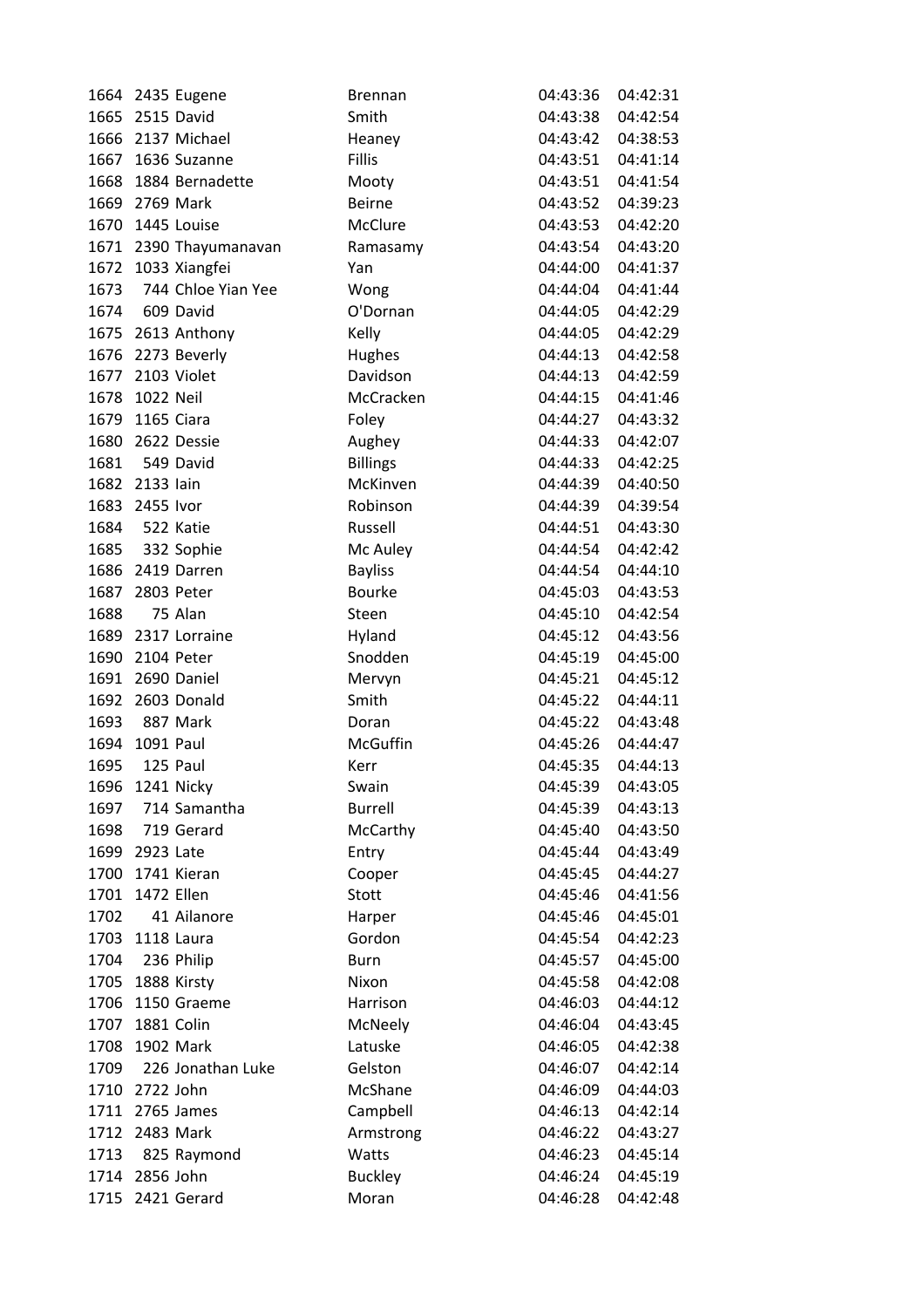| | | | | | |
|---|---|---|---|---|---|
| 1664 | 2435 | Eugene | Brennan | 04:43:36 | 04:42:31 |
| 1665 | 2515 | David | Smith | 04:43:38 | 04:42:54 |
| 1666 | 2137 | Michael | Heaney | 04:43:42 | 04:38:53 |
| 1667 | 1636 | Suzanne | Fillis | 04:43:51 | 04:41:14 |
| 1668 | 1884 | Bernadette | Mooty | 04:43:51 | 04:41:54 |
| 1669 | 2769 | Mark | Beirne | 04:43:52 | 04:39:23 |
| 1670 | 1445 | Louise | McClure | 04:43:53 | 04:42:20 |
| 1671 | 2390 | Thayumanavan | Ramasamy | 04:43:54 | 04:43:20 |
| 1672 | 1033 | Xiangfei | Yan | 04:44:00 | 04:41:37 |
| 1673 | 744 | Chloe Yian Yee | Wong | 04:44:04 | 04:41:44 |
| 1674 | 609 | David | O'Dornan | 04:44:05 | 04:42:29 |
| 1675 | 2613 | Anthony | Kelly | 04:44:05 | 04:42:29 |
| 1676 | 2273 | Beverly | Hughes | 04:44:13 | 04:42:58 |
| 1677 | 2103 | Violet | Davidson | 04:44:13 | 04:42:59 |
| 1678 | 1022 | Neil | McCracken | 04:44:15 | 04:41:46 |
| 1679 | 1165 | Ciara | Foley | 04:44:27 | 04:43:32 |
| 1680 | 2622 | Dessie | Aughey | 04:44:33 | 04:42:07 |
| 1681 | 549 | David | Billings | 04:44:33 | 04:42:25 |
| 1682 | 2133 | Iain | McKinven | 04:44:39 | 04:40:50 |
| 1683 | 2455 | Ivor | Robinson | 04:44:39 | 04:39:54 |
| 1684 | 522 | Katie | Russell | 04:44:51 | 04:43:30 |
| 1685 | 332 | Sophie | Mc Auley | 04:44:54 | 04:42:42 |
| 1686 | 2419 | Darren | Bayliss | 04:44:54 | 04:44:10 |
| 1687 | 2803 | Peter | Bourke | 04:45:03 | 04:43:53 |
| 1688 | 75 | Alan | Steen | 04:45:10 | 04:42:54 |
| 1689 | 2317 | Lorraine | Hyland | 04:45:12 | 04:43:56 |
| 1690 | 2104 | Peter | Snodden | 04:45:19 | 04:45:00 |
| 1691 | 2690 | Daniel | Mervyn | 04:45:21 | 04:45:12 |
| 1692 | 2603 | Donald | Smith | 04:45:22 | 04:44:11 |
| 1693 | 887 | Mark | Doran | 04:45:22 | 04:43:48 |
| 1694 | 1091 | Paul | McGuffin | 04:45:26 | 04:44:47 |
| 1695 | 125 | Paul | Kerr | 04:45:35 | 04:44:13 |
| 1696 | 1241 | Nicky | Swain | 04:45:39 | 04:43:05 |
| 1697 | 714 | Samantha | Burrell | 04:45:39 | 04:43:13 |
| 1698 | 719 | Gerard | McCarthy | 04:45:40 | 04:43:50 |
| 1699 | 2923 | Late | Entry | 04:45:44 | 04:43:49 |
| 1700 | 1741 | Kieran | Cooper | 04:45:45 | 04:44:27 |
| 1701 | 1472 | Ellen | Stott | 04:45:46 | 04:41:56 |
| 1702 | 41 | Ailanore | Harper | 04:45:46 | 04:45:01 |
| 1703 | 1118 | Laura | Gordon | 04:45:54 | 04:42:23 |
| 1704 | 236 | Philip | Burn | 04:45:57 | 04:45:00 |
| 1705 | 1888 | Kirsty | Nixon | 04:45:58 | 04:42:08 |
| 1706 | 1150 | Graeme | Harrison | 04:46:03 | 04:44:12 |
| 1707 | 1881 | Colin | McNeely | 04:46:04 | 04:43:45 |
| 1708 | 1902 | Mark | Latuske | 04:46:05 | 04:42:38 |
| 1709 | 226 | Jonathan Luke | Gelston | 04:46:07 | 04:42:14 |
| 1710 | 2722 | John | McShane | 04:46:09 | 04:44:03 |
| 1711 | 2765 | James | Campbell | 04:46:13 | 04:42:14 |
| 1712 | 2483 | Mark | Armstrong | 04:46:22 | 04:43:27 |
| 1713 | 825 | Raymond | Watts | 04:46:23 | 04:45:14 |
| 1714 | 2856 | John | Buckley | 04:46:24 | 04:45:19 |
| 1715 | 2421 | Gerard | Moran | 04:46:28 | 04:42:48 |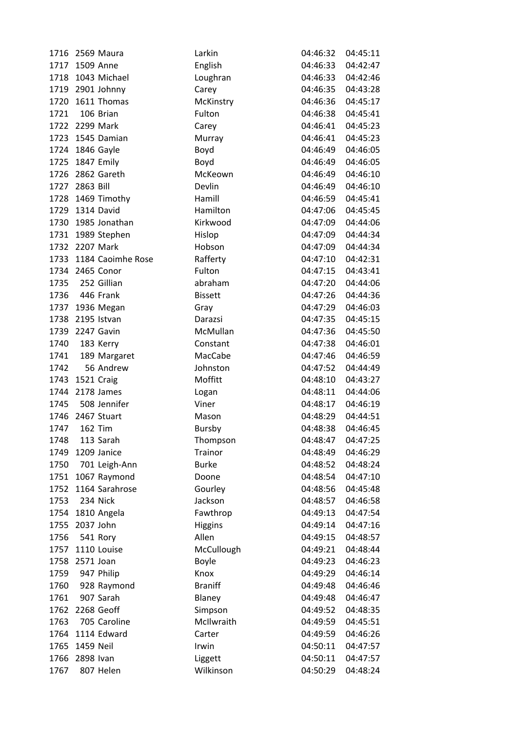| | | | | | |
|---|---|---|---|---|---|
| 1716 | 2569 | Maura | Larkin | 04:46:32 | 04:45:11 |
| 1717 | 1509 | Anne | English | 04:46:33 | 04:42:47 |
| 1718 | 1043 | Michael | Loughran | 04:46:33 | 04:42:46 |
| 1719 | 2901 | Johnny | Carey | 04:46:35 | 04:43:28 |
| 1720 | 1611 | Thomas | McKinstry | 04:46:36 | 04:45:17 |
| 1721 | 106 | Brian | Fulton | 04:46:38 | 04:45:41 |
| 1722 | 2299 | Mark | Carey | 04:46:41 | 04:45:23 |
| 1723 | 1545 | Damian | Murray | 04:46:41 | 04:45:23 |
| 1724 | 1846 | Gayle | Boyd | 04:46:49 | 04:46:05 |
| 1725 | 1847 | Emily | Boyd | 04:46:49 | 04:46:05 |
| 1726 | 2862 | Gareth | McKeown | 04:46:49 | 04:46:10 |
| 1727 | 2863 | Bill | Devlin | 04:46:49 | 04:46:10 |
| 1728 | 1469 | Timothy | Hamill | 04:46:59 | 04:45:41 |
| 1729 | 1314 | David | Hamilton | 04:47:06 | 04:45:45 |
| 1730 | 1985 | Jonathan | Kirkwood | 04:47:09 | 04:44:06 |
| 1731 | 1989 | Stephen | Hislop | 04:47:09 | 04:44:34 |
| 1732 | 2207 | Mark | Hobson | 04:47:09 | 04:44:34 |
| 1733 | 1184 | Caoimhe Rose | Rafferty | 04:47:10 | 04:42:31 |
| 1734 | 2465 | Conor | Fulton | 04:47:15 | 04:43:41 |
| 1735 | 252 | Gillian | abraham | 04:47:20 | 04:44:06 |
| 1736 | 446 | Frank | Bissett | 04:47:26 | 04:44:36 |
| 1737 | 1936 | Megan | Gray | 04:47:29 | 04:46:03 |
| 1738 | 2195 | Istvan | Darazsi | 04:47:35 | 04:45:15 |
| 1739 | 2247 | Gavin | McMullan | 04:47:36 | 04:45:50 |
| 1740 | 183 | Kerry | Constant | 04:47:38 | 04:46:01 |
| 1741 | 189 | Margaret | MacCabe | 04:47:46 | 04:46:59 |
| 1742 | 56 | Andrew | Johnston | 04:47:52 | 04:44:49 |
| 1743 | 1521 | Craig | Moffitt | 04:48:10 | 04:43:27 |
| 1744 | 2178 | James | Logan | 04:48:11 | 04:44:06 |
| 1745 | 508 | Jennifer | Viner | 04:48:17 | 04:46:19 |
| 1746 | 2467 | Stuart | Mason | 04:48:29 | 04:44:51 |
| 1747 | 162 | Tim | Bursby | 04:48:38 | 04:46:45 |
| 1748 | 113 | Sarah | Thompson | 04:48:47 | 04:47:25 |
| 1749 | 1209 | Janice | Trainor | 04:48:49 | 04:46:29 |
| 1750 | 701 | Leigh-Ann | Burke | 04:48:52 | 04:48:24 |
| 1751 | 1067 | Raymond | Doone | 04:48:54 | 04:47:10 |
| 1752 | 1164 | Sarahrose | Gourley | 04:48:56 | 04:45:48 |
| 1753 | 234 | Nick | Jackson | 04:48:57 | 04:46:58 |
| 1754 | 1810 | Angela | Fawthrop | 04:49:13 | 04:47:54 |
| 1755 | 2037 | John | Higgins | 04:49:14 | 04:47:16 |
| 1756 | 541 | Rory | Allen | 04:49:15 | 04:48:57 |
| 1757 | 1110 | Louise | McCullough | 04:49:21 | 04:48:44 |
| 1758 | 2571 | Joan | Boyle | 04:49:23 | 04:46:23 |
| 1759 | 947 | Philip | Knox | 04:49:29 | 04:46:14 |
| 1760 | 928 | Raymond | Braniff | 04:49:48 | 04:46:46 |
| 1761 | 907 | Sarah | Blaney | 04:49:48 | 04:46:47 |
| 1762 | 2268 | Geoff | Simpson | 04:49:52 | 04:48:35 |
| 1763 | 705 | Caroline | McIlwraith | 04:49:59 | 04:45:51 |
| 1764 | 1114 | Edward | Carter | 04:49:59 | 04:46:26 |
| 1765 | 1459 | Neil | Irwin | 04:50:11 | 04:47:57 |
| 1766 | 2898 | Ivan | Liggett | 04:50:11 | 04:47:57 |
| 1767 | 807 | Helen | Wilkinson | 04:50:29 | 04:48:24 |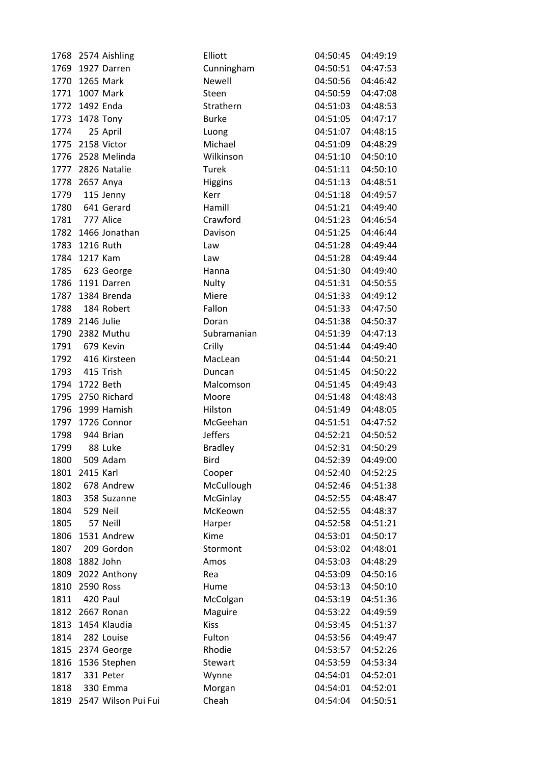| | | | | | |
|---|---|---|---|---|---|
| 1768 | 2574 | Aishling | Elliott | 04:50:45 | 04:49:19 |
| 1769 | 1927 | Darren | Cunningham | 04:50:51 | 04:47:53 |
| 1770 | 1265 | Mark | Newell | 04:50:56 | 04:46:42 |
| 1771 | 1007 | Mark | Steen | 04:50:59 | 04:47:08 |
| 1772 | 1492 | Enda | Strathern | 04:51:03 | 04:48:53 |
| 1773 | 1478 | Tony | Burke | 04:51:05 | 04:47:17 |
| 1774 | 25 | April | Luong | 04:51:07 | 04:48:15 |
| 1775 | 2158 | Victor | Michael | 04:51:09 | 04:48:29 |
| 1776 | 2528 | Melinda | Wilkinson | 04:51:10 | 04:50:10 |
| 1777 | 2826 | Natalie | Turek | 04:51:11 | 04:50:10 |
| 1778 | 2657 | Anya | Higgins | 04:51:13 | 04:48:51 |
| 1779 | 115 | Jenny | Kerr | 04:51:18 | 04:49:57 |
| 1780 | 641 | Gerard | Hamill | 04:51:21 | 04:49:40 |
| 1781 | 777 | Alice | Crawford | 04:51:23 | 04:46:54 |
| 1782 | 1466 | Jonathan | Davison | 04:51:25 | 04:46:44 |
| 1783 | 1216 | Ruth | Law | 04:51:28 | 04:49:44 |
| 1784 | 1217 | Kam | Law | 04:51:28 | 04:49:44 |
| 1785 | 623 | George | Hanna | 04:51:30 | 04:49:40 |
| 1786 | 1191 | Darren | Nulty | 04:51:31 | 04:50:55 |
| 1787 | 1384 | Brenda | Miere | 04:51:33 | 04:49:12 |
| 1788 | 184 | Robert | Fallon | 04:51:33 | 04:47:50 |
| 1789 | 2146 | Julie | Doran | 04:51:38 | 04:50:37 |
| 1790 | 2382 | Muthu | Subramanian | 04:51:39 | 04:47:13 |
| 1791 | 679 | Kevin | Crilly | 04:51:44 | 04:49:40 |
| 1792 | 416 | Kirsteen | MacLean | 04:51:44 | 04:50:21 |
| 1793 | 415 | Trish | Duncan | 04:51:45 | 04:50:22 |
| 1794 | 1722 | Beth | Malcomson | 04:51:45 | 04:49:43 |
| 1795 | 2750 | Richard | Moore | 04:51:48 | 04:48:43 |
| 1796 | 1999 | Hamish | Hilston | 04:51:49 | 04:48:05 |
| 1797 | 1726 | Connor | McGeehan | 04:51:51 | 04:47:52 |
| 1798 | 944 | Brian | Jeffers | 04:52:21 | 04:50:52 |
| 1799 | 88 | Luke | Bradley | 04:52:31 | 04:50:29 |
| 1800 | 509 | Adam | Bird | 04:52:39 | 04:49:00 |
| 1801 | 2415 | Karl | Cooper | 04:52:40 | 04:52:25 |
| 1802 | 678 | Andrew | McCullough | 04:52:46 | 04:51:38 |
| 1803 | 358 | Suzanne | McGinlay | 04:52:55 | 04:48:47 |
| 1804 | 529 | Neil | McKeown | 04:52:55 | 04:48:37 |
| 1805 | 57 | Neill | Harper | 04:52:58 | 04:51:21 |
| 1806 | 1531 | Andrew | Kime | 04:53:01 | 04:50:17 |
| 1807 | 209 | Gordon | Stormont | 04:53:02 | 04:48:01 |
| 1808 | 1882 | John | Amos | 04:53:03 | 04:48:29 |
| 1809 | 2022 | Anthony | Rea | 04:53:09 | 04:50:16 |
| 1810 | 2590 | Ross | Hume | 04:53:13 | 04:50:10 |
| 1811 | 420 | Paul | McColgan | 04:53:19 | 04:51:36 |
| 1812 | 2667 | Ronan | Maguire | 04:53:22 | 04:49:59 |
| 1813 | 1454 | Klaudia | Kiss | 04:53:45 | 04:51:37 |
| 1814 | 282 | Louise | Fulton | 04:53:56 | 04:49:47 |
| 1815 | 2374 | George | Rhodie | 04:53:57 | 04:52:26 |
| 1816 | 1536 | Stephen | Stewart | 04:53:59 | 04:53:34 |
| 1817 | 331 | Peter | Wynne | 04:54:01 | 04:52:01 |
| 1818 | 330 | Emma | Morgan | 04:54:01 | 04:52:01 |
| 1819 | 2547 | Wilson Pui Fui | Cheah | 04:54:04 | 04:50:51 |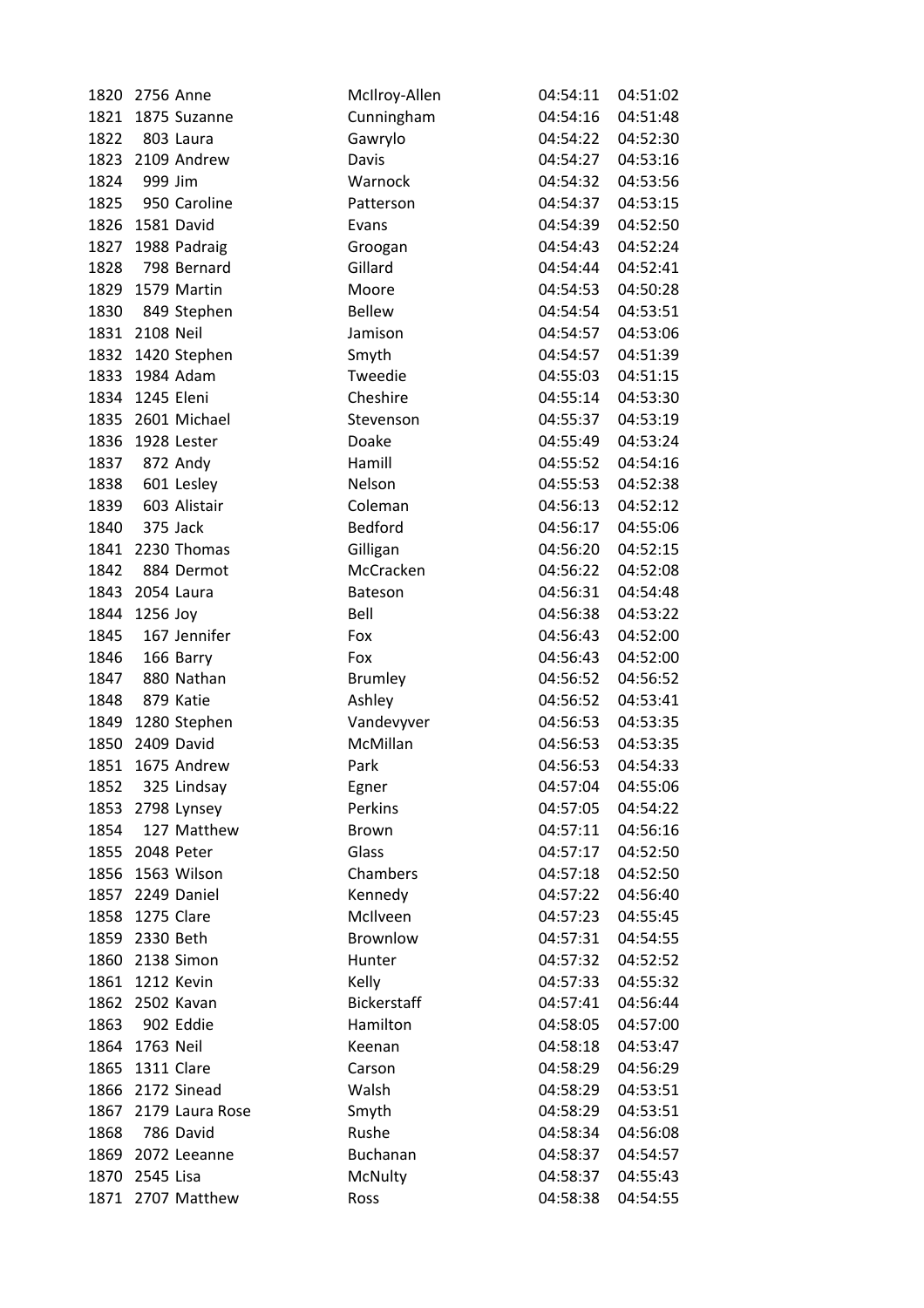| | | | | | |
|---|---|---|---|---|---|
| 1820 | 2756 | Anne | McIlroy-Allen | 04:54:11 | 04:51:02 |
| 1821 | 1875 | Suzanne | Cunningham | 04:54:16 | 04:51:48 |
| 1822 | 803 | Laura | Gawrylo | 04:54:22 | 04:52:30 |
| 1823 | 2109 | Andrew | Davis | 04:54:27 | 04:53:16 |
| 1824 | 999 | Jim | Warnock | 04:54:32 | 04:53:56 |
| 1825 | 950 | Caroline | Patterson | 04:54:37 | 04:53:15 |
| 1826 | 1581 | David | Evans | 04:54:39 | 04:52:50 |
| 1827 | 1988 | Padraig | Groogan | 04:54:43 | 04:52:24 |
| 1828 | 798 | Bernard | Gillard | 04:54:44 | 04:52:41 |
| 1829 | 1579 | Martin | Moore | 04:54:53 | 04:50:28 |
| 1830 | 849 | Stephen | Bellew | 04:54:54 | 04:53:51 |
| 1831 | 2108 | Neil | Jamison | 04:54:57 | 04:53:06 |
| 1832 | 1420 | Stephen | Smyth | 04:54:57 | 04:51:39 |
| 1833 | 1984 | Adam | Tweedie | 04:55:03 | 04:51:15 |
| 1834 | 1245 | Eleni | Cheshire | 04:55:14 | 04:53:30 |
| 1835 | 2601 | Michael | Stevenson | 04:55:37 | 04:53:19 |
| 1836 | 1928 | Lester | Doake | 04:55:49 | 04:53:24 |
| 1837 | 872 | Andy | Hamill | 04:55:52 | 04:54:16 |
| 1838 | 601 | Lesley | Nelson | 04:55:53 | 04:52:38 |
| 1839 | 603 | Alistair | Coleman | 04:56:13 | 04:52:12 |
| 1840 | 375 | Jack | Bedford | 04:56:17 | 04:55:06 |
| 1841 | 2230 | Thomas | Gilligan | 04:56:20 | 04:52:15 |
| 1842 | 884 | Dermot | McCracken | 04:56:22 | 04:52:08 |
| 1843 | 2054 | Laura | Bateson | 04:56:31 | 04:54:48 |
| 1844 | 1256 | Joy | Bell | 04:56:38 | 04:53:22 |
| 1845 | 167 | Jennifer | Fox | 04:56:43 | 04:52:00 |
| 1846 | 166 | Barry | Fox | 04:56:43 | 04:52:00 |
| 1847 | 880 | Nathan | Brumley | 04:56:52 | 04:56:52 |
| 1848 | 879 | Katie | Ashley | 04:56:52 | 04:53:41 |
| 1849 | 1280 | Stephen | Vandevyver | 04:56:53 | 04:53:35 |
| 1850 | 2409 | David | McMillan | 04:56:53 | 04:53:35 |
| 1851 | 1675 | Andrew | Park | 04:56:53 | 04:54:33 |
| 1852 | 325 | Lindsay | Egner | 04:57:04 | 04:55:06 |
| 1853 | 2798 | Lynsey | Perkins | 04:57:05 | 04:54:22 |
| 1854 | 127 | Matthew | Brown | 04:57:11 | 04:56:16 |
| 1855 | 2048 | Peter | Glass | 04:57:17 | 04:52:50 |
| 1856 | 1563 | Wilson | Chambers | 04:57:18 | 04:52:50 |
| 1857 | 2249 | Daniel | Kennedy | 04:57:22 | 04:56:40 |
| 1858 | 1275 | Clare | McIlveen | 04:57:23 | 04:55:45 |
| 1859 | 2330 | Beth | Brownlow | 04:57:31 | 04:54:55 |
| 1860 | 2138 | Simon | Hunter | 04:57:32 | 04:52:52 |
| 1861 | 1212 | Kevin | Kelly | 04:57:33 | 04:55:32 |
| 1862 | 2502 | Kavan | Bickerstaff | 04:57:41 | 04:56:44 |
| 1863 | 902 | Eddie | Hamilton | 04:58:05 | 04:57:00 |
| 1864 | 1763 | Neil | Keenan | 04:58:18 | 04:53:47 |
| 1865 | 1311 | Clare | Carson | 04:58:29 | 04:56:29 |
| 1866 | 2172 | Sinead | Walsh | 04:58:29 | 04:53:51 |
| 1867 | 2179 | Laura Rose | Smyth | 04:58:29 | 04:53:51 |
| 1868 | 786 | David | Rushe | 04:58:34 | 04:56:08 |
| 1869 | 2072 | Leeanne | Buchanan | 04:58:37 | 04:54:57 |
| 1870 | 2545 | Lisa | McNulty | 04:58:37 | 04:55:43 |
| 1871 | 2707 | Matthew | Ross | 04:58:38 | 04:54:55 |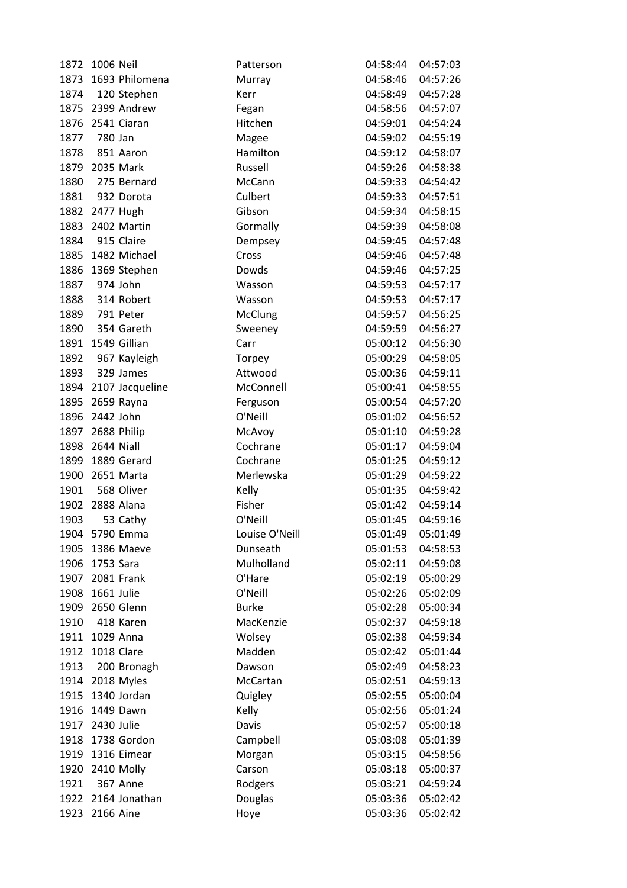| | | | | | |
|---|---|---|---|---|---|
| 1872 | 1006 | Neil | Patterson | 04:58:44 | 04:57:03 |
| 1873 | 1693 | Philomena | Murray | 04:58:46 | 04:57:26 |
| 1874 | 120 | Stephen | Kerr | 04:58:49 | 04:57:28 |
| 1875 | 2399 | Andrew | Fegan | 04:58:56 | 04:57:07 |
| 1876 | 2541 | Ciaran | Hitchen | 04:59:01 | 04:54:24 |
| 1877 | 780 | Jan | Magee | 04:59:02 | 04:55:19 |
| 1878 | 851 | Aaron | Hamilton | 04:59:12 | 04:58:07 |
| 1879 | 2035 | Mark | Russell | 04:59:26 | 04:58:38 |
| 1880 | 275 | Bernard | McCann | 04:59:33 | 04:54:42 |
| 1881 | 932 | Dorota | Culbert | 04:59:33 | 04:57:51 |
| 1882 | 2477 | Hugh | Gibson | 04:59:34 | 04:58:15 |
| 1883 | 2402 | Martin | Gormally | 04:59:39 | 04:58:08 |
| 1884 | 915 | Claire | Dempsey | 04:59:45 | 04:57:48 |
| 1885 | 1482 | Michael | Cross | 04:59:46 | 04:57:48 |
| 1886 | 1369 | Stephen | Dowds | 04:59:46 | 04:57:25 |
| 1887 | 974 | John | Wasson | 04:59:53 | 04:57:17 |
| 1888 | 314 | Robert | Wasson | 04:59:53 | 04:57:17 |
| 1889 | 791 | Peter | McClung | 04:59:57 | 04:56:25 |
| 1890 | 354 | Gareth | Sweeney | 04:59:59 | 04:56:27 |
| 1891 | 1549 | Gillian | Carr | 05:00:12 | 04:56:30 |
| 1892 | 967 | Kayleigh | Torpey | 05:00:29 | 04:58:05 |
| 1893 | 329 | James | Attwood | 05:00:36 | 04:59:11 |
| 1894 | 2107 | Jacqueline | McConnell | 05:00:41 | 04:58:55 |
| 1895 | 2659 | Rayna | Ferguson | 05:00:54 | 04:57:20 |
| 1896 | 2442 | John | O'Neill | 05:01:02 | 04:56:52 |
| 1897 | 2688 | Philip | McAvoy | 05:01:10 | 04:59:28 |
| 1898 | 2644 | Niall | Cochrane | 05:01:17 | 04:59:04 |
| 1899 | 1889 | Gerard | Cochrane | 05:01:25 | 04:59:12 |
| 1900 | 2651 | Marta | Merlewska | 05:01:29 | 04:59:22 |
| 1901 | 568 | Oliver | Kelly | 05:01:35 | 04:59:42 |
| 1902 | 2888 | Alana | Fisher | 05:01:42 | 04:59:14 |
| 1903 | 53 | Cathy | O'Neill | 05:01:45 | 04:59:16 |
| 1904 | 5790 | Emma | Louise O'Neill | 05:01:49 | 05:01:49 |
| 1905 | 1386 | Maeve | Dunseath | 05:01:53 | 04:58:53 |
| 1906 | 1753 | Sara | Mulholland | 05:02:11 | 04:59:08 |
| 1907 | 2081 | Frank | O'Hare | 05:02:19 | 05:00:29 |
| 1908 | 1661 | Julie | O'Neill | 05:02:26 | 05:02:09 |
| 1909 | 2650 | Glenn | Burke | 05:02:28 | 05:00:34 |
| 1910 | 418 | Karen | MacKenzie | 05:02:37 | 04:59:18 |
| 1911 | 1029 | Anna | Wolsey | 05:02:38 | 04:59:34 |
| 1912 | 1018 | Clare | Madden | 05:02:42 | 05:01:44 |
| 1913 | 200 | Bronagh | Dawson | 05:02:49 | 04:58:23 |
| 1914 | 2018 | Myles | McCartan | 05:02:51 | 04:59:13 |
| 1915 | 1340 | Jordan | Quigley | 05:02:55 | 05:00:04 |
| 1916 | 1449 | Dawn | Kelly | 05:02:56 | 05:01:24 |
| 1917 | 2430 | Julie | Davis | 05:02:57 | 05:00:18 |
| 1918 | 1738 | Gordon | Campbell | 05:03:08 | 05:01:39 |
| 1919 | 1316 | Eimear | Morgan | 05:03:15 | 04:58:56 |
| 1920 | 2410 | Molly | Carson | 05:03:18 | 05:00:37 |
| 1921 | 367 | Anne | Rodgers | 05:03:21 | 04:59:24 |
| 1922 | 2164 | Jonathan | Douglas | 05:03:36 | 05:02:42 |
| 1923 | 2166 | Aine | Hoye | 05:03:36 | 05:02:42 |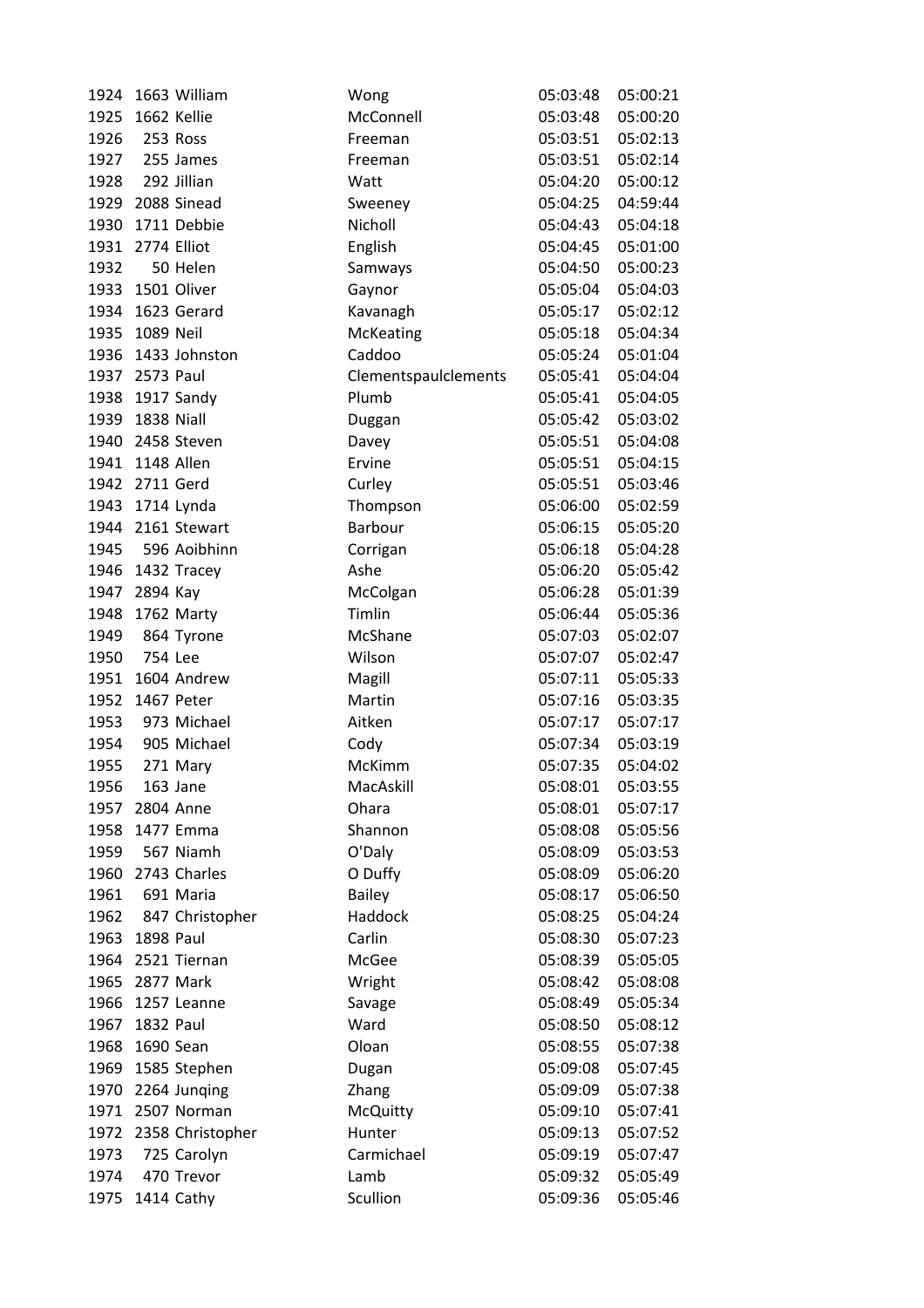| | | | | | |
|---|---|---|---|---|---|
| 1924 | 1663 | William | Wong | 05:03:48 | 05:00:21 |
| 1925 | 1662 | Kellie | McConnell | 05:03:48 | 05:00:20 |
| 1926 | 253 | Ross | Freeman | 05:03:51 | 05:02:13 |
| 1927 | 255 | James | Freeman | 05:03:51 | 05:02:14 |
| 1928 | 292 | Jillian | Watt | 05:04:20 | 05:00:12 |
| 1929 | 2088 | Sinead | Sweeney | 05:04:25 | 04:59:44 |
| 1930 | 1711 | Debbie | Nicholl | 05:04:43 | 05:04:18 |
| 1931 | 2774 | Elliot | English | 05:04:45 | 05:01:00 |
| 1932 | 50 | Helen | Samways | 05:04:50 | 05:00:23 |
| 1933 | 1501 | Oliver | Gaynor | 05:05:04 | 05:04:03 |
| 1934 | 1623 | Gerard | Kavanagh | 05:05:17 | 05:02:12 |
| 1935 | 1089 | Neil | McKeating | 05:05:18 | 05:04:34 |
| 1936 | 1433 | Johnston | Caddoo | 05:05:24 | 05:01:04 |
| 1937 | 2573 | Paul | Clementspaulclements | 05:05:41 | 05:04:04 |
| 1938 | 1917 | Sandy | Plumb | 05:05:41 | 05:04:05 |
| 1939 | 1838 | Niall | Duggan | 05:05:42 | 05:03:02 |
| 1940 | 2458 | Steven | Davey | 05:05:51 | 05:04:08 |
| 1941 | 1148 | Allen | Ervine | 05:05:51 | 05:04:15 |
| 1942 | 2711 | Gerd | Curley | 05:05:51 | 05:03:46 |
| 1943 | 1714 | Lynda | Thompson | 05:06:00 | 05:02:59 |
| 1944 | 2161 | Stewart | Barbour | 05:06:15 | 05:05:20 |
| 1945 | 596 | Aoibhinn | Corrigan | 05:06:18 | 05:04:28 |
| 1946 | 1432 | Tracey | Ashe | 05:06:20 | 05:05:42 |
| 1947 | 2894 | Kay | McColgan | 05:06:28 | 05:01:39 |
| 1948 | 1762 | Marty | Timlin | 05:06:44 | 05:05:36 |
| 1949 | 864 | Tyrone | McShane | 05:07:03 | 05:02:07 |
| 1950 | 754 | Lee | Wilson | 05:07:07 | 05:02:47 |
| 1951 | 1604 | Andrew | Magill | 05:07:11 | 05:05:33 |
| 1952 | 1467 | Peter | Martin | 05:07:16 | 05:03:35 |
| 1953 | 973 | Michael | Aitken | 05:07:17 | 05:07:17 |
| 1954 | 905 | Michael | Cody | 05:07:34 | 05:03:19 |
| 1955 | 271 | Mary | McKimm | 05:07:35 | 05:04:02 |
| 1956 | 163 | Jane | MacAskill | 05:08:01 | 05:03:55 |
| 1957 | 2804 | Anne | Ohara | 05:08:01 | 05:07:17 |
| 1958 | 1477 | Emma | Shannon | 05:08:08 | 05:05:56 |
| 1959 | 567 | Niamh | O'Daly | 05:08:09 | 05:03:53 |
| 1960 | 2743 | Charles | O Duffy | 05:08:09 | 05:06:20 |
| 1961 | 691 | Maria | Bailey | 05:08:17 | 05:06:50 |
| 1962 | 847 | Christopher | Haddock | 05:08:25 | 05:04:24 |
| 1963 | 1898 | Paul | Carlin | 05:08:30 | 05:07:23 |
| 1964 | 2521 | Tiernan | McGee | 05:08:39 | 05:05:05 |
| 1965 | 2877 | Mark | Wright | 05:08:42 | 05:08:08 |
| 1966 | 1257 | Leanne | Savage | 05:08:49 | 05:05:34 |
| 1967 | 1832 | Paul | Ward | 05:08:50 | 05:08:12 |
| 1968 | 1690 | Sean | Oloan | 05:08:55 | 05:07:38 |
| 1969 | 1585 | Stephen | Dugan | 05:09:08 | 05:07:45 |
| 1970 | 2264 | Junqing | Zhang | 05:09:09 | 05:07:38 |
| 1971 | 2507 | Norman | McQuitty | 05:09:10 | 05:07:41 |
| 1972 | 2358 | Christopher | Hunter | 05:09:13 | 05:07:52 |
| 1973 | 725 | Carolyn | Carmichael | 05:09:19 | 05:07:47 |
| 1974 | 470 | Trevor | Lamb | 05:09:32 | 05:05:49 |
| 1975 | 1414 | Cathy | Scullion | 05:09:36 | 05:05:46 |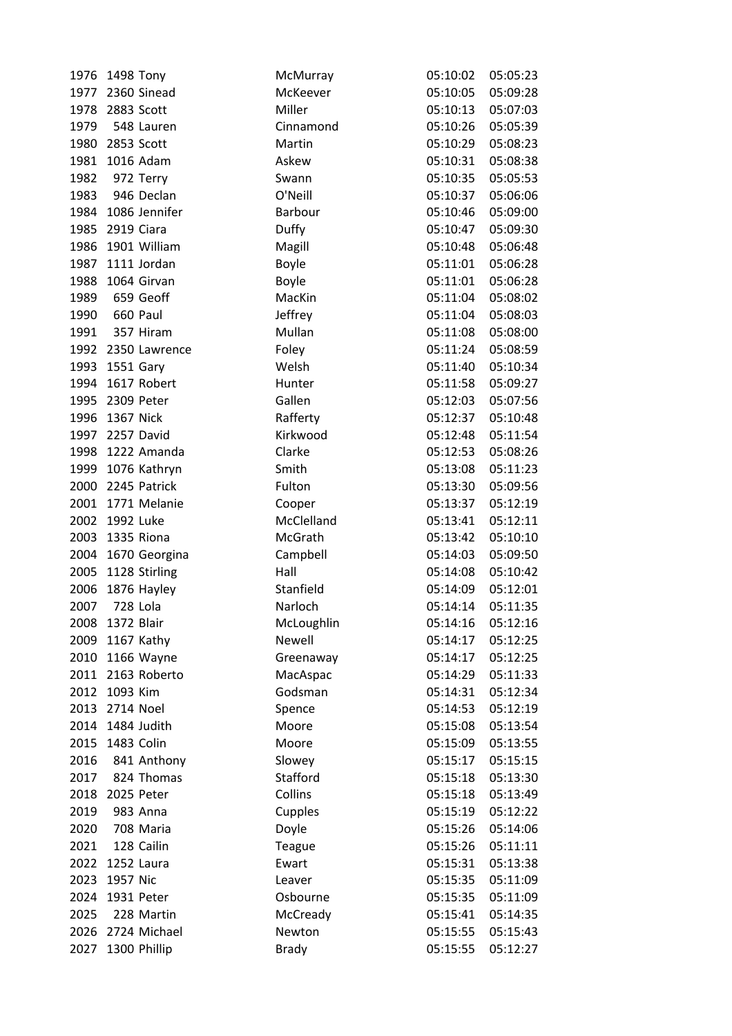| | | | | | |
|---|---|---|---|---|---|
| 1976 | 1498 | Tony | McMurray | 05:10:02 | 05:05:23 |
| 1977 | 2360 | Sinead | McKeever | 05:10:05 | 05:09:28 |
| 1978 | 2883 | Scott | Miller | 05:10:13 | 05:07:03 |
| 1979 | 548 | Lauren | Cinnamond | 05:10:26 | 05:05:39 |
| 1980 | 2853 | Scott | Martin | 05:10:29 | 05:08:23 |
| 1981 | 1016 | Adam | Askew | 05:10:31 | 05:08:38 |
| 1982 | 972 | Terry | Swann | 05:10:35 | 05:05:53 |
| 1983 | 946 | Declan | O'Neill | 05:10:37 | 05:06:06 |
| 1984 | 1086 | Jennifer | Barbour | 05:10:46 | 05:09:00 |
| 1985 | 2919 | Ciara | Duffy | 05:10:47 | 05:09:30 |
| 1986 | 1901 | William | Magill | 05:10:48 | 05:06:48 |
| 1987 | 1111 | Jordan | Boyle | 05:11:01 | 05:06:28 |
| 1988 | 1064 | Girvan | Boyle | 05:11:01 | 05:06:28 |
| 1989 | 659 | Geoff | MacKin | 05:11:04 | 05:08:02 |
| 1990 | 660 | Paul | Jeffrey | 05:11:04 | 05:08:03 |
| 1991 | 357 | Hiram | Mullan | 05:11:08 | 05:08:00 |
| 1992 | 2350 | Lawrence | Foley | 05:11:24 | 05:08:59 |
| 1993 | 1551 | Gary | Welsh | 05:11:40 | 05:10:34 |
| 1994 | 1617 | Robert | Hunter | 05:11:58 | 05:09:27 |
| 1995 | 2309 | Peter | Gallen | 05:12:03 | 05:07:56 |
| 1996 | 1367 | Nick | Rafferty | 05:12:37 | 05:10:48 |
| 1997 | 2257 | David | Kirkwood | 05:12:48 | 05:11:54 |
| 1998 | 1222 | Amanda | Clarke | 05:12:53 | 05:08:26 |
| 1999 | 1076 | Kathryn | Smith | 05:13:08 | 05:11:23 |
| 2000 | 2245 | Patrick | Fulton | 05:13:30 | 05:09:56 |
| 2001 | 1771 | Melanie | Cooper | 05:13:37 | 05:12:19 |
| 2002 | 1992 | Luke | McClelland | 05:13:41 | 05:12:11 |
| 2003 | 1335 | Riona | McGrath | 05:13:42 | 05:10:10 |
| 2004 | 1670 | Georgina | Campbell | 05:14:03 | 05:09:50 |
| 2005 | 1128 | Stirling | Hall | 05:14:08 | 05:10:42 |
| 2006 | 1876 | Hayley | Stanfield | 05:14:09 | 05:12:01 |
| 2007 | 728 | Lola | Narloch | 05:14:14 | 05:11:35 |
| 2008 | 1372 | Blair | McLoughlin | 05:14:16 | 05:12:16 |
| 2009 | 1167 | Kathy | Newell | 05:14:17 | 05:12:25 |
| 2010 | 1166 | Wayne | Greenaway | 05:14:17 | 05:12:25 |
| 2011 | 2163 | Roberto | MacAspac | 05:14:29 | 05:11:33 |
| 2012 | 1093 | Kim | Godsman | 05:14:31 | 05:12:34 |
| 2013 | 2714 | Noel | Spence | 05:14:53 | 05:12:19 |
| 2014 | 1484 | Judith | Moore | 05:15:08 | 05:13:54 |
| 2015 | 1483 | Colin | Moore | 05:15:09 | 05:13:55 |
| 2016 | 841 | Anthony | Slowey | 05:15:17 | 05:15:15 |
| 2017 | 824 | Thomas | Stafford | 05:15:18 | 05:13:30 |
| 2018 | 2025 | Peter | Collins | 05:15:18 | 05:13:49 |
| 2019 | 983 | Anna | Cupples | 05:15:19 | 05:12:22 |
| 2020 | 708 | Maria | Doyle | 05:15:26 | 05:14:06 |
| 2021 | 128 | Cailin | Teague | 05:15:26 | 05:11:11 |
| 2022 | 1252 | Laura | Ewart | 05:15:31 | 05:13:38 |
| 2023 | 1957 | Nic | Leaver | 05:15:35 | 05:11:09 |
| 2024 | 1931 | Peter | Osbourne | 05:15:35 | 05:11:09 |
| 2025 | 228 | Martin | McCready | 05:15:41 | 05:14:35 |
| 2026 | 2724 | Michael | Newton | 05:15:55 | 05:15:43 |
| 2027 | 1300 | Phillip | Brady | 05:15:55 | 05:12:27 |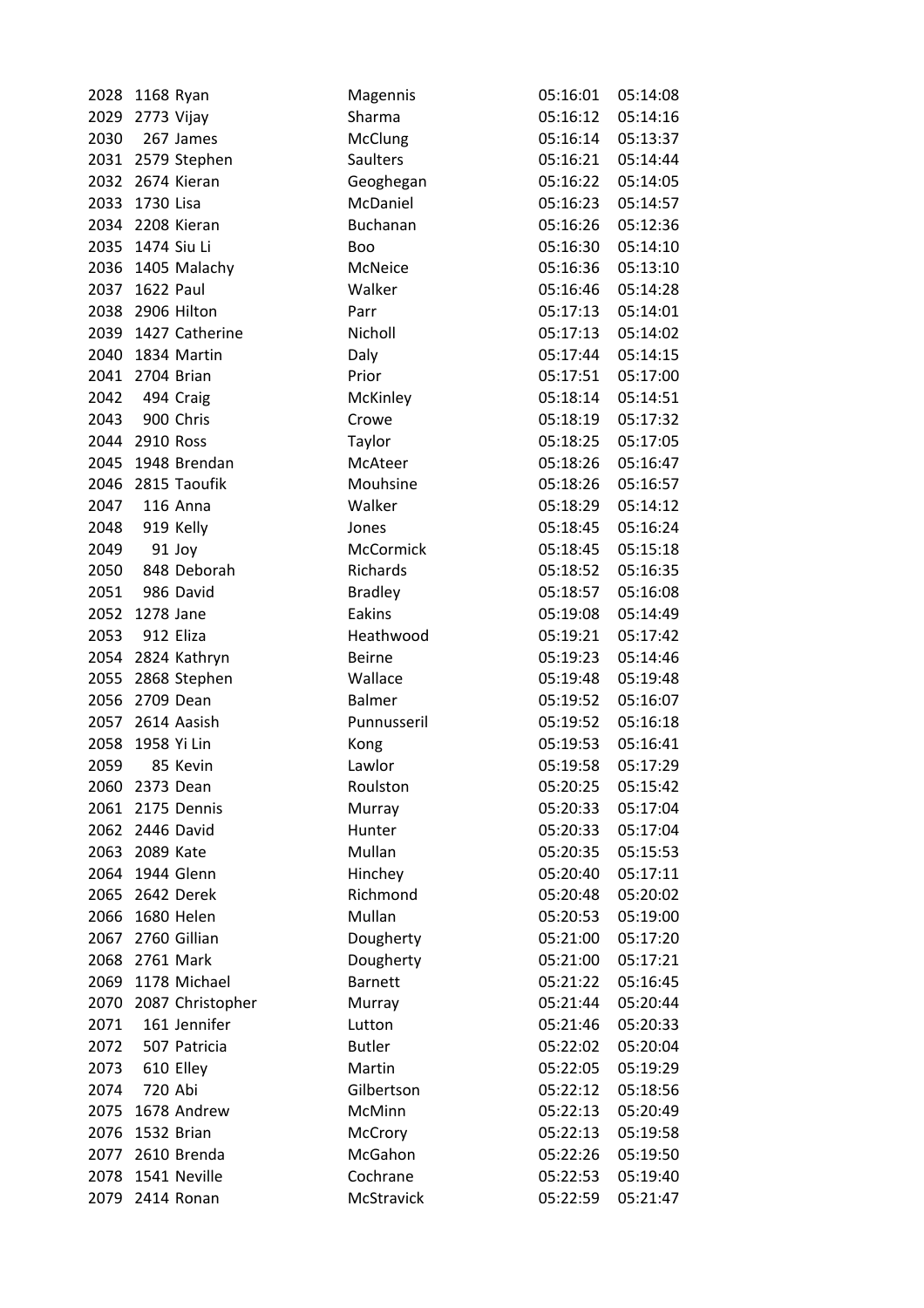| | | | | | |
|---|---|---|---|---|---|
| 2028 | 1168 | Ryan | Magennis | 05:16:01 | 05:14:08 |
| 2029 | 2773 | Vijay | Sharma | 05:16:12 | 05:14:16 |
| 2030 | 267 | James | McClung | 05:16:14 | 05:13:37 |
| 2031 | 2579 | Stephen | Saulters | 05:16:21 | 05:14:44 |
| 2032 | 2674 | Kieran | Geoghegan | 05:16:22 | 05:14:05 |
| 2033 | 1730 | Lisa | McDaniel | 05:16:23 | 05:14:57 |
| 2034 | 2208 | Kieran | Buchanan | 05:16:26 | 05:12:36 |
| 2035 | 1474 | Siu Li | Boo | 05:16:30 | 05:14:10 |
| 2036 | 1405 | Malachy | McNeice | 05:16:36 | 05:13:10 |
| 2037 | 1622 | Paul | Walker | 05:16:46 | 05:14:28 |
| 2038 | 2906 | Hilton | Parr | 05:17:13 | 05:14:01 |
| 2039 | 1427 | Catherine | Nicholl | 05:17:13 | 05:14:02 |
| 2040 | 1834 | Martin | Daly | 05:17:44 | 05:14:15 |
| 2041 | 2704 | Brian | Prior | 05:17:51 | 05:17:00 |
| 2042 | 494 | Craig | McKinley | 05:18:14 | 05:14:51 |
| 2043 | 900 | Chris | Crowe | 05:18:19 | 05:17:32 |
| 2044 | 2910 | Ross | Taylor | 05:18:25 | 05:17:05 |
| 2045 | 1948 | Brendan | McAteer | 05:18:26 | 05:16:47 |
| 2046 | 2815 | Taoufik | Mouhsine | 05:18:26 | 05:16:57 |
| 2047 | 116 | Anna | Walker | 05:18:29 | 05:14:12 |
| 2048 | 919 | Kelly | Jones | 05:18:45 | 05:16:24 |
| 2049 | 91 | Joy | McCormick | 05:18:45 | 05:15:18 |
| 2050 | 848 | Deborah | Richards | 05:18:52 | 05:16:35 |
| 2051 | 986 | David | Bradley | 05:18:57 | 05:16:08 |
| 2052 | 1278 | Jane | Eakins | 05:19:08 | 05:14:49 |
| 2053 | 912 | Eliza | Heathwood | 05:19:21 | 05:17:42 |
| 2054 | 2824 | Kathryn | Beirne | 05:19:23 | 05:14:46 |
| 2055 | 2868 | Stephen | Wallace | 05:19:48 | 05:19:48 |
| 2056 | 2709 | Dean | Balmer | 05:19:52 | 05:16:07 |
| 2057 | 2614 | Aasish | Punnusseril | 05:19:52 | 05:16:18 |
| 2058 | 1958 | Yi Lin | Kong | 05:19:53 | 05:16:41 |
| 2059 | 85 | Kevin | Lawlor | 05:19:58 | 05:17:29 |
| 2060 | 2373 | Dean | Roulston | 05:20:25 | 05:15:42 |
| 2061 | 2175 | Dennis | Murray | 05:20:33 | 05:17:04 |
| 2062 | 2446 | David | Hunter | 05:20:33 | 05:17:04 |
| 2063 | 2089 | Kate | Mullan | 05:20:35 | 05:15:53 |
| 2064 | 1944 | Glenn | Hinchey | 05:20:40 | 05:17:11 |
| 2065 | 2642 | Derek | Richmond | 05:20:48 | 05:20:02 |
| 2066 | 1680 | Helen | Mullan | 05:20:53 | 05:19:00 |
| 2067 | 2760 | Gillian | Dougherty | 05:21:00 | 05:17:20 |
| 2068 | 2761 | Mark | Dougherty | 05:21:00 | 05:17:21 |
| 2069 | 1178 | Michael | Barnett | 05:21:22 | 05:16:45 |
| 2070 | 2087 | Christopher | Murray | 05:21:44 | 05:20:44 |
| 2071 | 161 | Jennifer | Lutton | 05:21:46 | 05:20:33 |
| 2072 | 507 | Patricia | Butler | 05:22:02 | 05:20:04 |
| 2073 | 610 | Elley | Martin | 05:22:05 | 05:19:29 |
| 2074 | 720 | Abi | Gilbertson | 05:22:12 | 05:18:56 |
| 2075 | 1678 | Andrew | McMinn | 05:22:13 | 05:20:49 |
| 2076 | 1532 | Brian | McCrory | 05:22:13 | 05:19:58 |
| 2077 | 2610 | Brenda | McGahon | 05:22:26 | 05:19:50 |
| 2078 | 1541 | Neville | Cochrane | 05:22:53 | 05:19:40 |
| 2079 | 2414 | Ronan | McStravick | 05:22:59 | 05:21:47 |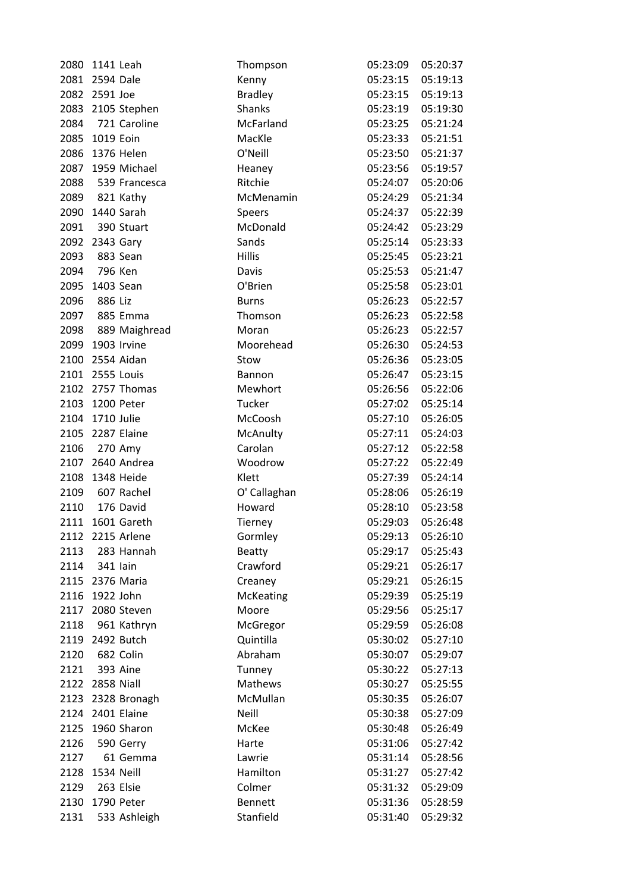| | | | | | |
|---|---|---|---|---|---|
| 2080 | 1141 | Leah | Thompson | 05:23:09 | 05:20:37 |
| 2081 | 2594 | Dale | Kenny | 05:23:15 | 05:19:13 |
| 2082 | 2591 | Joe | Bradley | 05:23:15 | 05:19:13 |
| 2083 | 2105 | Stephen | Shanks | 05:23:19 | 05:19:30 |
| 2084 | 721 | Caroline | McFarland | 05:23:25 | 05:21:24 |
| 2085 | 1019 | Eoin | MacKle | 05:23:33 | 05:21:51 |
| 2086 | 1376 | Helen | O'Neill | 05:23:50 | 05:21:37 |
| 2087 | 1959 | Michael | Heaney | 05:23:56 | 05:19:57 |
| 2088 | 539 | Francesca | Ritchie | 05:24:07 | 05:20:06 |
| 2089 | 821 | Kathy | McMenamin | 05:24:29 | 05:21:34 |
| 2090 | 1440 | Sarah | Speers | 05:24:37 | 05:22:39 |
| 2091 | 390 | Stuart | McDonald | 05:24:42 | 05:23:29 |
| 2092 | 2343 | Gary | Sands | 05:25:14 | 05:23:33 |
| 2093 | 883 | Sean | Hillis | 05:25:45 | 05:23:21 |
| 2094 | 796 | Ken | Davis | 05:25:53 | 05:21:47 |
| 2095 | 1403 | Sean | O'Brien | 05:25:58 | 05:23:01 |
| 2096 | 886 | Liz | Burns | 05:26:23 | 05:22:57 |
| 2097 | 885 | Emma | Thomson | 05:26:23 | 05:22:58 |
| 2098 | 889 | Maighread | Moran | 05:26:23 | 05:22:57 |
| 2099 | 1903 | Irvine | Moorehead | 05:26:30 | 05:24:53 |
| 2100 | 2554 | Aidan | Stow | 05:26:36 | 05:23:05 |
| 2101 | 2555 | Louis | Bannon | 05:26:47 | 05:23:15 |
| 2102 | 2757 | Thomas | Mewhort | 05:26:56 | 05:22:06 |
| 2103 | 1200 | Peter | Tucker | 05:27:02 | 05:25:14 |
| 2104 | 1710 | Julie | McCoosh | 05:27:10 | 05:26:05 |
| 2105 | 2287 | Elaine | McAnulty | 05:27:11 | 05:24:03 |
| 2106 | 270 | Amy | Carolan | 05:27:12 | 05:22:58 |
| 2107 | 2640 | Andrea | Woodrow | 05:27:22 | 05:22:49 |
| 2108 | 1348 | Heide | Klett | 05:27:39 | 05:24:14 |
| 2109 | 607 | Rachel | O' Callaghan | 05:28:06 | 05:26:19 |
| 2110 | 176 | David | Howard | 05:28:10 | 05:23:58 |
| 2111 | 1601 | Gareth | Tierney | 05:29:03 | 05:26:48 |
| 2112 | 2215 | Arlene | Gormley | 05:29:13 | 05:26:10 |
| 2113 | 283 | Hannah | Beatty | 05:29:17 | 05:25:43 |
| 2114 | 341 | Iain | Crawford | 05:29:21 | 05:26:17 |
| 2115 | 2376 | Maria | Creaney | 05:29:21 | 05:26:15 |
| 2116 | 1922 | John | McKeating | 05:29:39 | 05:25:19 |
| 2117 | 2080 | Steven | Moore | 05:29:56 | 05:25:17 |
| 2118 | 961 | Kathryn | McGregor | 05:29:59 | 05:26:08 |
| 2119 | 2492 | Butch | Quintilla | 05:30:02 | 05:27:10 |
| 2120 | 682 | Colin | Abraham | 05:30:07 | 05:29:07 |
| 2121 | 393 | Aine | Tunney | 05:30:22 | 05:27:13 |
| 2122 | 2858 | Niall | Mathews | 05:30:27 | 05:25:55 |
| 2123 | 2328 | Bronagh | McMullan | 05:30:35 | 05:26:07 |
| 2124 | 2401 | Elaine | Neill | 05:30:38 | 05:27:09 |
| 2125 | 1960 | Sharon | McKee | 05:30:48 | 05:26:49 |
| 2126 | 590 | Gerry | Harte | 05:31:06 | 05:27:42 |
| 2127 | 61 | Gemma | Lawrie | 05:31:14 | 05:28:56 |
| 2128 | 1534 | Neill | Hamilton | 05:31:27 | 05:27:42 |
| 2129 | 263 | Elsie | Colmer | 05:31:32 | 05:29:09 |
| 2130 | 1790 | Peter | Bennett | 05:31:36 | 05:28:59 |
| 2131 | 533 | Ashleigh | Stanfield | 05:31:40 | 05:29:32 |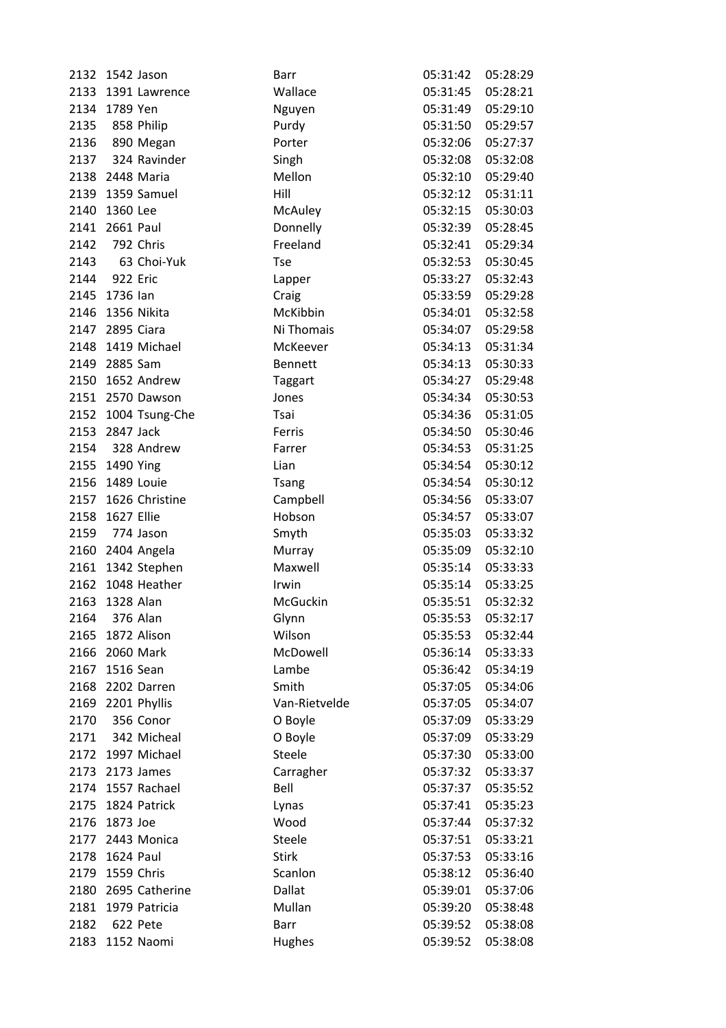| | | | | | |
|---|---|---|---|---|---|
| 2132 | 1542 | Jason | Barr | 05:31:42 | 05:28:29 |
| 2133 | 1391 | Lawrence | Wallace | 05:31:45 | 05:28:21 |
| 2134 | 1789 | Yen | Nguyen | 05:31:49 | 05:29:10 |
| 2135 | 858 | Philip | Purdy | 05:31:50 | 05:29:57 |
| 2136 | 890 | Megan | Porter | 05:32:06 | 05:27:37 |
| 2137 | 324 | Ravinder | Singh | 05:32:08 | 05:32:08 |
| 2138 | 2448 | Maria | Mellon | 05:32:10 | 05:29:40 |
| 2139 | 1359 | Samuel | Hill | 05:32:12 | 05:31:11 |
| 2140 | 1360 | Lee | McAuley | 05:32:15 | 05:30:03 |
| 2141 | 2661 | Paul | Donnelly | 05:32:39 | 05:28:45 |
| 2142 | 792 | Chris | Freeland | 05:32:41 | 05:29:34 |
| 2143 | 63 | Choi-Yuk | Tse | 05:32:53 | 05:30:45 |
| 2144 | 922 | Eric | Lapper | 05:33:27 | 05:32:43 |
| 2145 | 1736 | Ian | Craig | 05:33:59 | 05:29:28 |
| 2146 | 1356 | Nikita | McKibbin | 05:34:01 | 05:32:58 |
| 2147 | 2895 | Ciara | Ni Thomais | 05:34:07 | 05:29:58 |
| 2148 | 1419 | Michael | McKeever | 05:34:13 | 05:31:34 |
| 2149 | 2885 | Sam | Bennett | 05:34:13 | 05:30:33 |
| 2150 | 1652 | Andrew | Taggart | 05:34:27 | 05:29:48 |
| 2151 | 2570 | Dawson | Jones | 05:34:34 | 05:30:53 |
| 2152 | 1004 | Tsung-Che | Tsai | 05:34:36 | 05:31:05 |
| 2153 | 2847 | Jack | Ferris | 05:34:50 | 05:30:46 |
| 2154 | 328 | Andrew | Farrer | 05:34:53 | 05:31:25 |
| 2155 | 1490 | Ying | Lian | 05:34:54 | 05:30:12 |
| 2156 | 1489 | Louie | Tsang | 05:34:54 | 05:30:12 |
| 2157 | 1626 | Christine | Campbell | 05:34:56 | 05:33:07 |
| 2158 | 1627 | Ellie | Hobson | 05:34:57 | 05:33:07 |
| 2159 | 774 | Jason | Smyth | 05:35:03 | 05:33:32 |
| 2160 | 2404 | Angela | Murray | 05:35:09 | 05:32:10 |
| 2161 | 1342 | Stephen | Maxwell | 05:35:14 | 05:33:33 |
| 2162 | 1048 | Heather | Irwin | 05:35:14 | 05:33:25 |
| 2163 | 1328 | Alan | McGuckin | 05:35:51 | 05:32:32 |
| 2164 | 376 | Alan | Glynn | 05:35:53 | 05:32:17 |
| 2165 | 1872 | Alison | Wilson | 05:35:53 | 05:32:44 |
| 2166 | 2060 | Mark | McDowell | 05:36:14 | 05:33:33 |
| 2167 | 1516 | Sean | Lambe | 05:36:42 | 05:34:19 |
| 2168 | 2202 | Darren | Smith | 05:37:05 | 05:34:06 |
| 2169 | 2201 | Phyllis | Van-Rietvelde | 05:37:05 | 05:34:07 |
| 2170 | 356 | Conor | O Boyle | 05:37:09 | 05:33:29 |
| 2171 | 342 | Micheal | O Boyle | 05:37:09 | 05:33:29 |
| 2172 | 1997 | Michael | Steele | 05:37:30 | 05:33:00 |
| 2173 | 2173 | James | Carragher | 05:37:32 | 05:33:37 |
| 2174 | 1557 | Rachael | Bell | 05:37:37 | 05:35:52 |
| 2175 | 1824 | Patrick | Lynas | 05:37:41 | 05:35:23 |
| 2176 | 1873 | Joe | Wood | 05:37:44 | 05:37:32 |
| 2177 | 2443 | Monica | Steele | 05:37:51 | 05:33:21 |
| 2178 | 1624 | Paul | Stirk | 05:37:53 | 05:33:16 |
| 2179 | 1559 | Chris | Scanlon | 05:38:12 | 05:36:40 |
| 2180 | 2695 | Catherine | Dallat | 05:39:01 | 05:37:06 |
| 2181 | 1979 | Patricia | Mullan | 05:39:20 | 05:38:48 |
| 2182 | 622 | Pete | Barr | 05:39:52 | 05:38:08 |
| 2183 | 1152 | Naomi | Hughes | 05:39:52 | 05:38:08 |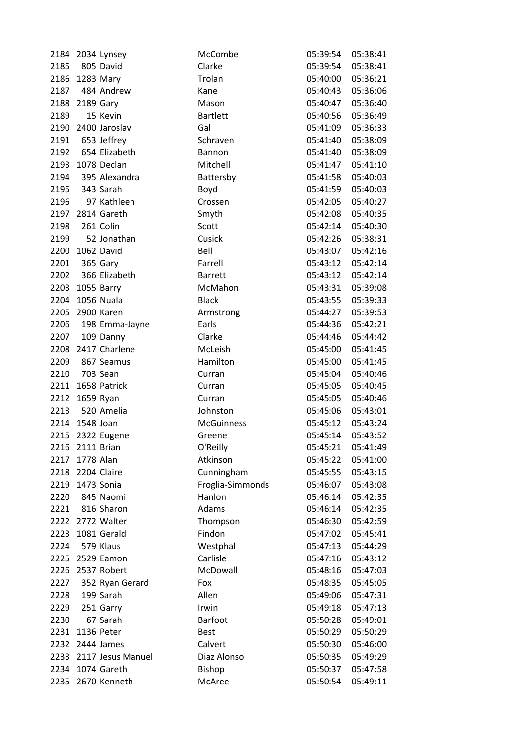| | | | | | |
|---|---|---|---|---|---|
| 2184 | 2034 | Lynsey | McCombe | 05:39:54 | 05:38:41 |
| 2185 | 805 | David | Clarke | 05:39:54 | 05:38:41 |
| 2186 | 1283 | Mary | Trolan | 05:40:00 | 05:36:21 |
| 2187 | 484 | Andrew | Kane | 05:40:43 | 05:36:06 |
| 2188 | 2189 | Gary | Mason | 05:40:47 | 05:36:40 |
| 2189 | 15 | Kevin | Bartlett | 05:40:56 | 05:36:49 |
| 2190 | 2400 | Jaroslav | Gal | 05:41:09 | 05:36:33 |
| 2191 | 653 | Jeffrey | Schraven | 05:41:40 | 05:38:09 |
| 2192 | 654 | Elizabeth | Bannon | 05:41:40 | 05:38:09 |
| 2193 | 1078 | Declan | Mitchell | 05:41:47 | 05:41:10 |
| 2194 | 395 | Alexandra | Battersby | 05:41:58 | 05:40:03 |
| 2195 | 343 | Sarah | Boyd | 05:41:59 | 05:40:03 |
| 2196 | 97 | Kathleen | Crossen | 05:42:05 | 05:40:27 |
| 2197 | 2814 | Gareth | Smyth | 05:42:08 | 05:40:35 |
| 2198 | 261 | Colin | Scott | 05:42:14 | 05:40:30 |
| 2199 | 52 | Jonathan | Cusick | 05:42:26 | 05:38:31 |
| 2200 | 1062 | David | Bell | 05:43:07 | 05:42:16 |
| 2201 | 365 | Gary | Farrell | 05:43:12 | 05:42:14 |
| 2202 | 366 | Elizabeth | Barrett | 05:43:12 | 05:42:14 |
| 2203 | 1055 | Barry | McMahon | 05:43:31 | 05:39:08 |
| 2204 | 1056 | Nuala | Black | 05:43:55 | 05:39:33 |
| 2205 | 2900 | Karen | Armstrong | 05:44:27 | 05:39:53 |
| 2206 | 198 | Emma-Jayne | Earls | 05:44:36 | 05:42:21 |
| 2207 | 109 | Danny | Clarke | 05:44:46 | 05:44:42 |
| 2208 | 2417 | Charlene | McLeish | 05:45:00 | 05:41:45 |
| 2209 | 867 | Seamus | Hamilton | 05:45:00 | 05:41:45 |
| 2210 | 703 | Sean | Curran | 05:45:04 | 05:40:46 |
| 2211 | 1658 | Patrick | Curran | 05:45:05 | 05:40:45 |
| 2212 | 1659 | Ryan | Curran | 05:45:05 | 05:40:46 |
| 2213 | 520 | Amelia | Johnston | 05:45:06 | 05:43:01 |
| 2214 | 1548 | Joan | McGuinness | 05:45:12 | 05:43:24 |
| 2215 | 2322 | Eugene | Greene | 05:45:14 | 05:43:52 |
| 2216 | 2111 | Brian | O'Reilly | 05:45:21 | 05:41:49 |
| 2217 | 1778 | Alan | Atkinson | 05:45:22 | 05:41:00 |
| 2218 | 2204 | Claire | Cunningham | 05:45:55 | 05:43:15 |
| 2219 | 1473 | Sonia | Froglia-Simmonds | 05:46:07 | 05:43:08 |
| 2220 | 845 | Naomi | Hanlon | 05:46:14 | 05:42:35 |
| 2221 | 816 | Sharon | Adams | 05:46:14 | 05:42:35 |
| 2222 | 2772 | Walter | Thompson | 05:46:30 | 05:42:59 |
| 2223 | 1081 | Gerald | Findon | 05:47:02 | 05:45:41 |
| 2224 | 579 | Klaus | Westphal | 05:47:13 | 05:44:29 |
| 2225 | 2529 | Eamon | Carlisle | 05:47:16 | 05:43:12 |
| 2226 | 2537 | Robert | McDowall | 05:48:16 | 05:47:03 |
| 2227 | 352 | Ryan Gerard | Fox | 05:48:35 | 05:45:05 |
| 2228 | 199 | Sarah | Allen | 05:49:06 | 05:47:31 |
| 2229 | 251 | Garry | Irwin | 05:49:18 | 05:47:13 |
| 2230 | 67 | Sarah | Barfoot | 05:50:28 | 05:49:01 |
| 2231 | 1136 | Peter | Best | 05:50:29 | 05:50:29 |
| 2232 | 2444 | James | Calvert | 05:50:30 | 05:46:00 |
| 2233 | 2117 | Jesus Manuel | Diaz Alonso | 05:50:35 | 05:49:29 |
| 2234 | 1074 | Gareth | Bishop | 05:50:37 | 05:47:58 |
| 2235 | 2670 | Kenneth | McAree | 05:50:54 | 05:49:11 |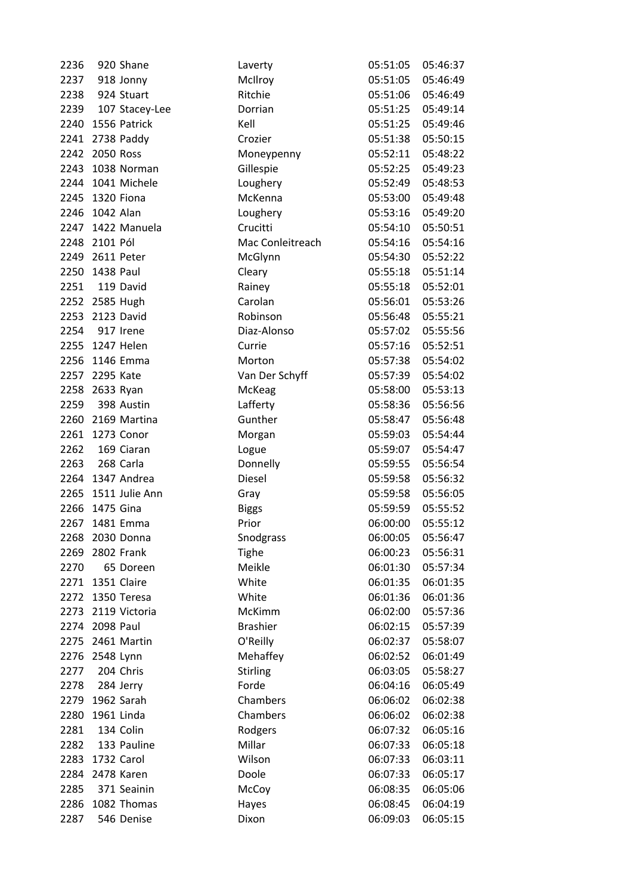| | | | | | |
|---|---|---|---|---|---|
| 2236 | 920 | Shane | Laverty | 05:51:05 | 05:46:37 |
| 2237 | 918 | Jonny | McIlroy | 05:51:05 | 05:46:49 |
| 2238 | 924 | Stuart | Ritchie | 05:51:06 | 05:46:49 |
| 2239 | 107 | Stacey-Lee | Dorrian | 05:51:25 | 05:49:14 |
| 2240 | 1556 | Patrick | Kell | 05:51:25 | 05:49:46 |
| 2241 | 2738 | Paddy | Crozier | 05:51:38 | 05:50:15 |
| 2242 | 2050 | Ross | Moneypenny | 05:52:11 | 05:48:22 |
| 2243 | 1038 | Norman | Gillespie | 05:52:25 | 05:49:23 |
| 2244 | 1041 | Michele | Loughery | 05:52:49 | 05:48:53 |
| 2245 | 1320 | Fiona | McKenna | 05:53:00 | 05:49:48 |
| 2246 | 1042 | Alan | Loughery | 05:53:16 | 05:49:20 |
| 2247 | 1422 | Manuela | Crucitti | 05:54:10 | 05:50:51 |
| 2248 | 2101 | Pól | Mac Conleitreach | 05:54:16 | 05:54:16 |
| 2249 | 2611 | Peter | McGlynn | 05:54:30 | 05:52:22 |
| 2250 | 1438 | Paul | Cleary | 05:55:18 | 05:51:14 |
| 2251 | 119 | David | Rainey | 05:55:18 | 05:52:01 |
| 2252 | 2585 | Hugh | Carolan | 05:56:01 | 05:53:26 |
| 2253 | 2123 | David | Robinson | 05:56:48 | 05:55:21 |
| 2254 | 917 | Irene | Diaz-Alonso | 05:57:02 | 05:55:56 |
| 2255 | 1247 | Helen | Currie | 05:57:16 | 05:52:51 |
| 2256 | 1146 | Emma | Morton | 05:57:38 | 05:54:02 |
| 2257 | 2295 | Kate | Van Der Schyff | 05:57:39 | 05:54:02 |
| 2258 | 2633 | Ryan | McKeag | 05:58:00 | 05:53:13 |
| 2259 | 398 | Austin | Lafferty | 05:58:36 | 05:56:56 |
| 2260 | 2169 | Martina | Gunther | 05:58:47 | 05:56:48 |
| 2261 | 1273 | Conor | Morgan | 05:59:03 | 05:54:44 |
| 2262 | 169 | Ciaran | Logue | 05:59:07 | 05:54:47 |
| 2263 | 268 | Carla | Donnelly | 05:59:55 | 05:56:54 |
| 2264 | 1347 | Andrea | Diesel | 05:59:58 | 05:56:32 |
| 2265 | 1511 | Julie Ann | Gray | 05:59:58 | 05:56:05 |
| 2266 | 1475 | Gina | Biggs | 05:59:59 | 05:55:52 |
| 2267 | 1481 | Emma | Prior | 06:00:00 | 05:55:12 |
| 2268 | 2030 | Donna | Snodgrass | 06:00:05 | 05:56:47 |
| 2269 | 2802 | Frank | Tighe | 06:00:23 | 05:56:31 |
| 2270 | 65 | Doreen | Meikle | 06:01:30 | 05:57:34 |
| 2271 | 1351 | Claire | White | 06:01:35 | 06:01:35 |
| 2272 | 1350 | Teresa | White | 06:01:36 | 06:01:36 |
| 2273 | 2119 | Victoria | McKimm | 06:02:00 | 05:57:36 |
| 2274 | 2098 | Paul | Brashier | 06:02:15 | 05:57:39 |
| 2275 | 2461 | Martin | O'Reilly | 06:02:37 | 05:58:07 |
| 2276 | 2548 | Lynn | Mehaffey | 06:02:52 | 06:01:49 |
| 2277 | 204 | Chris | Stirling | 06:03:05 | 05:58:27 |
| 2278 | 284 | Jerry | Forde | 06:04:16 | 06:05:49 |
| 2279 | 1962 | Sarah | Chambers | 06:06:02 | 06:02:38 |
| 2280 | 1961 | Linda | Chambers | 06:06:02 | 06:02:38 |
| 2281 | 134 | Colin | Rodgers | 06:07:32 | 06:05:16 |
| 2282 | 133 | Pauline | Millar | 06:07:33 | 06:05:18 |
| 2283 | 1732 | Carol | Wilson | 06:07:33 | 06:03:11 |
| 2284 | 2478 | Karen | Doole | 06:07:33 | 06:05:17 |
| 2285 | 371 | Seainin | McCoy | 06:08:35 | 06:05:06 |
| 2286 | 1082 | Thomas | Hayes | 06:08:45 | 06:04:19 |
| 2287 | 546 | Denise | Dixon | 06:09:03 | 06:05:15 |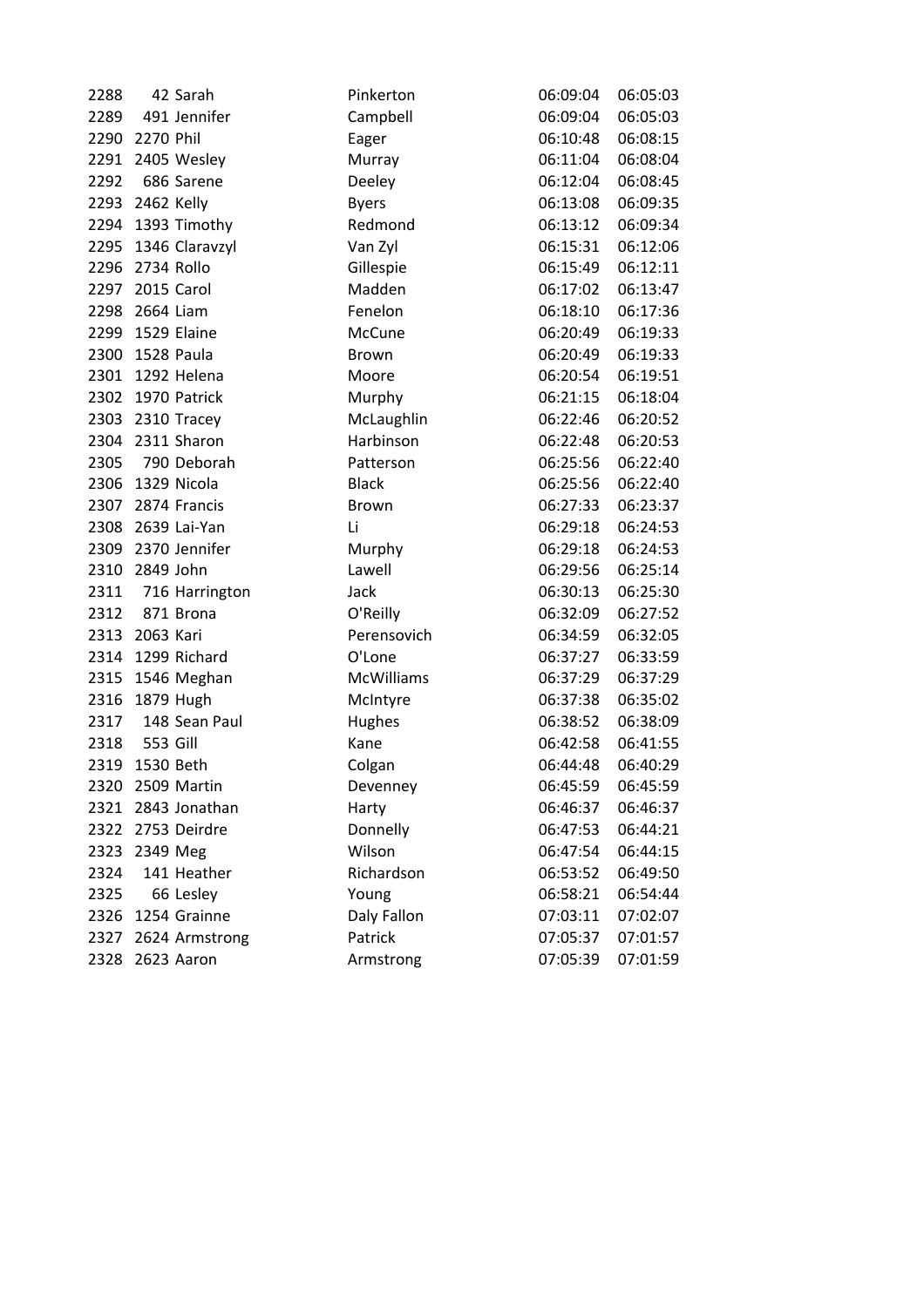| | | | | | |
|---|---|---|---|---|---|
| 2288 | 42 | Sarah | Pinkerton | 06:09:04 | 06:05:03 |
| 2289 | 491 | Jennifer | Campbell | 06:09:04 | 06:05:03 |
| 2290 | 2270 | Phil | Eager | 06:10:48 | 06:08:15 |
| 2291 | 2405 | Wesley | Murray | 06:11:04 | 06:08:04 |
| 2292 | 686 | Sarene | Deeley | 06:12:04 | 06:08:45 |
| 2293 | 2462 | Kelly | Byers | 06:13:08 | 06:09:35 |
| 2294 | 1393 | Timothy | Redmond | 06:13:12 | 06:09:34 |
| 2295 | 1346 | Claravzyl | Van Zyl | 06:15:31 | 06:12:06 |
| 2296 | 2734 | Rollo | Gillespie | 06:15:49 | 06:12:11 |
| 2297 | 2015 | Carol | Madden | 06:17:02 | 06:13:47 |
| 2298 | 2664 | Liam | Fenelon | 06:18:10 | 06:17:36 |
| 2299 | 1529 | Elaine | McCune | 06:20:49 | 06:19:33 |
| 2300 | 1528 | Paula | Brown | 06:20:49 | 06:19:33 |
| 2301 | 1292 | Helena | Moore | 06:20:54 | 06:19:51 |
| 2302 | 1970 | Patrick | Murphy | 06:21:15 | 06:18:04 |
| 2303 | 2310 | Tracey | McLaughlin | 06:22:46 | 06:20:52 |
| 2304 | 2311 | Sharon | Harbinson | 06:22:48 | 06:20:53 |
| 2305 | 790 | Deborah | Patterson | 06:25:56 | 06:22:40 |
| 2306 | 1329 | Nicola | Black | 06:25:56 | 06:22:40 |
| 2307 | 2874 | Francis | Brown | 06:27:33 | 06:23:37 |
| 2308 | 2639 | Lai-Yan | Li | 06:29:18 | 06:24:53 |
| 2309 | 2370 | Jennifer | Murphy | 06:29:18 | 06:24:53 |
| 2310 | 2849 | John | Lawell | 06:29:56 | 06:25:14 |
| 2311 | 716 | Harrington | Jack | 06:30:13 | 06:25:30 |
| 2312 | 871 | Brona | O'Reilly | 06:32:09 | 06:27:52 |
| 2313 | 2063 | Kari | Perensovich | 06:34:59 | 06:32:05 |
| 2314 | 1299 | Richard | O'Lone | 06:37:27 | 06:33:59 |
| 2315 | 1546 | Meghan | McWilliams | 06:37:29 | 06:37:29 |
| 2316 | 1879 | Hugh | McIntyre | 06:37:38 | 06:35:02 |
| 2317 | 148 | Sean Paul | Hughes | 06:38:52 | 06:38:09 |
| 2318 | 553 | Gill | Kane | 06:42:58 | 06:41:55 |
| 2319 | 1530 | Beth | Colgan | 06:44:48 | 06:40:29 |
| 2320 | 2509 | Martin | Devenney | 06:45:59 | 06:45:59 |
| 2321 | 2843 | Jonathan | Harty | 06:46:37 | 06:46:37 |
| 2322 | 2753 | Deirdre | Donnelly | 06:47:53 | 06:44:21 |
| 2323 | 2349 | Meg | Wilson | 06:47:54 | 06:44:15 |
| 2324 | 141 | Heather | Richardson | 06:53:52 | 06:49:50 |
| 2325 | 66 | Lesley | Young | 06:58:21 | 06:54:44 |
| 2326 | 1254 | Grainne | Daly Fallon | 07:03:11 | 07:02:07 |
| 2327 | 2624 | Armstrong | Patrick | 07:05:37 | 07:01:57 |
| 2328 | 2623 | Aaron | Armstrong | 07:05:39 | 07:01:59 |